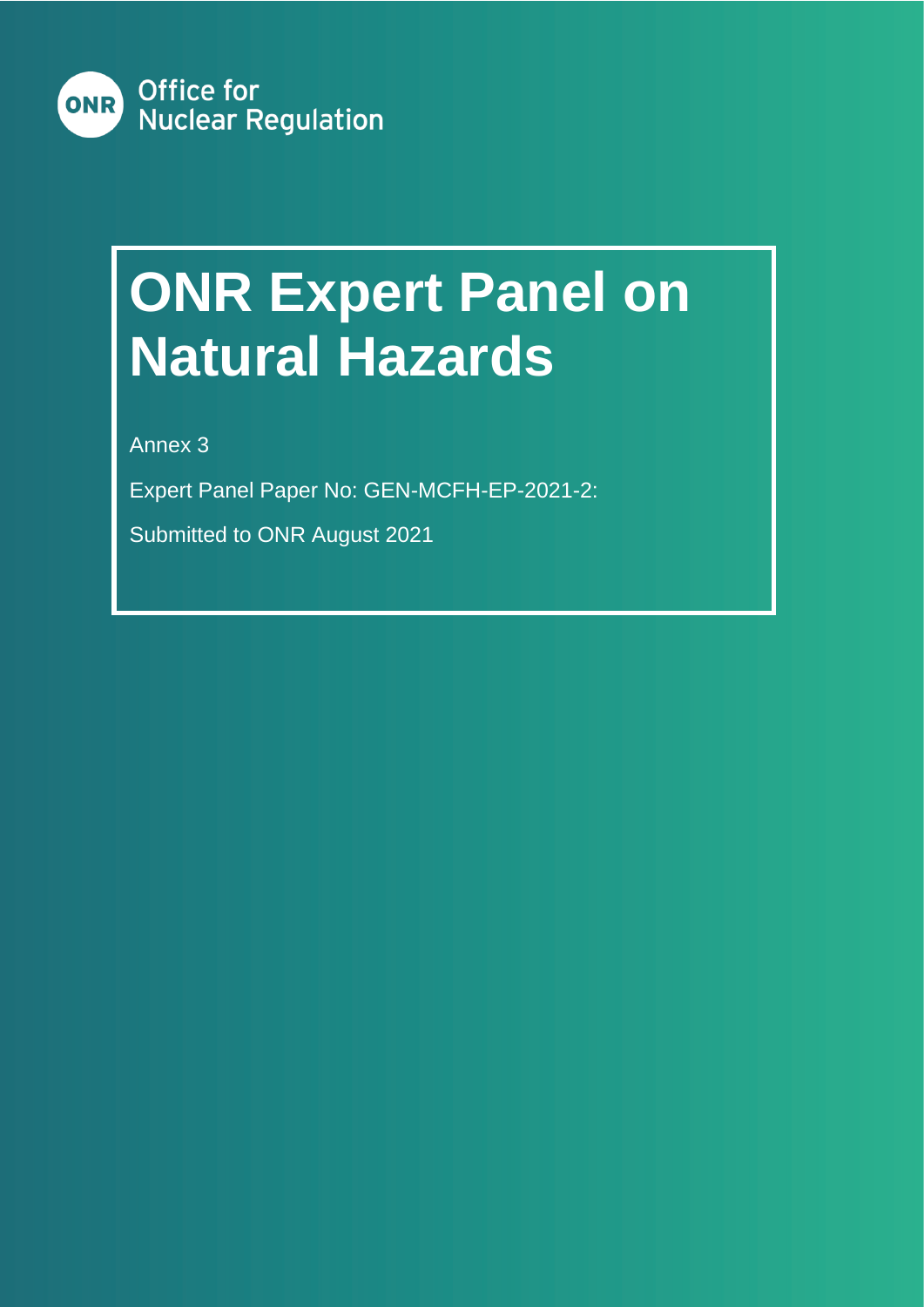Office for Nuclear Regulation

# ONR Expert Panel on Natural Hazards

Annex 3

Expert Panel Paper No: GEN-MCFH-EP-2021-2:

Submitted to ONR August 2021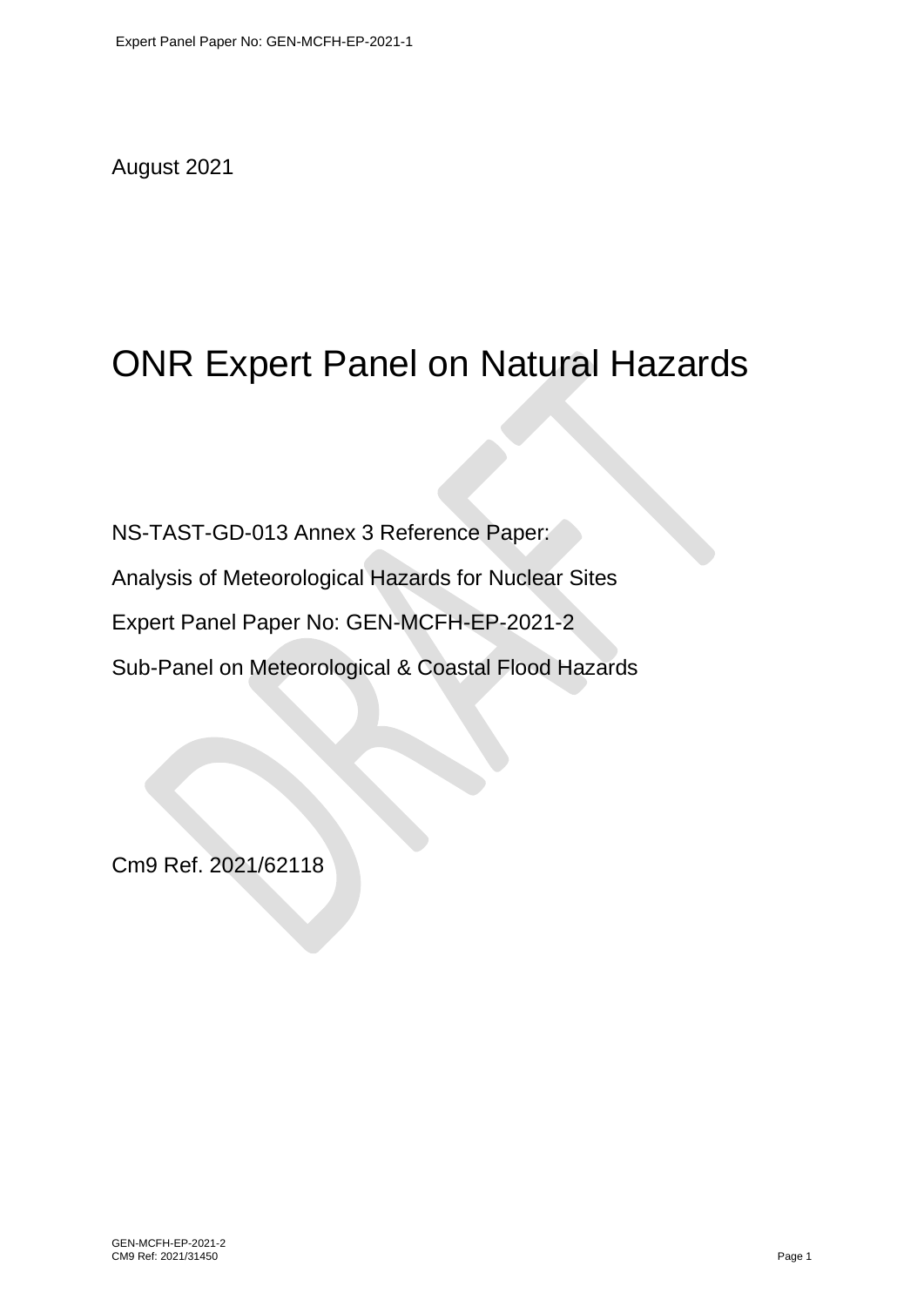August 2021

# ONR Expert Panel on Natural Hazards

NS-TAST-GD-013 Annex 3 Reference Paper:

Analysis of Meteorological Hazards for Nuclear Sites

Expert Panel Paper No: GEN-MCFH-EP-2021-2

Sub-Panel on Meteorological & Coastal Flood Hazards

Cm9 Ref. 2021/62118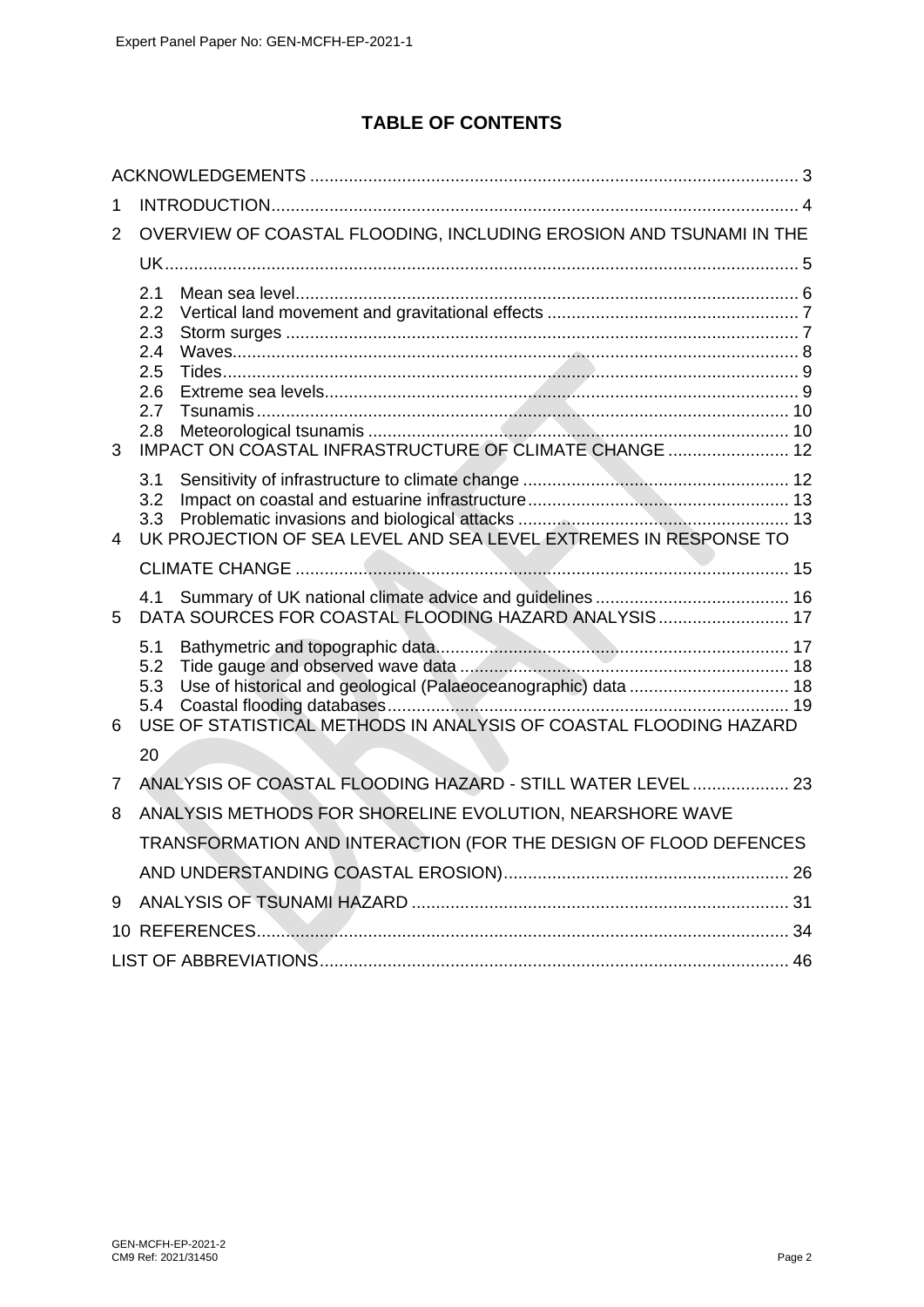# TABLE OF CONTENTS

ACKNOWLEDGEMENTS ........................................................................................................ 3

1 INTRODUCTION.............................................................................................................. 4

2 OVERVIEW OF COASTAL FLOODING, INCLUDING EROSION AND TSUNAMI IN THE UK......................................................................................................................................... 5

- 2.1 Mean sea level........................................................................................................ 6
- 2.2 Vertical land movement and gravitational effects .................................................... 7
- 2.3 Storm surges .......................................................................................................... 7
- 2.4 Waves...................................................................................................................... 8
- 2.5 Tides........................................................................................................................ 9
- 2.6 Extreme sea levels.................................................................................................. 9
- 2.7 Tsunamis ............................................................................................................... 10
- 2.8 Meteorological tsunamis ........................................................................................ 10

3 IMPACT ON COASTAL INFRASTRUCTURE OF CLIMATE CHANGE ......................... 12

- 3.1 Sensitivity of infrastructure to climate change ....................................................... 12
- 3.2 Impact on coastal and estuarine infrastructure...................................................... 13
- 3.3 Problematic invasions and biological attacks ......................................................... 13

4 UK PROJECTION OF SEA LEVEL AND SEA LEVEL EXTREMES IN RESPONSE TO CLIMATE CHANGE ....................................................................................................... 15

- 4.1 Summary of UK national climate advice and guidelines ........................................ 16

5 DATA SOURCES FOR COASTAL FLOODING HAZARD ANALYSIS ........................... 17

- 5.1 Bathymetric and topographic data......................................................................... 17
- 5.2 Tide gauge and observed wave data .................................................................... 18
- 5.3 Use of historical and geological (Palaeoceanographic) data ................................. 18
- 5.4 Coastal flooding databases.................................................................................... 19

6 USE OF STATISTICAL METHODS IN ANALYSIS OF COASTAL FLOODING HAZARD 20

7 ANALYSIS OF COASTAL FLOODING HAZARD - STILL WATER LEVEL .................... 23

8 ANALYSIS METHODS FOR SHORELINE EVOLUTION, NEARSHORE WAVE TRANSFORMATION AND INTERACTION (FOR THE DESIGN OF FLOOD DEFENCES AND UNDERSTANDING COASTAL EROSION)........................................................... 26

9 ANALYSIS OF TSUNAMI HAZARD .............................................................................. 31

10 REFERENCES.............................................................................................................. 34

LIST OF ABBREVIATIONS................................................................................................. 46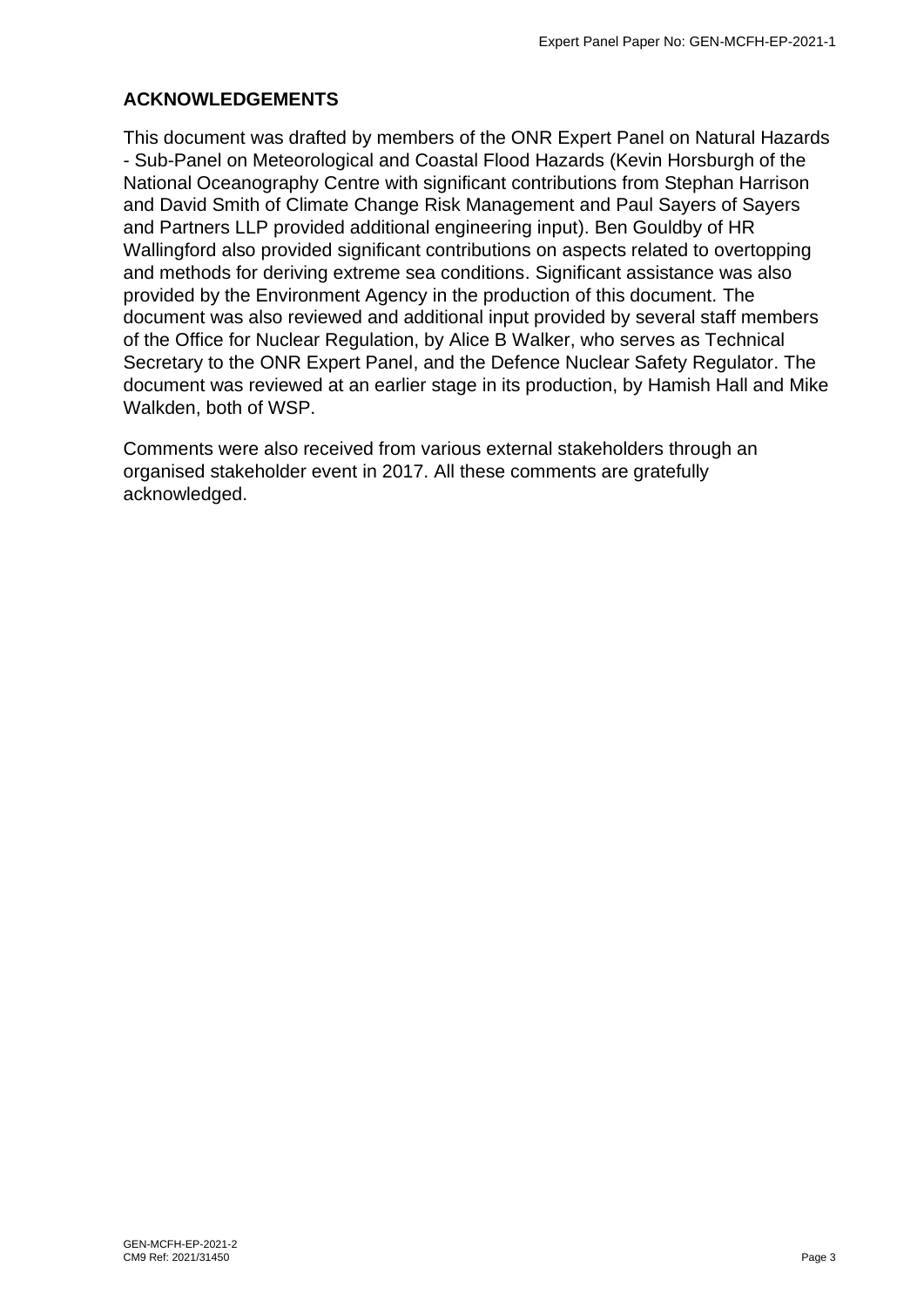## ACKNOWLEDGEMENTS

This document was drafted by members of the ONR Expert Panel on Natural Hazards - Sub-Panel on Meteorological and Coastal Flood Hazards (Kevin Horsburgh of the National Oceanography Centre with significant contributions from Stephan Harrison and David Smith of Climate Change Risk Management and Paul Sayers of Sayers and Partners LLP provided additional engineering input). Ben Gouldby of HR Wallingford also provided significant contributions on aspects related to overtopping and methods for deriving extreme sea conditions. Significant assistance was also provided by the Environment Agency in the production of this document. The document was also reviewed and additional input provided by several staff members of the Office for Nuclear Regulation, by Alice B Walker, who serves as Technical Secretary to the ONR Expert Panel, and the Defence Nuclear Safety Regulator. The document was reviewed at an earlier stage in its production, by Hamish Hall and Mike Walkden, both of WSP.

Comments were also received from various external stakeholders through an organised stakeholder event in 2017. All these comments are gratefully acknowledged.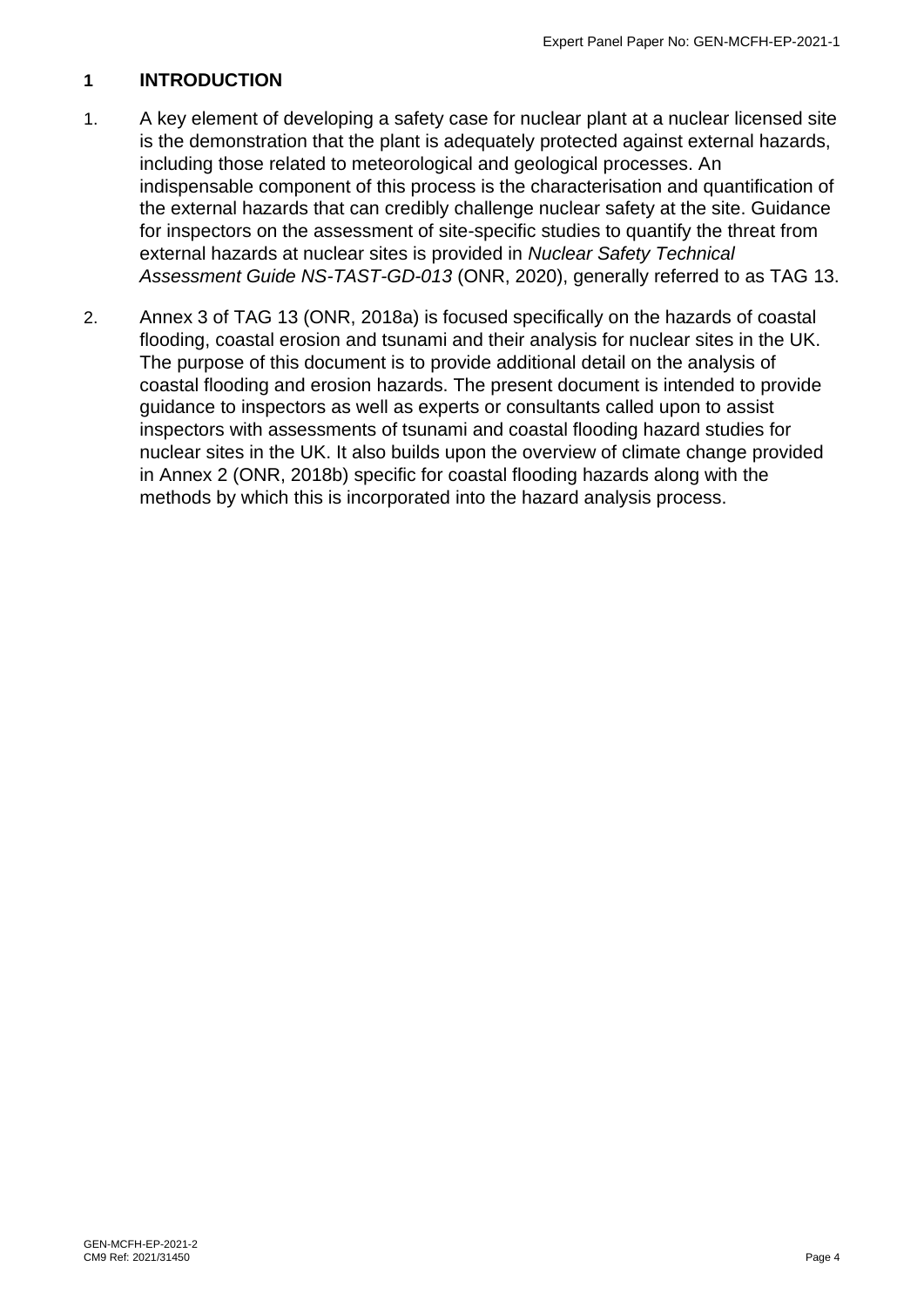# 1 INTRODUCTION

1. A key element of developing a safety case for nuclear plant at a nuclear licensed site is the demonstration that the plant is adequately protected against external hazards, including those related to meteorological and geological processes. An indispensable component of this process is the characterisation and quantification of the external hazards that can credibly challenge nuclear safety at the site. Guidance for inspectors on the assessment of site-specific studies to quantify the threat from external hazards at nuclear sites is provided in *Nuclear Safety Technical Assessment Guide NS-TAST-GD-013* (ONR, 2020), generally referred to as TAG 13.

2. Annex 3 of TAG 13 (ONR, 2018a) is focused specifically on the hazards of coastal flooding, coastal erosion and tsunami and their analysis for nuclear sites in the UK. The purpose of this document is to provide additional detail on the analysis of coastal flooding and erosion hazards. The present document is intended to provide guidance to inspectors as well as experts or consultants called upon to assist inspectors with assessments of tsunami and coastal flooding hazard studies for nuclear sites in the UK. It also builds upon the overview of climate change provided in Annex 2 (ONR, 2018b) specific for coastal flooding hazards along with the methods by which this is incorporated into the hazard analysis process.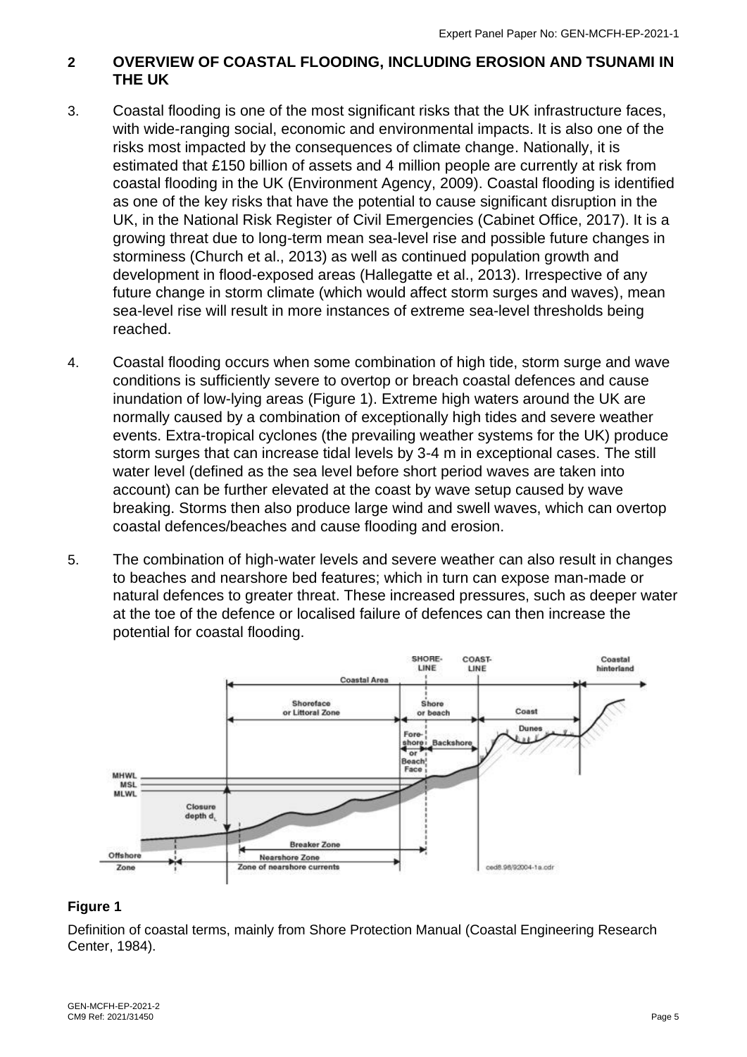## 2 OVERVIEW OF COASTAL FLOODING, INCLUDING EROSION AND TSUNAMI IN THE UK

3. Coastal flooding is one of the most significant risks that the UK infrastructure faces, with wide-ranging social, economic and environmental impacts. It is also one of the risks most impacted by the consequences of climate change. Nationally, it is estimated that £150 billion of assets and 4 million people are currently at risk from coastal flooding in the UK (Environment Agency, 2009). Coastal flooding is identified as one of the key risks that have the potential to cause significant disruption in the UK, in the National Risk Register of Civil Emergencies (Cabinet Office, 2017). It is a growing threat due to long-term mean sea-level rise and possible future changes in storminess (Church et al., 2013) as well as continued population growth and development in flood-exposed areas (Hallegatte et al., 2013). Irrespective of any future change in storm climate (which would affect storm surges and waves), mean sea-level rise will result in more instances of extreme sea-level thresholds being reached.

4. Coastal flooding occurs when some combination of high tide, storm surge and wave conditions is sufficiently severe to overtop or breach coastal defences and cause inundation of low-lying areas (Figure 1). Extreme high waters around the UK are normally caused by a combination of exceptionally high tides and severe weather events. Extra-tropical cyclones (the prevailing weather systems for the UK) produce storm surges that can increase tidal levels by 3-4 m in exceptional cases. The still water level (defined as the sea level before short period waves are taken into account) can be further elevated at the coast by wave setup caused by wave breaking. Storms then also produce large wind and swell waves, which can overtop coastal defences/beaches and cause flooding and erosion.

5. The combination of high-water levels and severe weather can also result in changes to beaches and nearshore bed features; which in turn can expose man-made or natural defences to greater threat. These increased pressures, such as deeper water at the toe of the defence or localised failure of defences can then increase the potential for coastal flooding.

**Figure 1**

Definition of coastal terms, mainly from Shore Protection Manual (Coastal Engineering Research Center, 1984).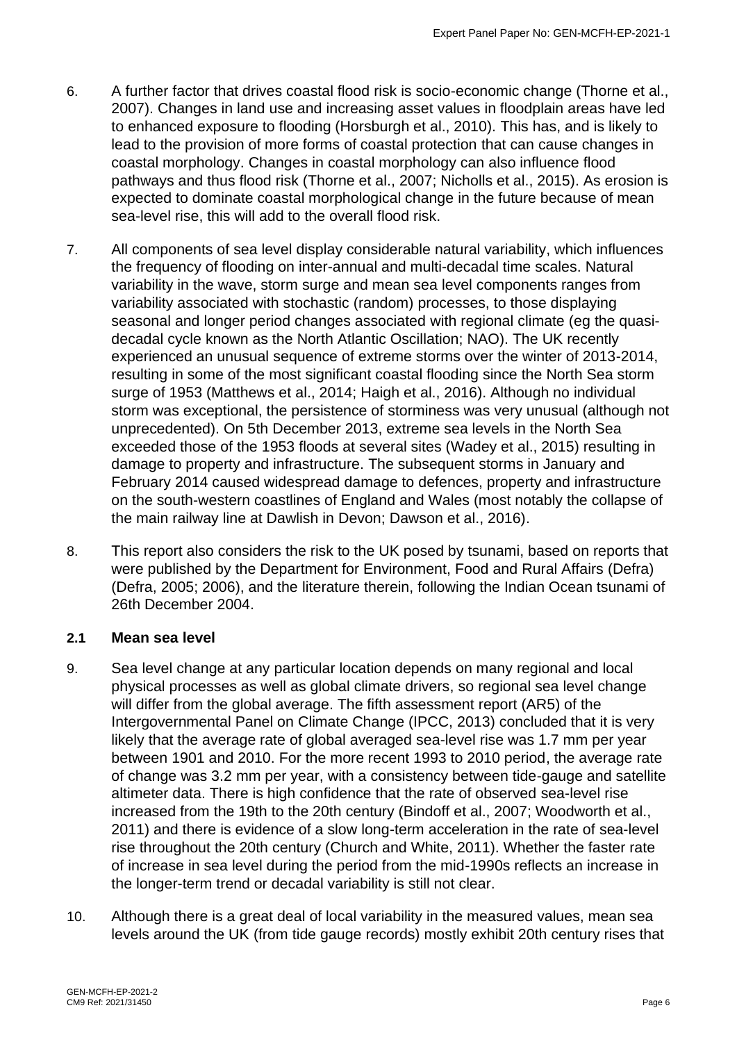6. A further factor that drives coastal flood risk is socio-economic change (Thorne et al., 2007). Changes in land use and increasing asset values in floodplain areas have led to enhanced exposure to flooding (Horsburgh et al., 2010). This has, and is likely to lead to the provision of more forms of coastal protection that can cause changes in coastal morphology. Changes in coastal morphology can also influence flood pathways and thus flood risk (Thorne et al., 2007; Nicholls et al., 2015). As erosion is expected to dominate coastal morphological change in the future because of mean sea-level rise, this will add to the overall flood risk.

7. All components of sea level display considerable natural variability, which influences the frequency of flooding on inter-annual and multi-decadal time scales. Natural variability in the wave, storm surge and mean sea level components ranges from variability associated with stochastic (random) processes, to those displaying seasonal and longer period changes associated with regional climate (eg the quasi-decadal cycle known as the North Atlantic Oscillation; NAO). The UK recently experienced an unusual sequence of extreme storms over the winter of 2013-2014, resulting in some of the most significant coastal flooding since the North Sea storm surge of 1953 (Matthews et al., 2014; Haigh et al., 2016). Although no individual storm was exceptional, the persistence of storminess was very unusual (although not unprecedented). On 5th December 2013, extreme sea levels in the North Sea exceeded those of the 1953 floods at several sites (Wadey et al., 2015) resulting in damage to property and infrastructure. The subsequent storms in January and February 2014 caused widespread damage to defences, property and infrastructure on the south-western coastlines of England and Wales (most notably the collapse of the main railway line at Dawlish in Devon; Dawson et al., 2016).

8. This report also considers the risk to the UK posed by tsunami, based on reports that were published by the Department for Environment, Food and Rural Affairs (Defra) (Defra, 2005; 2006), and the literature therein, following the Indian Ocean tsunami of 26th December 2004.

## 2.1 Mean sea level

9. Sea level change at any particular location depends on many regional and local physical processes as well as global climate drivers, so regional sea level change will differ from the global average. The fifth assessment report (AR5) of the Intergovernmental Panel on Climate Change (IPCC, 2013) concluded that it is very likely that the average rate of global averaged sea-level rise was 1.7 mm per year between 1901 and 2010. For the more recent 1993 to 2010 period, the average rate of change was 3.2 mm per year, with a consistency between tide-gauge and satellite altimeter data. There is high confidence that the rate of observed sea-level rise increased from the 19th to the 20th century (Bindoff et al., 2007; Woodworth et al., 2011) and there is evidence of a slow long-term acceleration in the rate of sea-level rise throughout the 20th century (Church and White, 2011). Whether the faster rate of increase in sea level during the period from the mid-1990s reflects an increase in the longer-term trend or decadal variability is still not clear.

10. Although there is a great deal of local variability in the measured values, mean sea levels around the UK (from tide gauge records) mostly exhibit 20th century rises that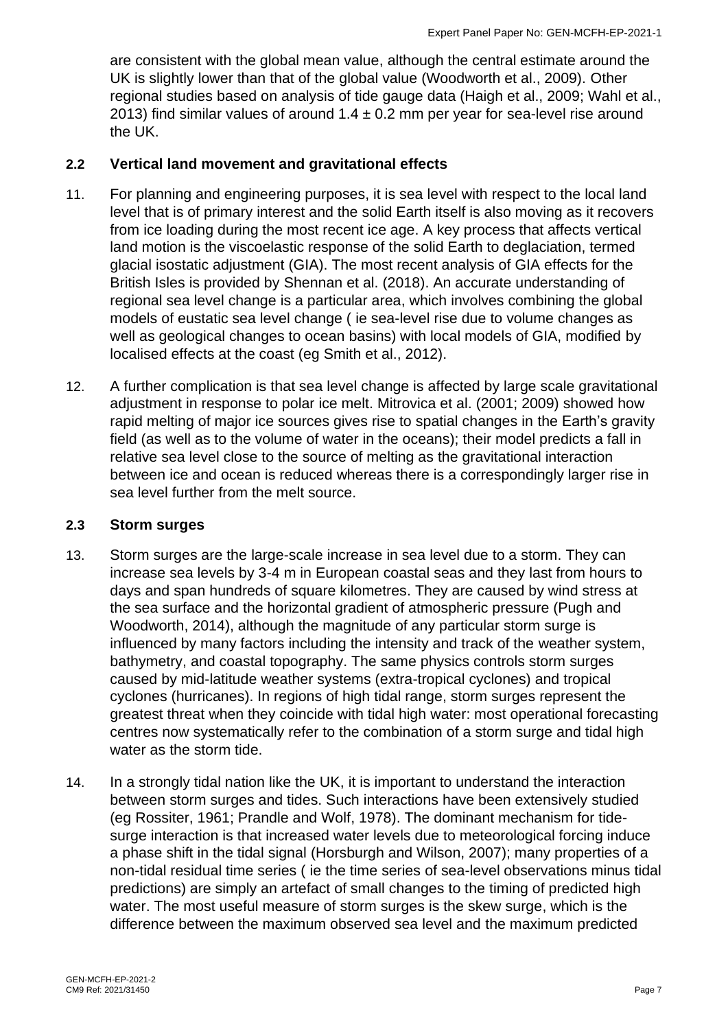are consistent with the global mean value, although the central estimate around the UK is slightly lower than that of the global value (Woodworth et al., 2009). Other regional studies based on analysis of tide gauge data (Haigh et al., 2009; Wahl et al., 2013) find similar values of around $1.4 \pm 0.2$ mm per year for sea-level rise around the UK.

## 2.2 Vertical land movement and gravitational effects

11. For planning and engineering purposes, it is sea level with respect to the local land level that is of primary interest and the solid Earth itself is also moving as it recovers from ice loading during the most recent ice age. A key process that affects vertical land motion is the viscoelastic response of the solid Earth to deglaciation, termed glacial isostatic adjustment (GIA). The most recent analysis of GIA effects for the British Isles is provided by Shennan et al. (2018). An accurate understanding of regional sea level change is a particular area, which involves combining the global models of eustatic sea level change ( ie sea-level rise due to volume changes as well as geological changes to ocean basins) with local models of GIA, modified by localised effects at the coast (eg Smith et al., 2012).

12. A further complication is that sea level change is affected by large scale gravitational adjustment in response to polar ice melt. Mitrovica et al. (2001; 2009) showed how rapid melting of major ice sources gives rise to spatial changes in the Earth's gravity field (as well as to the volume of water in the oceans); their model predicts a fall in relative sea level close to the source of melting as the gravitational interaction between ice and ocean is reduced whereas there is a correspondingly larger rise in sea level further from the melt source.

## 2.3 Storm surges

13. Storm surges are the large-scale increase in sea level due to a storm. They can increase sea levels by 3-4 m in European coastal seas and they last from hours to days and span hundreds of square kilometres. They are caused by wind stress at the sea surface and the horizontal gradient of atmospheric pressure (Pugh and Woodworth, 2014), although the magnitude of any particular storm surge is influenced by many factors including the intensity and track of the weather system, bathymetry, and coastal topography. The same physics controls storm surges caused by mid-latitude weather systems (extra-tropical cyclones) and tropical cyclones (hurricanes). In regions of high tidal range, storm surges represent the greatest threat when they coincide with tidal high water: most operational forecasting centres now systematically refer to the combination of a storm surge and tidal high water as the storm tide.

14. In a strongly tidal nation like the UK, it is important to understand the interaction between storm surges and tides. Such interactions have been extensively studied (eg Rossiter, 1961; Prandle and Wolf, 1978). The dominant mechanism for tide-surge interaction is that increased water levels due to meteorological forcing induce a phase shift in the tidal signal (Horsburgh and Wilson, 2007); many properties of a non-tidal residual time series ( ie the time series of sea-level observations minus tidal predictions) are simply an artefact of small changes to the timing of predicted high water. The most useful measure of storm surges is the skew surge, which is the difference between the maximum observed sea level and the maximum predicted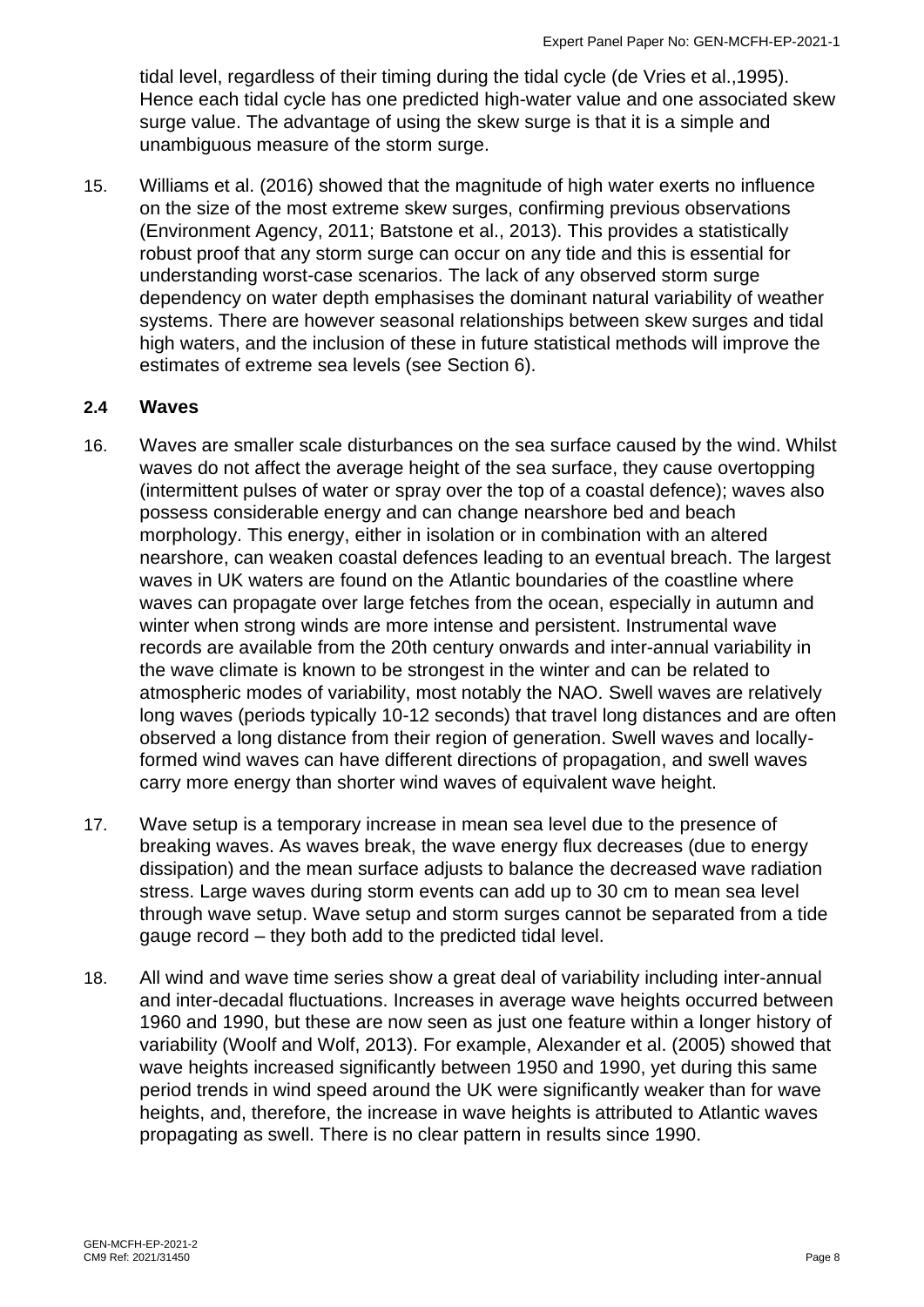tidal level, regardless of their timing during the tidal cycle (de Vries et al.,1995). Hence each tidal cycle has one predicted high-water value and one associated skew surge value. The advantage of using the skew surge is that it is a simple and unambiguous measure of the storm surge.

15. Williams et al. (2016) showed that the magnitude of high water exerts no influence on the size of the most extreme skew surges, confirming previous observations (Environment Agency, 2011; Batstone et al., 2013). This provides a statistically robust proof that any storm surge can occur on any tide and this is essential for understanding worst-case scenarios. The lack of any observed storm surge dependency on water depth emphasises the dominant natural variability of weather systems. There are however seasonal relationships between skew surges and tidal high waters, and the inclusion of these in future statistical methods will improve the estimates of extreme sea levels (see Section 6).

### 2.4 Waves

16. Waves are smaller scale disturbances on the sea surface caused by the wind. Whilst waves do not affect the average height of the sea surface, they cause overtopping (intermittent pulses of water or spray over the top of a coastal defence); waves also possess considerable energy and can change nearshore bed and beach morphology. This energy, either in isolation or in combination with an altered nearshore, can weaken coastal defences leading to an eventual breach. The largest waves in UK waters are found on the Atlantic boundaries of the coastline where waves can propagate over large fetches from the ocean, especially in autumn and winter when strong winds are more intense and persistent. Instrumental wave records are available from the 20th century onwards and inter-annual variability in the wave climate is known to be strongest in the winter and can be related to atmospheric modes of variability, most notably the NAO. Swell waves are relatively long waves (periods typically 10-12 seconds) that travel long distances and are often observed a long distance from their region of generation. Swell waves and locally-formed wind waves can have different directions of propagation, and swell waves carry more energy than shorter wind waves of equivalent wave height.

17. Wave setup is a temporary increase in mean sea level due to the presence of breaking waves. As waves break, the wave energy flux decreases (due to energy dissipation) and the mean surface adjusts to balance the decreased wave radiation stress. Large waves during storm events can add up to 30 cm to mean sea level through wave setup. Wave setup and storm surges cannot be separated from a tide gauge record – they both add to the predicted tidal level.

18. All wind and wave time series show a great deal of variability including inter-annual and inter-decadal fluctuations. Increases in average wave heights occurred between 1960 and 1990, but these are now seen as just one feature within a longer history of variability (Woolf and Wolf, 2013). For example, Alexander et al. (2005) showed that wave heights increased significantly between 1950 and 1990, yet during this same period trends in wind speed around the UK were significantly weaker than for wave heights, and, therefore, the increase in wave heights is attributed to Atlantic waves propagating as swell. There is no clear pattern in results since 1990.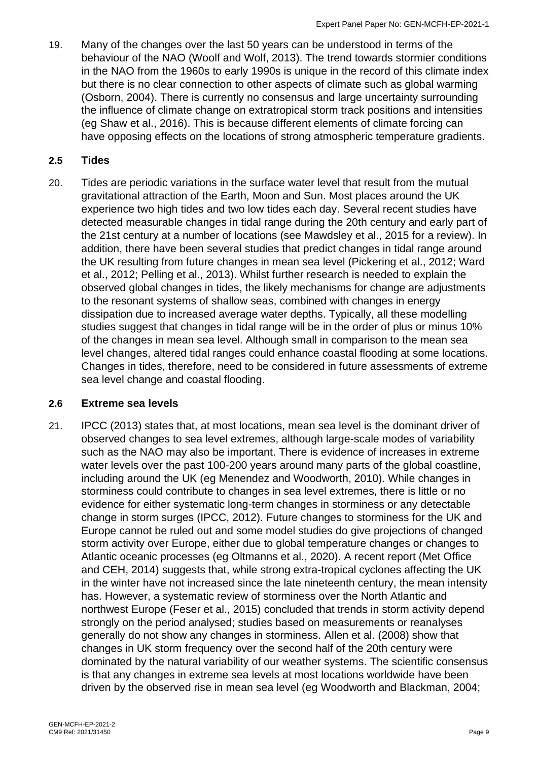19. Many of the changes over the last 50 years can be understood in terms of the behaviour of the NAO (Woolf and Wolf, 2013). The trend towards stormier conditions in the NAO from the 1960s to early 1990s is unique in the record of this climate index but there is no clear connection to other aspects of climate such as global warming (Osborn, 2004). There is currently no consensus and large uncertainty surrounding the influence of climate change on extratropical storm track positions and intensities (eg Shaw et al., 2016). This is because different elements of climate forcing can have opposing effects on the locations of strong atmospheric temperature gradients.

### 2.5 Tides

20. Tides are periodic variations in the surface water level that result from the mutual gravitational attraction of the Earth, Moon and Sun. Most places around the UK experience two high tides and two low tides each day. Several recent studies have detected measurable changes in tidal range during the 20th century and early part of the 21st century at a number of locations (see Mawdsley et al., 2015 for a review). In addition, there have been several studies that predict changes in tidal range around the UK resulting from future changes in mean sea level (Pickering et al., 2012; Ward et al., 2012; Pelling et al., 2013). Whilst further research is needed to explain the observed global changes in tides, the likely mechanisms for change are adjustments to the resonant systems of shallow seas, combined with changes in energy dissipation due to increased average water depths. Typically, all these modelling studies suggest that changes in tidal range will be in the order of plus or minus 10% of the changes in mean sea level. Although small in comparison to the mean sea level changes, altered tidal ranges could enhance coastal flooding at some locations. Changes in tides, therefore, need to be considered in future assessments of extreme sea level change and coastal flooding.

### 2.6 Extreme sea levels

21. IPCC (2013) states that, at most locations, mean sea level is the dominant driver of observed changes to sea level extremes, although large-scale modes of variability such as the NAO may also be important. There is evidence of increases in extreme water levels over the past 100-200 years around many parts of the global coastline, including around the UK (eg Menendez and Woodworth, 2010). While changes in storminess could contribute to changes in sea level extremes, there is little or no evidence for either systematic long-term changes in storminess or any detectable change in storm surges (IPCC, 2012). Future changes to storminess for the UK and Europe cannot be ruled out and some model studies do give projections of changed storm activity over Europe, either due to global temperature changes or changes to Atlantic oceanic processes (eg Oltmanns et al., 2020). A recent report (Met Office and CEH, 2014) suggests that, while strong extra-tropical cyclones affecting the UK in the winter have not increased since the late nineteenth century, the mean intensity has. However, a systematic review of storminess over the North Atlantic and northwest Europe (Feser et al., 2015) concluded that trends in storm activity depend strongly on the period analysed; studies based on measurements or reanalyses generally do not show any changes in storminess. Allen et al. (2008) show that changes in UK storm frequency over the second half of the 20th century were dominated by the natural variability of our weather systems. The scientific consensus is that any changes in extreme sea levels at most locations worldwide have been driven by the observed rise in mean sea level (eg Woodworth and Blackman, 2004;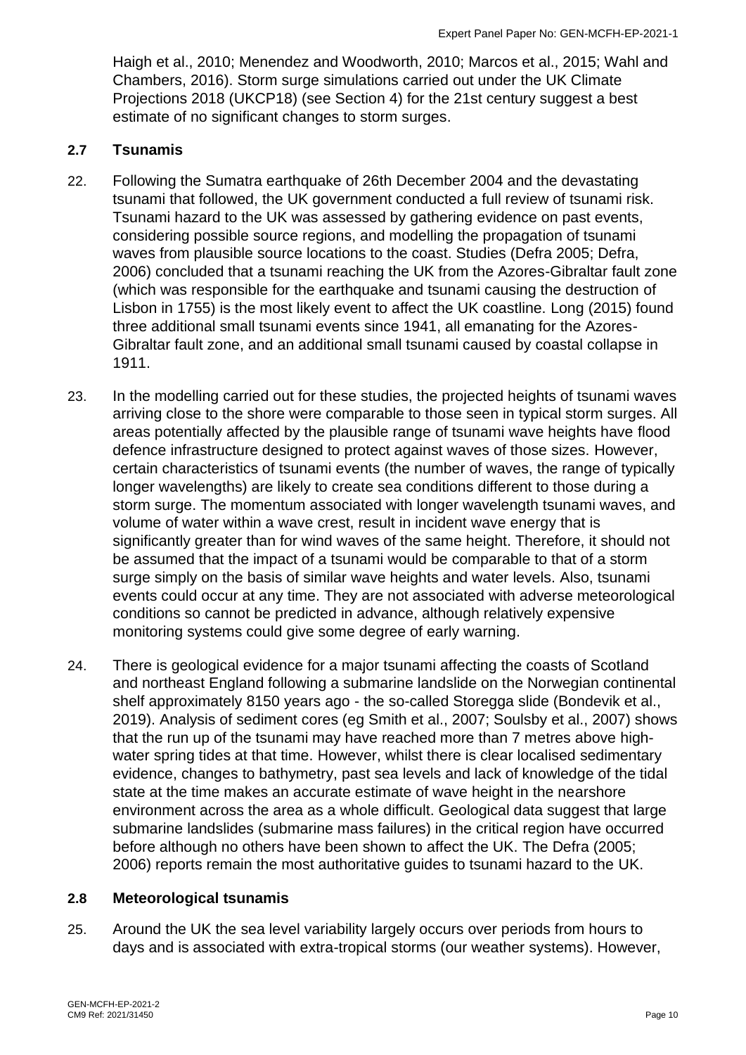Haigh et al., 2010; Menendez and Woodworth, 2010; Marcos et al., 2015; Wahl and Chambers, 2016). Storm surge simulations carried out under the UK Climate Projections 2018 (UKCP18) (see Section 4) for the 21st century suggest a best estimate of no significant changes to storm surges.

## 2.7 Tsunamis

22. Following the Sumatra earthquake of 26th December 2004 and the devastating tsunami that followed, the UK government conducted a full review of tsunami risk. Tsunami hazard to the UK was assessed by gathering evidence on past events, considering possible source regions, and modelling the propagation of tsunami waves from plausible source locations to the coast. Studies (Defra 2005; Defra, 2006) concluded that a tsunami reaching the UK from the Azores-Gibraltar fault zone (which was responsible for the earthquake and tsunami causing the destruction of Lisbon in 1755) is the most likely event to affect the UK coastline. Long (2015) found three additional small tsunami events since 1941, all emanating for the Azores-Gibraltar fault zone, and an additional small tsunami caused by coastal collapse in 1911.

23. In the modelling carried out for these studies, the projected heights of tsunami waves arriving close to the shore were comparable to those seen in typical storm surges. All areas potentially affected by the plausible range of tsunami wave heights have flood defence infrastructure designed to protect against waves of those sizes. However, certain characteristics of tsunami events (the number of waves, the range of typically longer wavelengths) are likely to create sea conditions different to those during a storm surge. The momentum associated with longer wavelength tsunami waves, and volume of water within a wave crest, result in incident wave energy that is significantly greater than for wind waves of the same height. Therefore, it should not be assumed that the impact of a tsunami would be comparable to that of a storm surge simply on the basis of similar wave heights and water levels. Also, tsunami events could occur at any time. They are not associated with adverse meteorological conditions so cannot be predicted in advance, although relatively expensive monitoring systems could give some degree of early warning.

24. There is geological evidence for a major tsunami affecting the coasts of Scotland and northeast England following a submarine landslide on the Norwegian continental shelf approximately 8150 years ago - the so-called Storegga slide (Bondevik et al., 2019). Analysis of sediment cores (eg Smith et al., 2007; Soulsby et al., 2007) shows that the run up of the tsunami may have reached more than 7 metres above high-water spring tides at that time. However, whilst there is clear localised sedimentary evidence, changes to bathymetry, past sea levels and lack of knowledge of the tidal state at the time makes an accurate estimate of wave height in the nearshore environment across the area as a whole difficult. Geological data suggest that large submarine landslides (submarine mass failures) in the critical region have occurred before although no others have been shown to affect the UK. The Defra (2005; 2006) reports remain the most authoritative guides to tsunami hazard to the UK.

## 2.8 Meteorological tsunamis

25. Around the UK the sea level variability largely occurs over periods from hours to days and is associated with extra-tropical storms (our weather systems). However,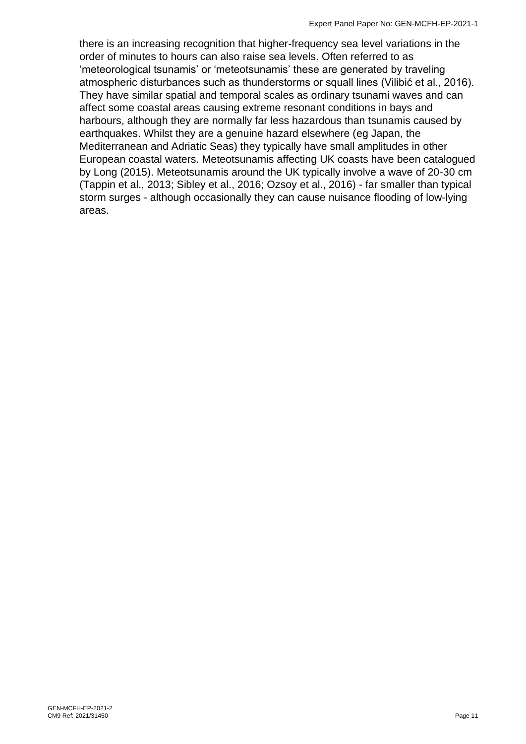there is an increasing recognition that higher-frequency sea level variations in the order of minutes to hours can also raise sea levels. Often referred to as 'meteorological tsunamis' or 'meteotsunamis' these are generated by traveling atmospheric disturbances such as thunderstorms or squall lines (Vilibić et al., 2016). They have similar spatial and temporal scales as ordinary tsunami waves and can affect some coastal areas causing extreme resonant conditions in bays and harbours, although they are normally far less hazardous than tsunamis caused by earthquakes. Whilst they are a genuine hazard elsewhere (eg Japan, the Mediterranean and Adriatic Seas) they typically have small amplitudes in other European coastal waters. Meteotsunamis affecting UK coasts have been catalogued by Long (2015). Meteotsunamis around the UK typically involve a wave of 20-30 cm (Tappin et al., 2013; Sibley et al., 2016; Ozsoy et al., 2016) - far smaller than typical storm surges - although occasionally they can cause nuisance flooding of low-lying areas.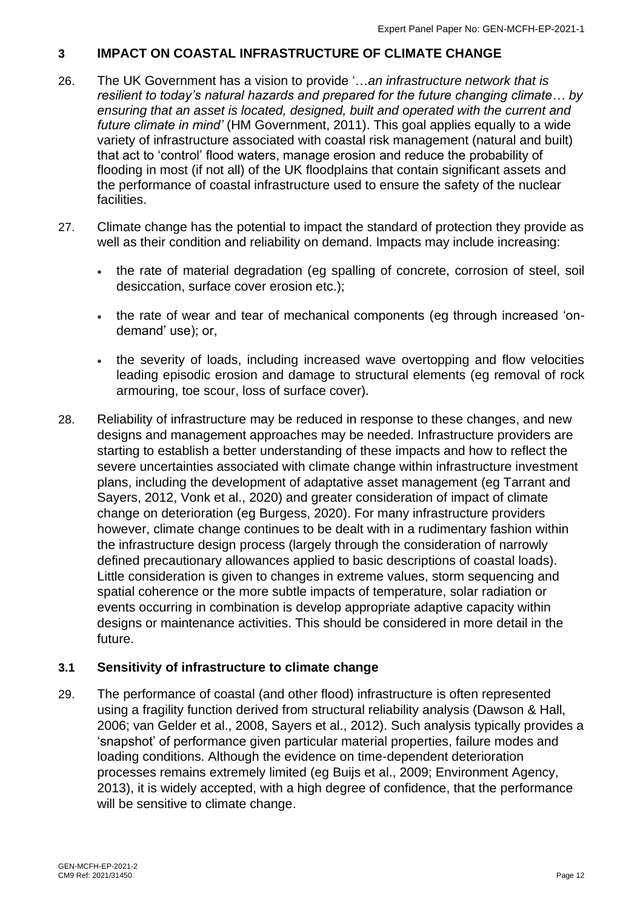## 3 IMPACT ON COASTAL INFRASTRUCTURE OF CLIMATE CHANGE

26. The UK Government has a vision to provide '…*an infrastructure network that is resilient to today's natural hazards and prepared for the future changing climate*… *by ensuring that an asset is located, designed, built and operated with the current and future climate in mind'* (HM Government, 2011). This goal applies equally to a wide variety of infrastructure associated with coastal risk management (natural and built) that act to 'control' flood waters, manage erosion and reduce the probability of flooding in most (if not all) of the UK floodplains that contain significant assets and the performance of coastal infrastructure used to ensure the safety of the nuclear facilities.

27. Climate change has the potential to impact the standard of protection they provide as well as their condition and reliability on demand. Impacts may include increasing:

    - the rate of material degradation (eg spalling of concrete, corrosion of steel, soil desiccation, surface cover erosion etc.);
    - the rate of wear and tear of mechanical components (eg through increased 'on-demand' use); or,
    - the severity of loads, including increased wave overtopping and flow velocities leading episodic erosion and damage to structural elements (eg removal of rock armouring, toe scour, loss of surface cover).

28. Reliability of infrastructure may be reduced in response to these changes, and new designs and management approaches may be needed. Infrastructure providers are starting to establish a better understanding of these impacts and how to reflect the severe uncertainties associated with climate change within infrastructure investment plans, including the development of adaptative asset management (eg Tarrant and Sayers, 2012, Vonk et al., 2020) and greater consideration of impact of climate change on deterioration (eg Burgess, 2020). For many infrastructure providers however, climate change continues to be dealt with in a rudimentary fashion within the infrastructure design process (largely through the consideration of narrowly defined precautionary allowances applied to basic descriptions of coastal loads). Little consideration is given to changes in extreme values, storm sequencing and spatial coherence or the more subtle impacts of temperature, solar radiation or events occurring in combination is develop appropriate adaptive capacity within designs or maintenance activities. This should be considered in more detail in the future.

### 3.1 Sensitivity of infrastructure to climate change

29. The performance of coastal (and other flood) infrastructure is often represented using a fragility function derived from structural reliability analysis (Dawson & Hall, 2006; van Gelder et al., 2008, Sayers et al., 2012). Such analysis typically provides a 'snapshot' of performance given particular material properties, failure modes and loading conditions. Although the evidence on time-dependent deterioration processes remains extremely limited (eg Buijs et al., 2009; Environment Agency, 2013), it is widely accepted, with a high degree of confidence, that the performance will be sensitive to climate change.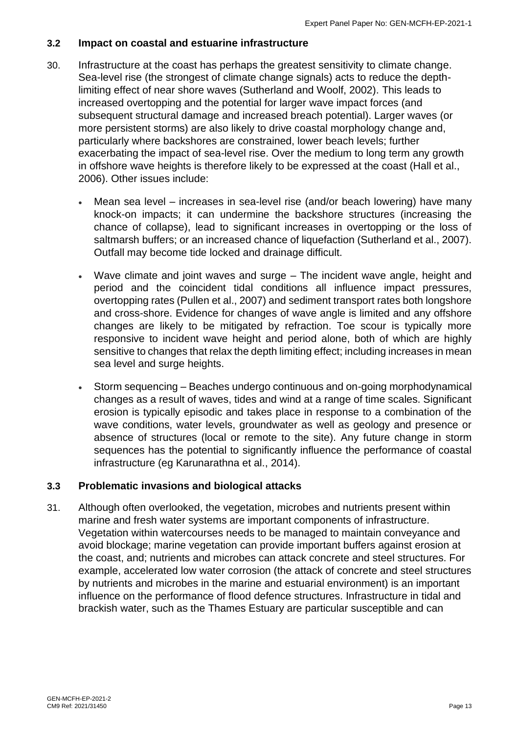### 3.2 Impact on coastal and estuarine infrastructure

30. Infrastructure at the coast has perhaps the greatest sensitivity to climate change. Sea-level rise (the strongest of climate change signals) acts to reduce the depth-limiting effect of near shore waves (Sutherland and Woolf, 2002). This leads to increased overtopping and the potential for larger wave impact forces (and subsequent structural damage and increased breach potential). Larger waves (or more persistent storms) are also likely to drive coastal morphology change and, particularly where backshores are constrained, lower beach levels; further exacerbating the impact of sea-level rise. Over the medium to long term any growth in offshore wave heights is therefore likely to be expressed at the coast (Hall et al., 2006). Other issues include:

    - Mean sea level – increases in sea-level rise (and/or beach lowering) have many knock-on impacts; it can undermine the backshore structures (increasing the chance of collapse), lead to significant increases in overtopping or the loss of saltmarsh buffers; or an increased chance of liquefaction (Sutherland et al., 2007). Outfall may become tide locked and drainage difficult.
    - Wave climate and joint waves and surge – The incident wave angle, height and period and the coincident tidal conditions all influence impact pressures, overtopping rates (Pullen et al., 2007) and sediment transport rates both longshore and cross-shore. Evidence for changes of wave angle is limited and any offshore changes are likely to be mitigated by refraction. Toe scour is typically more responsive to incident wave height and period alone, both of which are highly sensitive to changes that relax the depth limiting effect; including increases in mean sea level and surge heights.
    - Storm sequencing – Beaches undergo continuous and on-going morphodynamical changes as a result of waves, tides and wind at a range of time scales. Significant erosion is typically episodic and takes place in response to a combination of the wave conditions, water levels, groundwater as well as geology and presence or absence of structures (local or remote to the site). Any future change in storm sequences has the potential to significantly influence the performance of coastal infrastructure (eg Karunarathna et al., 2014).

### 3.3 Problematic invasions and biological attacks

31. Although often overlooked, the vegetation, microbes and nutrients present within marine and fresh water systems are important components of infrastructure. Vegetation within watercourses needs to be managed to maintain conveyance and avoid blockage; marine vegetation can provide important buffers against erosion at the coast, and; nutrients and microbes can attack concrete and steel structures. For example, accelerated low water corrosion (the attack of concrete and steel structures by nutrients and microbes in the marine and estuarial environment) is an important influence on the performance of flood defence structures. Infrastructure in tidal and brackish water, such as the Thames Estuary are particular susceptible and can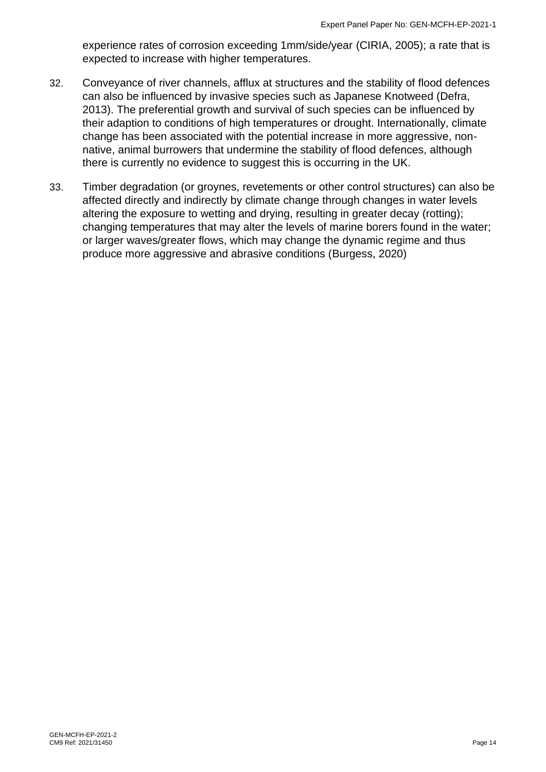experience rates of corrosion exceeding 1mm/side/year (CIRIA, 2005); a rate that is expected to increase with higher temperatures.

32. Conveyance of river channels, afflux at structures and the stability of flood defences can also be influenced by invasive species such as Japanese Knotweed (Defra, 2013). The preferential growth and survival of such species can be influenced by their adaption to conditions of high temperatures or drought. Internationally, climate change has been associated with the potential increase in more aggressive, non-native, animal burrowers that undermine the stability of flood defences, although there is currently no evidence to suggest this is occurring in the UK.

33. Timber degradation (or groynes, revetements or other control structures) can also be affected directly and indirectly by climate change through changes in water levels altering the exposure to wetting and drying, resulting in greater decay (rotting); changing temperatures that may alter the levels of marine borers found in the water; or larger waves/greater flows, which may change the dynamic regime and thus produce more aggressive and abrasive conditions (Burgess, 2020)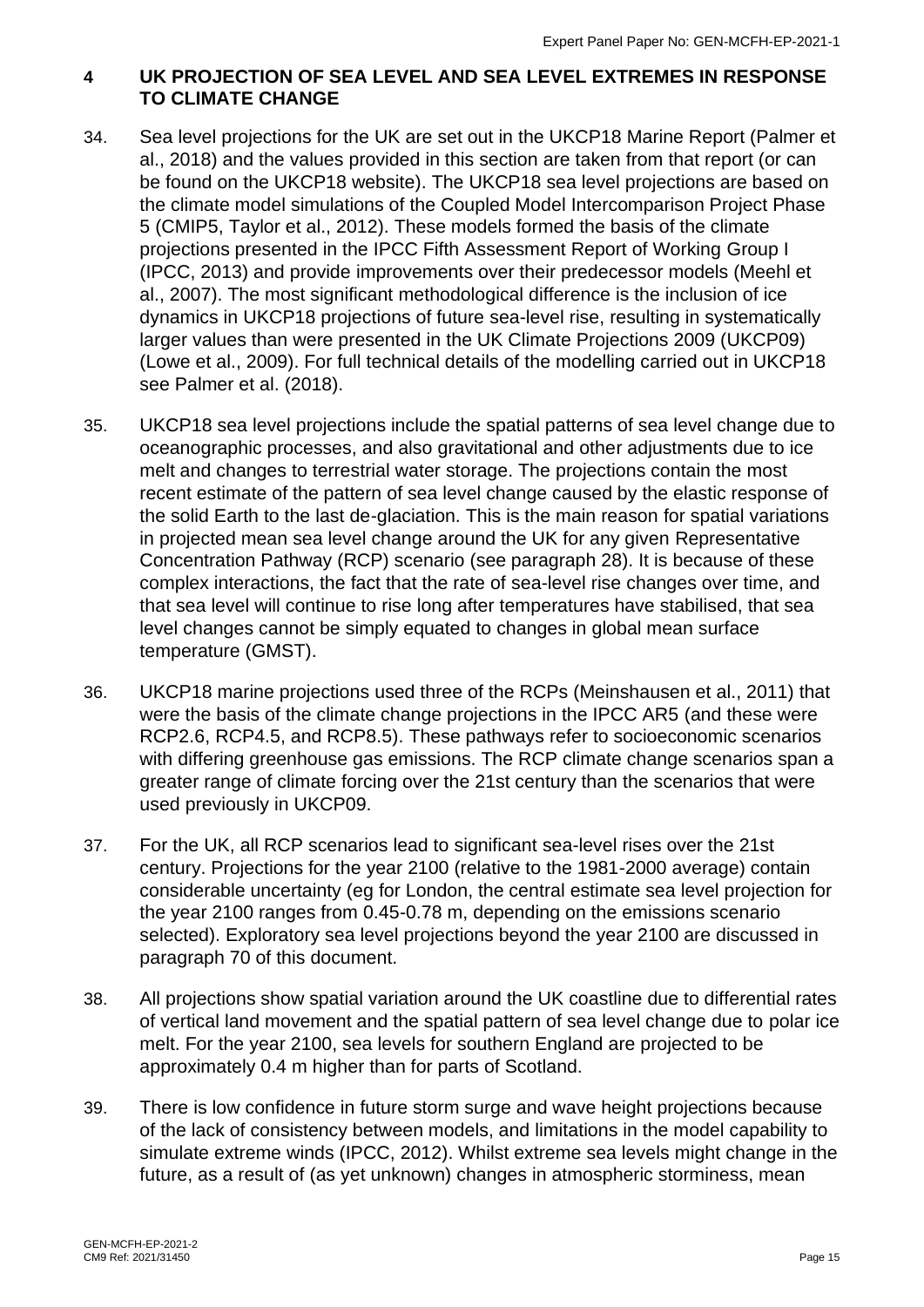## 4 UK PROJECTION OF SEA LEVEL AND SEA LEVEL EXTREMES IN RESPONSE TO CLIMATE CHANGE

34. Sea level projections for the UK are set out in the UKCP18 Marine Report (Palmer et al., 2018) and the values provided in this section are taken from that report (or can be found on the UKCP18 website). The UKCP18 sea level projections are based on the climate model simulations of the Coupled Model Intercomparison Project Phase 5 (CMIP5, Taylor et al., 2012). These models formed the basis of the climate projections presented in the IPCC Fifth Assessment Report of Working Group I (IPCC, 2013) and provide improvements over their predecessor models (Meehl et al., 2007). The most significant methodological difference is the inclusion of ice dynamics in UKCP18 projections of future sea-level rise, resulting in systematically larger values than were presented in the UK Climate Projections 2009 (UKCP09) (Lowe et al., 2009). For full technical details of the modelling carried out in UKCP18 see Palmer et al. (2018).

35. UKCP18 sea level projections include the spatial patterns of sea level change due to oceanographic processes, and also gravitational and other adjustments due to ice melt and changes to terrestrial water storage. The projections contain the most recent estimate of the pattern of sea level change caused by the elastic response of the solid Earth to the last de-glaciation. This is the main reason for spatial variations in projected mean sea level change around the UK for any given Representative Concentration Pathway (RCP) scenario (see paragraph 28). It is because of these complex interactions, the fact that the rate of sea-level rise changes over time, and that sea level will continue to rise long after temperatures have stabilised, that sea level changes cannot be simply equated to changes in global mean surface temperature (GMST).

36. UKCP18 marine projections used three of the RCPs (Meinshausen et al., 2011) that were the basis of the climate change projections in the IPCC AR5 (and these were RCP2.6, RCP4.5, and RCP8.5). These pathways refer to socioeconomic scenarios with differing greenhouse gas emissions. The RCP climate change scenarios span a greater range of climate forcing over the 21st century than the scenarios that were used previously in UKCP09.

37. For the UK, all RCP scenarios lead to significant sea-level rises over the 21st century. Projections for the year 2100 (relative to the 1981-2000 average) contain considerable uncertainty (eg for London, the central estimate sea level projection for the year 2100 ranges from 0.45-0.78 m, depending on the emissions scenario selected). Exploratory sea level projections beyond the year 2100 are discussed in paragraph 70 of this document.

38. All projections show spatial variation around the UK coastline due to differential rates of vertical land movement and the spatial pattern of sea level change due to polar ice melt. For the year 2100, sea levels for southern England are projected to be approximately 0.4 m higher than for parts of Scotland.

39. There is low confidence in future storm surge and wave height projections because of the lack of consistency between models, and limitations in the model capability to simulate extreme winds (IPCC, 2012). Whilst extreme sea levels might change in the future, as a result of (as yet unknown) changes in atmospheric storminess, mean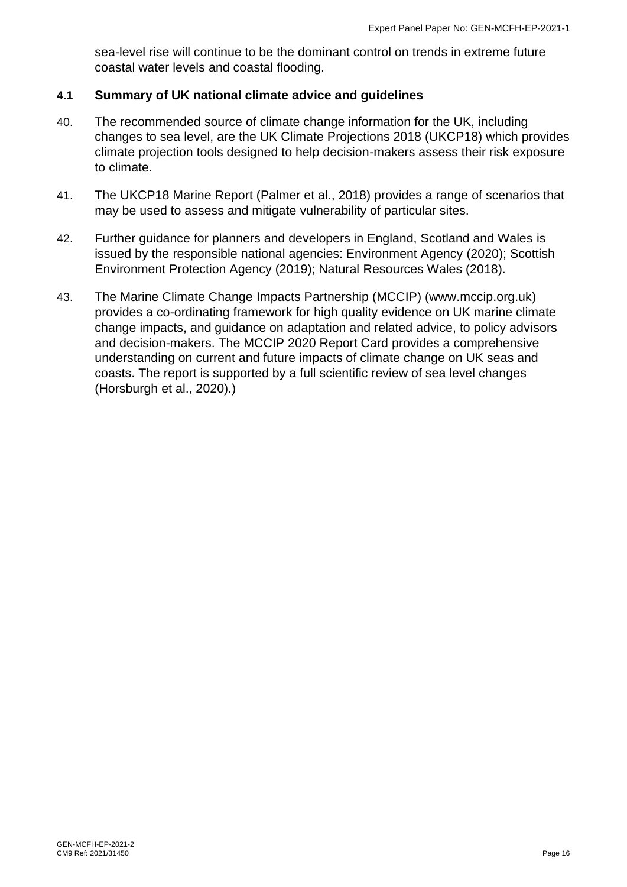sea-level rise will continue to be the dominant control on trends in extreme future coastal water levels and coastal flooding.

### 4.1 Summary of UK national climate advice and guidelines

40. The recommended source of climate change information for the UK, including changes to sea level, are the UK Climate Projections 2018 (UKCP18) which provides climate projection tools designed to help decision-makers assess their risk exposure to climate.

41. The UKCP18 Marine Report (Palmer et al., 2018) provides a range of scenarios that may be used to assess and mitigate vulnerability of particular sites.

42. Further guidance for planners and developers in England, Scotland and Wales is issued by the responsible national agencies: Environment Agency (2020); Scottish Environment Protection Agency (2019); Natural Resources Wales (2018).

43. The Marine Climate Change Impacts Partnership (MCCIP) (www.mccip.org.uk) provides a co-ordinating framework for high quality evidence on UK marine climate change impacts, and guidance on adaptation and related advice, to policy advisors and decision-makers. The MCCIP 2020 Report Card provides a comprehensive understanding on current and future impacts of climate change on UK seas and coasts. The report is supported by a full scientific review of sea level changes (Horsburgh et al., 2020).)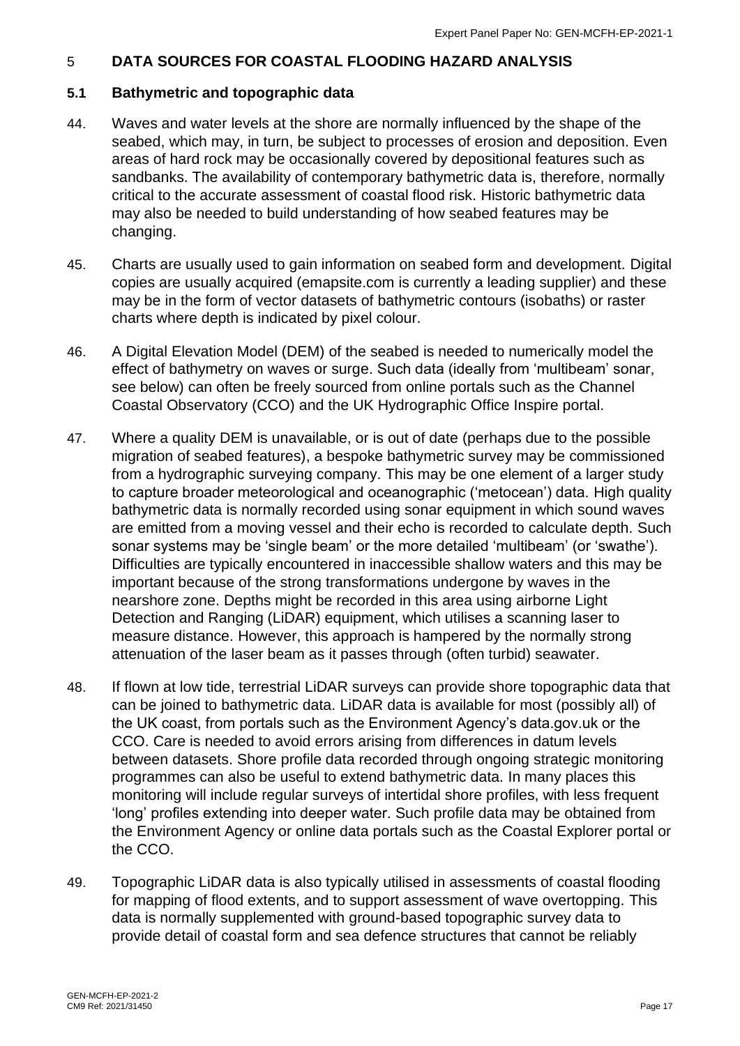## 5 DATA SOURCES FOR COASTAL FLOODING HAZARD ANALYSIS

### 5.1 Bathymetric and topographic data

44. Waves and water levels at the shore are normally influenced by the shape of the seabed, which may, in turn, be subject to processes of erosion and deposition. Even areas of hard rock may be occasionally covered by depositional features such as sandbanks. The availability of contemporary bathymetric data is, therefore, normally critical to the accurate assessment of coastal flood risk. Historic bathymetric data may also be needed to build understanding of how seabed features may be changing.

45. Charts are usually used to gain information on seabed form and development. Digital copies are usually acquired (emapsite.com is currently a leading supplier) and these may be in the form of vector datasets of bathymetric contours (isobaths) or raster charts where depth is indicated by pixel colour.

46. A Digital Elevation Model (DEM) of the seabed is needed to numerically model the effect of bathymetry on waves or surge. Such data (ideally from 'multibeam' sonar, see below) can often be freely sourced from online portals such as the Channel Coastal Observatory (CCO) and the UK Hydrographic Office Inspire portal.

47. Where a quality DEM is unavailable, or is out of date (perhaps due to the possible migration of seabed features), a bespoke bathymetric survey may be commissioned from a hydrographic surveying company. This may be one element of a larger study to capture broader meteorological and oceanographic ('metocean') data. High quality bathymetric data is normally recorded using sonar equipment in which sound waves are emitted from a moving vessel and their echo is recorded to calculate depth. Such sonar systems may be 'single beam' or the more detailed 'multibeam' (or 'swathe'). Difficulties are typically encountered in inaccessible shallow waters and this may be important because of the strong transformations undergone by waves in the nearshore zone. Depths might be recorded in this area using airborne Light Detection and Ranging (LiDAR) equipment, which utilises a scanning laser to measure distance. However, this approach is hampered by the normally strong attenuation of the laser beam as it passes through (often turbid) seawater.

48. If flown at low tide, terrestrial LiDAR surveys can provide shore topographic data that can be joined to bathymetric data. LiDAR data is available for most (possibly all) of the UK coast, from portals such as the Environment Agency's data.gov.uk or the CCO. Care is needed to avoid errors arising from differences in datum levels between datasets. Shore profile data recorded through ongoing strategic monitoring programmes can also be useful to extend bathymetric data. In many places this monitoring will include regular surveys of intertidal shore profiles, with less frequent 'long' profiles extending into deeper water. Such profile data may be obtained from the Environment Agency or online data portals such as the Coastal Explorer portal or the CCO.

49. Topographic LiDAR data is also typically utilised in assessments of coastal flooding for mapping of flood extents, and to support assessment of wave overtopping. This data is normally supplemented with ground-based topographic survey data to provide detail of coastal form and sea defence structures that cannot be reliably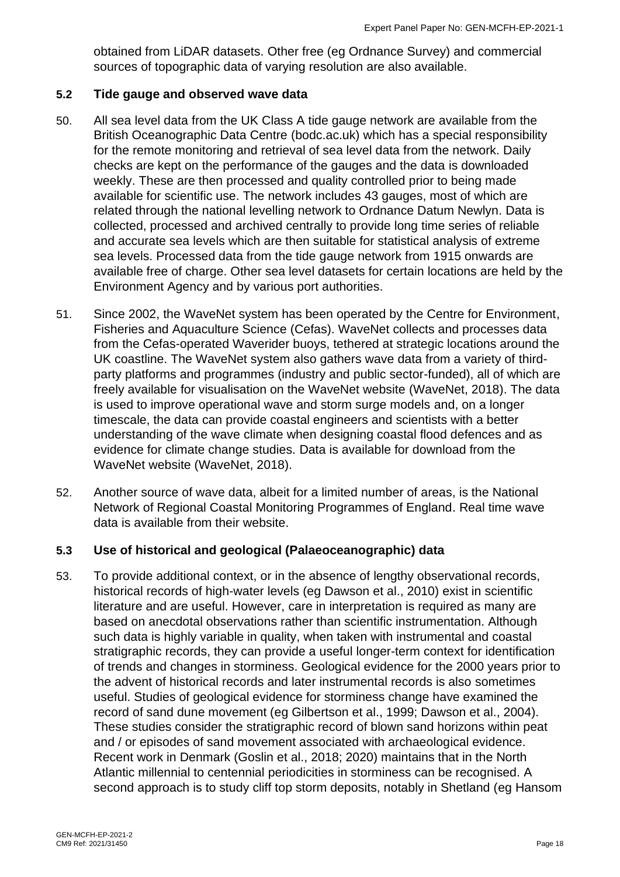obtained from LiDAR datasets. Other free (eg Ordnance Survey) and commercial sources of topographic data of varying resolution are also available.

### 5.2 Tide gauge and observed wave data

50. All sea level data from the UK Class A tide gauge network are available from the British Oceanographic Data Centre (bodc.ac.uk) which has a special responsibility for the remote monitoring and retrieval of sea level data from the network. Daily checks are kept on the performance of the gauges and the data is downloaded weekly. These are then processed and quality controlled prior to being made available for scientific use. The network includes 43 gauges, most of which are related through the national levelling network to Ordnance Datum Newlyn. Data is collected, processed and archived centrally to provide long time series of reliable and accurate sea levels which are then suitable for statistical analysis of extreme sea levels. Processed data from the tide gauge network from 1915 onwards are available free of charge. Other sea level datasets for certain locations are held by the Environment Agency and by various port authorities.

51. Since 2002, the WaveNet system has been operated by the Centre for Environment, Fisheries and Aquaculture Science (Cefas). WaveNet collects and processes data from the Cefas-operated Waverider buoys, tethered at strategic locations around the UK coastline. The WaveNet system also gathers wave data from a variety of third-party platforms and programmes (industry and public sector-funded), all of which are freely available for visualisation on the WaveNet website (WaveNet, 2018). The data is used to improve operational wave and storm surge models and, on a longer timescale, the data can provide coastal engineers and scientists with a better understanding of the wave climate when designing coastal flood defences and as evidence for climate change studies. Data is available for download from the WaveNet website (WaveNet, 2018).

52. Another source of wave data, albeit for a limited number of areas, is the National Network of Regional Coastal Monitoring Programmes of England. Real time wave data is available from their website.

### 5.3 Use of historical and geological (Palaeoceanographic) data

53. To provide additional context, or in the absence of lengthy observational records, historical records of high-water levels (eg Dawson et al., 2010) exist in scientific literature and are useful. However, care in interpretation is required as many are based on anecdotal observations rather than scientific instrumentation. Although such data is highly variable in quality, when taken with instrumental and coastal stratigraphic records, they can provide a useful longer-term context for identification of trends and changes in storminess. Geological evidence for the 2000 years prior to the advent of historical records and later instrumental records is also sometimes useful. Studies of geological evidence for storminess change have examined the record of sand dune movement (eg Gilbertson et al., 1999; Dawson et al., 2004). These studies consider the stratigraphic record of blown sand horizons within peat and / or episodes of sand movement associated with archaeological evidence. Recent work in Denmark (Goslin et al., 2018; 2020) maintains that in the North Atlantic millennial to centennial periodicities in storminess can be recognised. A second approach is to study cliff top storm deposits, notably in Shetland (eg Hansom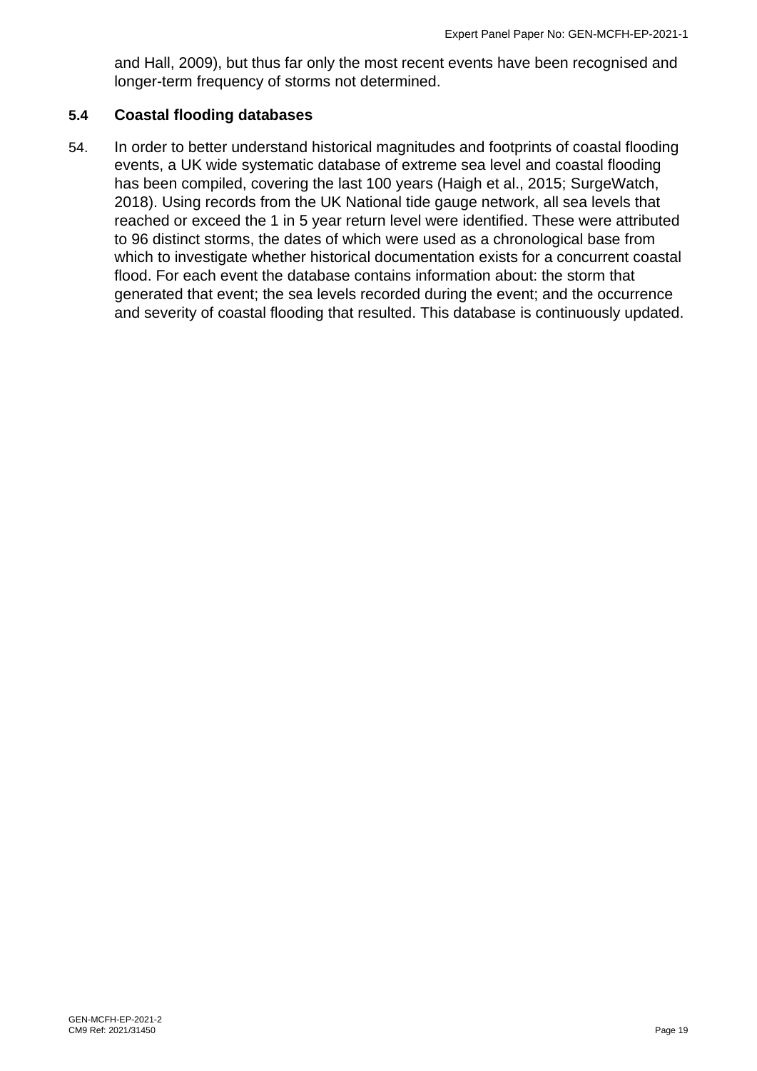and Hall, 2009), but thus far only the most recent events have been recognised and longer-term frequency of storms not determined.

### 5.4 Coastal flooding databases

54. In order to better understand historical magnitudes and footprints of coastal flooding events, a UK wide systematic database of extreme sea level and coastal flooding has been compiled, covering the last 100 years (Haigh et al., 2015; SurgeWatch, 2018). Using records from the UK National tide gauge network, all sea levels that reached or exceed the 1 in 5 year return level were identified. These were attributed to 96 distinct storms, the dates of which were used as a chronological base from which to investigate whether historical documentation exists for a concurrent coastal flood. For each event the database contains information about: the storm that generated that event; the sea levels recorded during the event; and the occurrence and severity of coastal flooding that resulted. This database is continuously updated.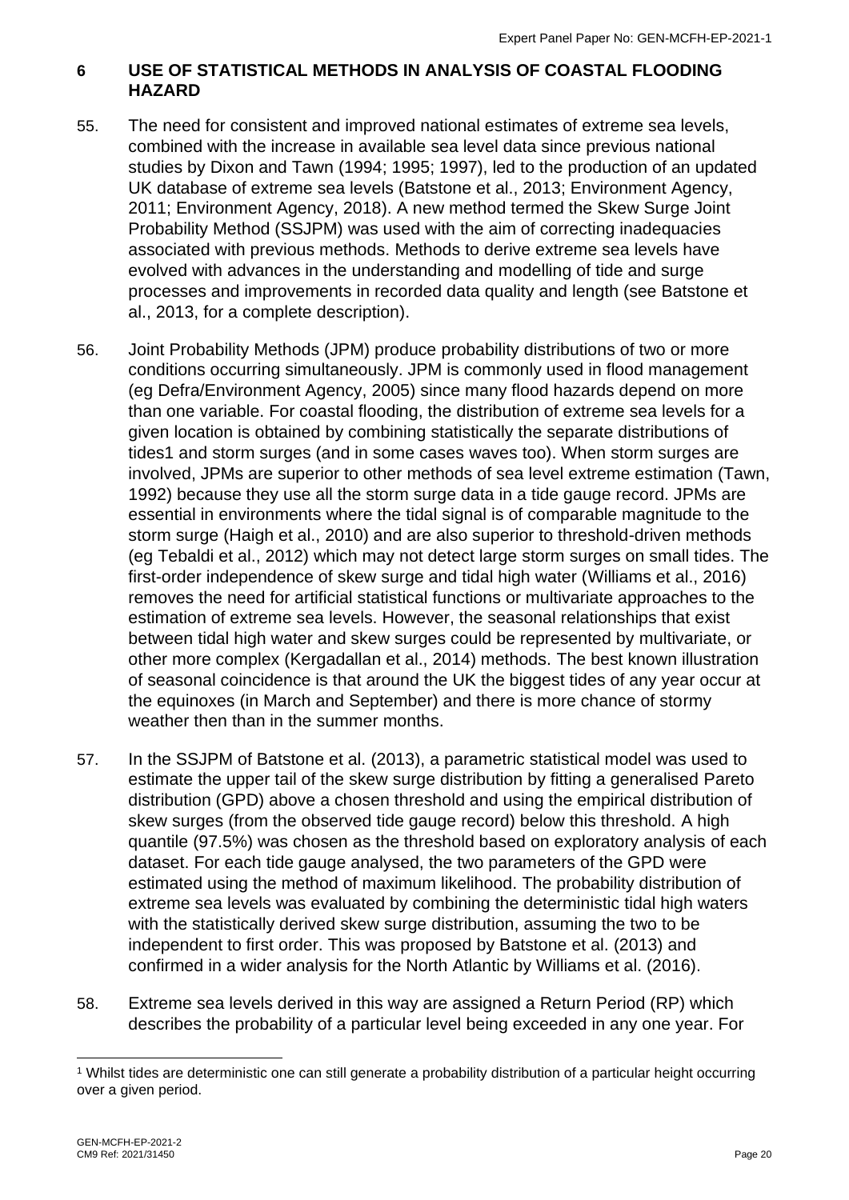## 6 USE OF STATISTICAL METHODS IN ANALYSIS OF COASTAL FLOODING HAZARD

55. The need for consistent and improved national estimates of extreme sea levels, combined with the increase in available sea level data since previous national studies by Dixon and Tawn (1994; 1995; 1997), led to the production of an updated UK database of extreme sea levels (Batstone et al., 2013; Environment Agency, 2011; Environment Agency, 2018). A new method termed the Skew Surge Joint Probability Method (SSJPM) was used with the aim of correcting inadequacies associated with previous methods. Methods to derive extreme sea levels have evolved with advances in the understanding and modelling of tide and surge processes and improvements in recorded data quality and length (see Batstone et al., 2013, for a complete description).

56. Joint Probability Methods (JPM) produce probability distributions of two or more conditions occurring simultaneously. JPM is commonly used in flood management (eg Defra/Environment Agency, 2005) since many flood hazards depend on more than one variable. For coastal flooding, the distribution of extreme sea levels for a given location is obtained by combining statistically the separate distributions of tides[1] and storm surges (and in some cases waves too). When storm surges are involved, JPMs are superior to other methods of sea level extreme estimation (Tawn, 1992) because they use all the storm surge data in a tide gauge record. JPMs are essential in environments where the tidal signal is of comparable magnitude to the storm surge (Haigh et al., 2010) and are also superior to threshold-driven methods (eg Tebaldi et al., 2012) which may not detect large storm surges on small tides. The first-order independence of skew surge and tidal high water (Williams et al., 2016) removes the need for artificial statistical functions or multivariate approaches to the estimation of extreme sea levels. However, the seasonal relationships that exist between tidal high water and skew surges could be represented by multivariate, or other more complex (Kergadallan et al., 2014) methods. The best known illustration of seasonal coincidence is that around the UK the biggest tides of any year occur at the equinoxes (in March and September) and there is more chance of stormy weather then than in the summer months.

57. In the SSJPM of Batstone et al. (2013), a parametric statistical model was used to estimate the upper tail of the skew surge distribution by fitting a generalised Pareto distribution (GPD) above a chosen threshold and using the empirical distribution of skew surges (from the observed tide gauge record) below this threshold. A high quantile (97.5%) was chosen as the threshold based on exploratory analysis of each dataset. For each tide gauge analysed, the two parameters of the GPD were estimated using the method of maximum likelihood. The probability distribution of extreme sea levels was evaluated by combining the deterministic tidal high waters with the statistically derived skew surge distribution, assuming the two to be independent to first order. This was proposed by Batstone et al. (2013) and confirmed in a wider analysis for the North Atlantic by Williams et al. (2016).

58. Extreme sea levels derived in this way are assigned a Return Period (RP) which describes the probability of a particular level being exceeded in any one year. For

[1] Whilst tides are deterministic one can still generate a probability distribution of a particular height occurring over a given period.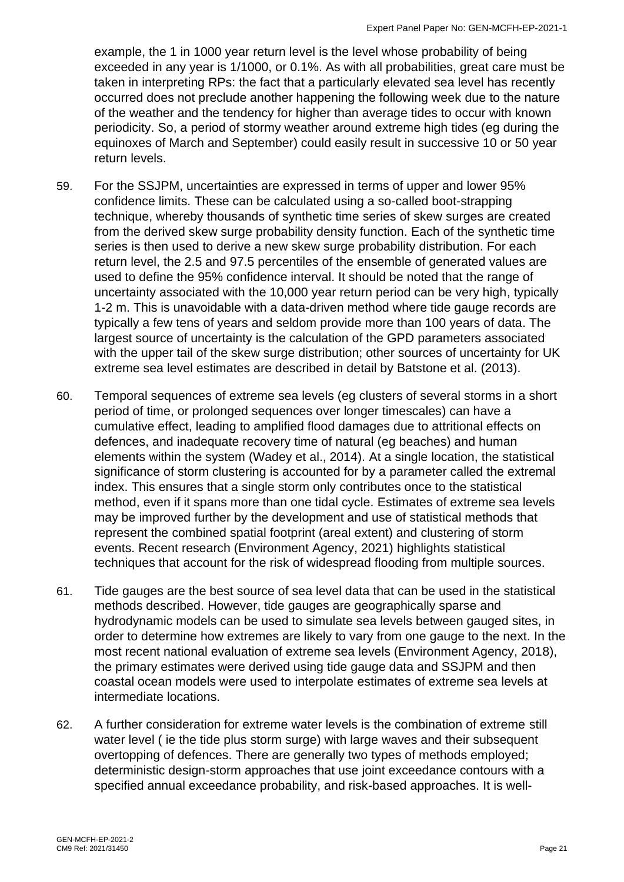example, the 1 in 1000 year return level is the level whose probability of being exceeded in any year is 1/1000, or 0.1%. As with all probabilities, great care must be taken in interpreting RPs: the fact that a particularly elevated sea level has recently occurred does not preclude another happening the following week due to the nature of the weather and the tendency for higher than average tides to occur with known periodicity. So, a period of stormy weather around extreme high tides (eg during the equinoxes of March and September) could easily result in successive 10 or 50 year return levels.

59. For the SSJPM, uncertainties are expressed in terms of upper and lower 95% confidence limits. These can be calculated using a so-called boot-strapping technique, whereby thousands of synthetic time series of skew surges are created from the derived skew surge probability density function. Each of the synthetic time series is then used to derive a new skew surge probability distribution. For each return level, the 2.5 and 97.5 percentiles of the ensemble of generated values are used to define the 95% confidence interval. It should be noted that the range of uncertainty associated with the 10,000 year return period can be very high, typically 1-2 m. This is unavoidable with a data-driven method where tide gauge records are typically a few tens of years and seldom provide more than 100 years of data. The largest source of uncertainty is the calculation of the GPD parameters associated with the upper tail of the skew surge distribution; other sources of uncertainty for UK extreme sea level estimates are described in detail by Batstone et al. (2013).

60. Temporal sequences of extreme sea levels (eg clusters of several storms in a short period of time, or prolonged sequences over longer timescales) can have a cumulative effect, leading to amplified flood damages due to attritional effects on defences, and inadequate recovery time of natural (eg beaches) and human elements within the system (Wadey et al., 2014). At a single location, the statistical significance of storm clustering is accounted for by a parameter called the extremal index. This ensures that a single storm only contributes once to the statistical method, even if it spans more than one tidal cycle. Estimates of extreme sea levels may be improved further by the development and use of statistical methods that represent the combined spatial footprint (areal extent) and clustering of storm events. Recent research (Environment Agency, 2021) highlights statistical techniques that account for the risk of widespread flooding from multiple sources.

61. Tide gauges are the best source of sea level data that can be used in the statistical methods described. However, tide gauges are geographically sparse and hydrodynamic models can be used to simulate sea levels between gauged sites, in order to determine how extremes are likely to vary from one gauge to the next. In the most recent national evaluation of extreme sea levels (Environment Agency, 2018), the primary estimates were derived using tide gauge data and SSJPM and then coastal ocean models were used to interpolate estimates of extreme sea levels at intermediate locations.

62. A further consideration for extreme water levels is the combination of extreme still water level ( ie the tide plus storm surge) with large waves and their subsequent overtopping of defences. There are generally two types of methods employed; deterministic design-storm approaches that use joint exceedance contours with a specified annual exceedance probability, and risk-based approaches. It is well-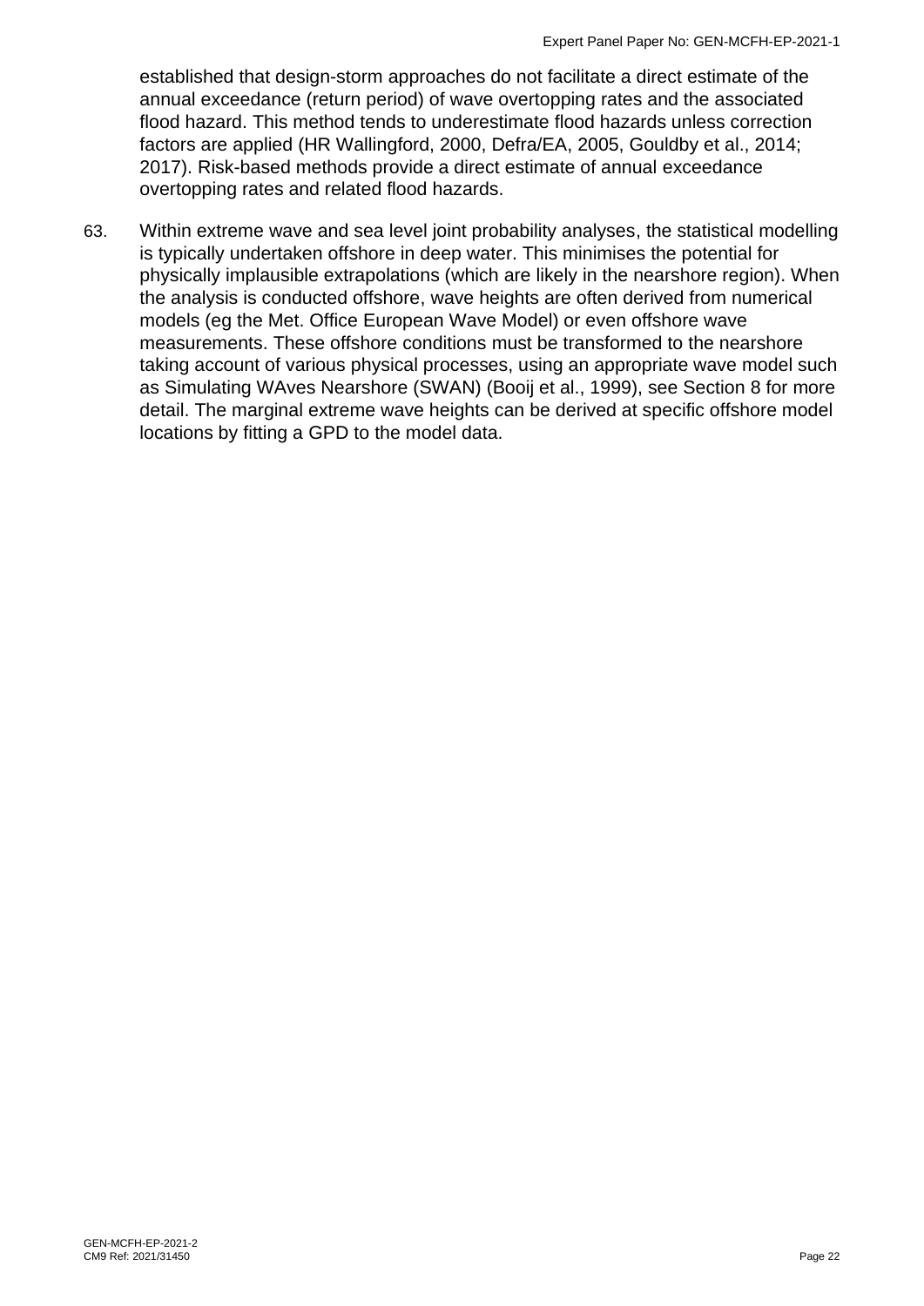established that design-storm approaches do not facilitate a direct estimate of the annual exceedance (return period) of wave overtopping rates and the associated flood hazard. This method tends to underestimate flood hazards unless correction factors are applied (HR Wallingford, 2000, Defra/EA, 2005, Gouldby et al., 2014; 2017). Risk-based methods provide a direct estimate of annual exceedance overtopping rates and related flood hazards.

63. Within extreme wave and sea level joint probability analyses, the statistical modelling is typically undertaken offshore in deep water. This minimises the potential for physically implausible extrapolations (which are likely in the nearshore region). When the analysis is conducted offshore, wave heights are often derived from numerical models (eg the Met. Office European Wave Model) or even offshore wave measurements. These offshore conditions must be transformed to the nearshore taking account of various physical processes, using an appropriate wave model such as Simulating WAves Nearshore (SWAN) (Booij et al., 1999), see Section 8 for more detail. The marginal extreme wave heights can be derived at specific offshore model locations by fitting a GPD to the model data.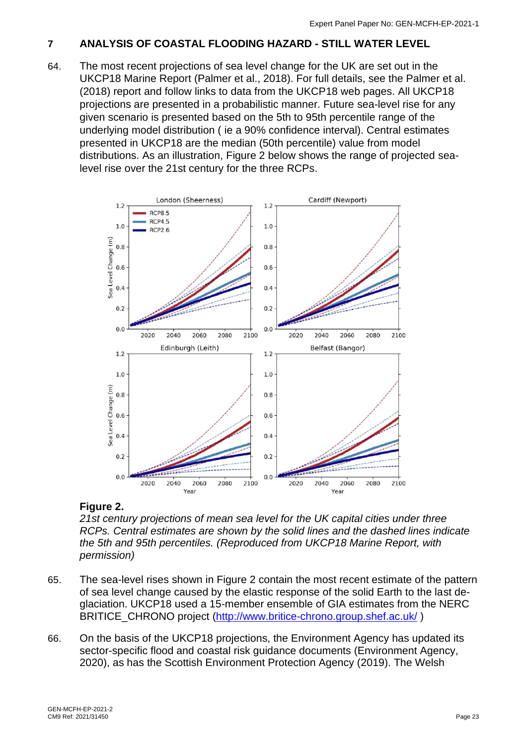## 7 ANALYSIS OF COASTAL FLOODING HAZARD - STILL WATER LEVEL

64. The most recent projections of sea level change for the UK are set out in the UKCP18 Marine Report (Palmer et al., 2018). For full details, see the Palmer et al. (2018) report and follow links to data from the UKCP18 web pages. All UKCP18 projections are presented in a probabilistic manner. Future sea-level rise for any given scenario is presented based on the 5th to 95th percentile range of the underlying model distribution ( ie a 90% confidence interval). Central estimates presented in UKCP18 are the median (50th percentile) value from model distributions. As an illustration, Figure 2 below shows the range of projected sea-level rise over the 21st century for the three RCPs.

**Figure 2.**
*21st century projections of mean sea level for the UK capital cities under three RCPs. Central estimates are shown by the solid lines and the dashed lines indicate the 5th and 95th percentiles. (Reproduced from UKCP18 Marine Report, with permission)*

65. The sea-level rises shown in Figure 2 contain the most recent estimate of the pattern of sea level change caused by the elastic response of the solid Earth to the last de-glaciation. UKCP18 used a 15-member ensemble of GIA estimates from the NERC BRITICE_CHRONO project (http://www.britice-chrono.group.shef.ac.uk/ )

66. On the basis of the UKCP18 projections, the Environment Agency has updated its sector-specific flood and coastal risk guidance documents (Environment Agency, 2020), as has the Scottish Environment Protection Agency (2019). The Welsh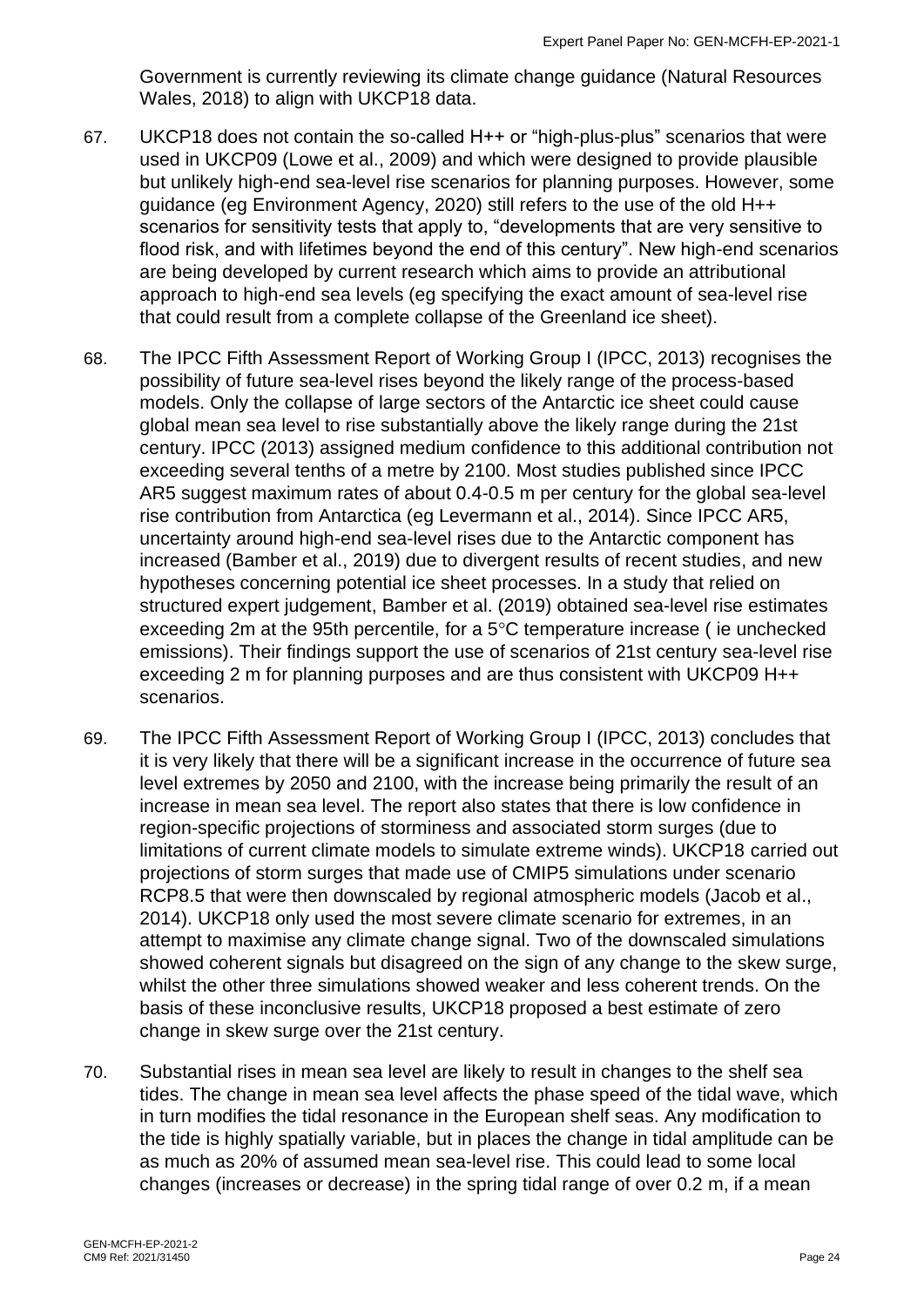Government is currently reviewing its climate change guidance (Natural Resources Wales, 2018) to align with UKCP18 data.

67. UKCP18 does not contain the so-called H++ or "high-plus-plus" scenarios that were used in UKCP09 (Lowe et al., 2009) and which were designed to provide plausible but unlikely high-end sea-level rise scenarios for planning purposes. However, some guidance (eg Environment Agency, 2020) still refers to the use of the old H++ scenarios for sensitivity tests that apply to, "developments that are very sensitive to flood risk, and with lifetimes beyond the end of this century". New high-end scenarios are being developed by current research which aims to provide an attributional approach to high-end sea levels (eg specifying the exact amount of sea-level rise that could result from a complete collapse of the Greenland ice sheet).

68. The IPCC Fifth Assessment Report of Working Group I (IPCC, 2013) recognises the possibility of future sea-level rises beyond the likely range of the process-based models. Only the collapse of large sectors of the Antarctic ice sheet could cause global mean sea level to rise substantially above the likely range during the 21st century. IPCC (2013) assigned medium confidence to this additional contribution not exceeding several tenths of a metre by 2100. Most studies published since IPCC AR5 suggest maximum rates of about 0.4-0.5 m per century for the global sea-level rise contribution from Antarctica (eg Levermann et al., 2014). Since IPCC AR5, uncertainty around high-end sea-level rises due to the Antarctic component has increased (Bamber et al., 2019) due to divergent results of recent studies, and new hypotheses concerning potential ice sheet processes. In a study that relied on structured expert judgement, Bamber et al. (2019) obtained sea-level rise estimates exceeding 2m at the 95th percentile, for a 5°C temperature increase ( ie unchecked emissions). Their findings support the use of scenarios of 21st century sea-level rise exceeding 2 m for planning purposes and are thus consistent with UKCP09 H++ scenarios.

69. The IPCC Fifth Assessment Report of Working Group I (IPCC, 2013) concludes that it is very likely that there will be a significant increase in the occurrence of future sea level extremes by 2050 and 2100, with the increase being primarily the result of an increase in mean sea level. The report also states that there is low confidence in region-specific projections of storminess and associated storm surges (due to limitations of current climate models to simulate extreme winds). UKCP18 carried out projections of storm surges that made use of CMIP5 simulations under scenario RCP8.5 that were then downscaled by regional atmospheric models (Jacob et al., 2014). UKCP18 only used the most severe climate scenario for extremes, in an attempt to maximise any climate change signal. Two of the downscaled simulations showed coherent signals but disagreed on the sign of any change to the skew surge, whilst the other three simulations showed weaker and less coherent trends. On the basis of these inconclusive results, UKCP18 proposed a best estimate of zero change in skew surge over the 21st century.

70. Substantial rises in mean sea level are likely to result in changes to the shelf sea tides. The change in mean sea level affects the phase speed of the tidal wave, which in turn modifies the tidal resonance in the European shelf seas. Any modification to the tide is highly spatially variable, but in places the change in tidal amplitude can be as much as 20% of assumed mean sea-level rise. This could lead to some local changes (increases or decrease) in the spring tidal range of over 0.2 m, if a mean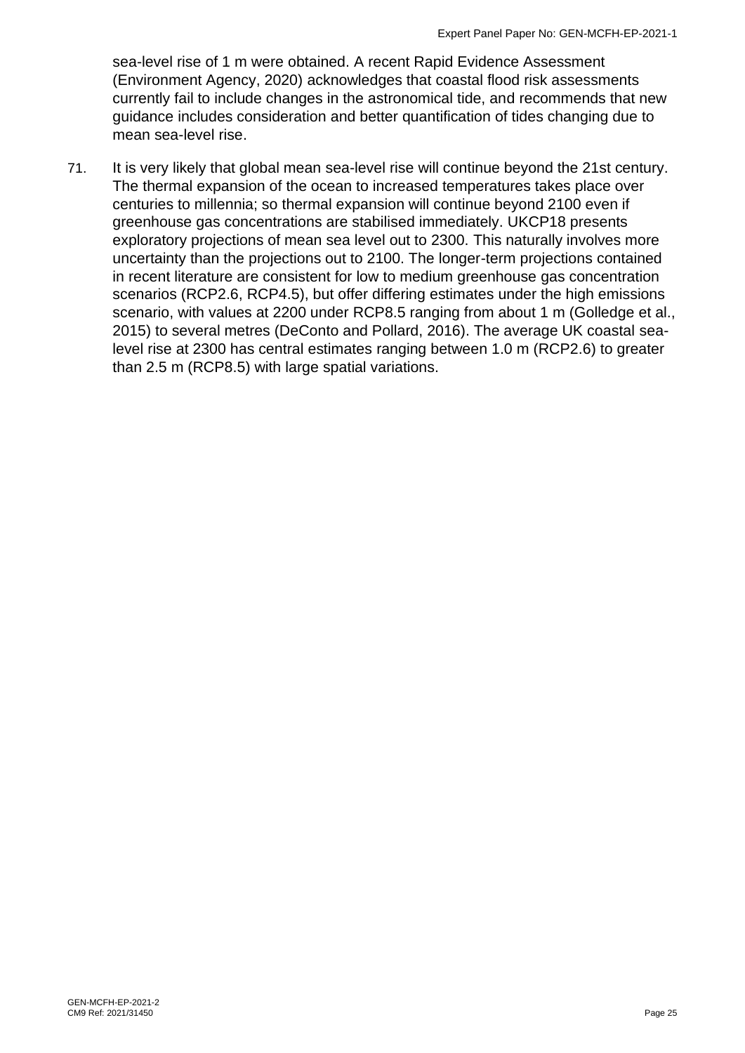sea-level rise of 1 m were obtained. A recent Rapid Evidence Assessment (Environment Agency, 2020) acknowledges that coastal flood risk assessments currently fail to include changes in the astronomical tide, and recommends that new guidance includes consideration and better quantification of tides changing due to mean sea-level rise.

71. It is very likely that global mean sea-level rise will continue beyond the 21st century. The thermal expansion of the ocean to increased temperatures takes place over centuries to millennia; so thermal expansion will continue beyond 2100 even if greenhouse gas concentrations are stabilised immediately. UKCP18 presents exploratory projections of mean sea level out to 2300. This naturally involves more uncertainty than the projections out to 2100. The longer-term projections contained in recent literature are consistent for low to medium greenhouse gas concentration scenarios (RCP2.6, RCP4.5), but offer differing estimates under the high emissions scenario, with values at 2200 under RCP8.5 ranging from about 1 m (Golledge et al., 2015) to several metres (DeConto and Pollard, 2016). The average UK coastal sea-level rise at 2300 has central estimates ranging between 1.0 m (RCP2.6) to greater than 2.5 m (RCP8.5) with large spatial variations.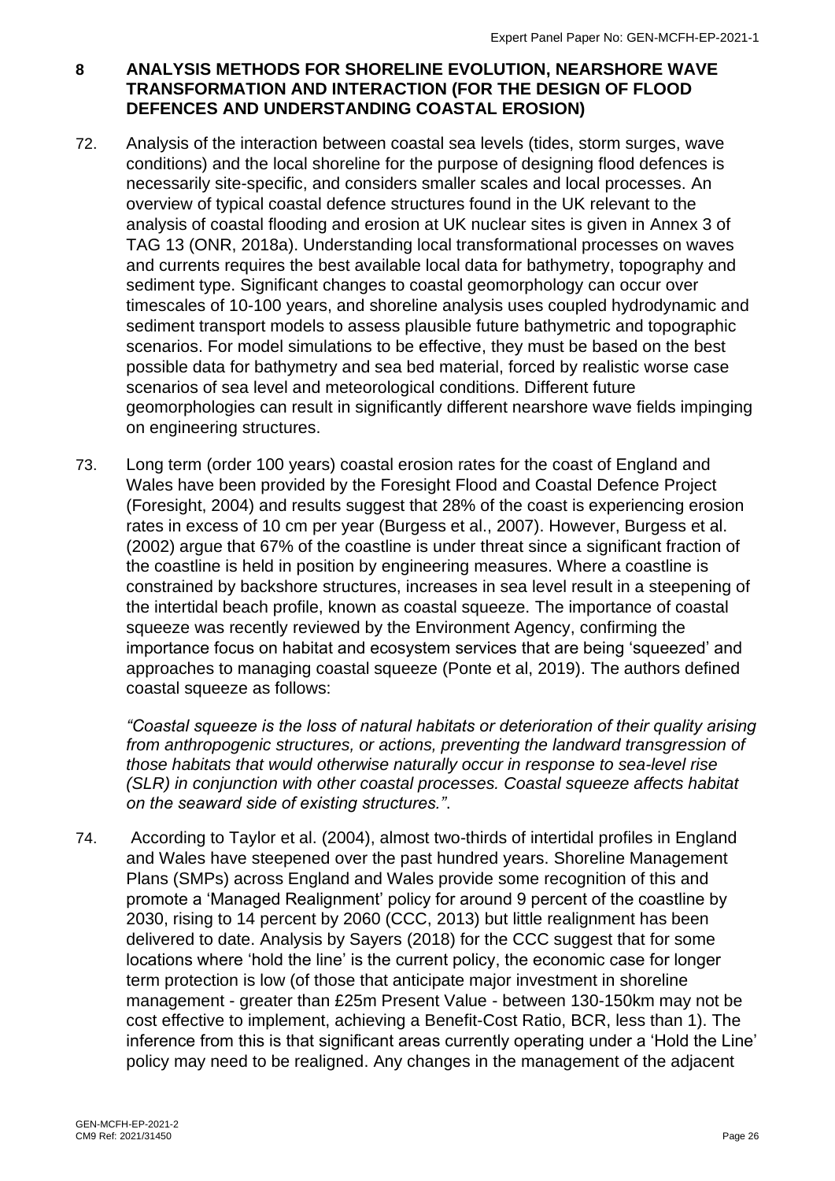## 8 ANALYSIS METHODS FOR SHORELINE EVOLUTION, NEARSHORE WAVE TRANSFORMATION AND INTERACTION (FOR THE DESIGN OF FLOOD DEFENCES AND UNDERSTANDING COASTAL EROSION)

72. Analysis of the interaction between coastal sea levels (tides, storm surges, wave conditions) and the local shoreline for the purpose of designing flood defences is necessarily site-specific, and considers smaller scales and local processes. An overview of typical coastal defence structures found in the UK relevant to the analysis of coastal flooding and erosion at UK nuclear sites is given in Annex 3 of TAG 13 (ONR, 2018a). Understanding local transformational processes on waves and currents requires the best available local data for bathymetry, topography and sediment type. Significant changes to coastal geomorphology can occur over timescales of 10-100 years, and shoreline analysis uses coupled hydrodynamic and sediment transport models to assess plausible future bathymetric and topographic scenarios. For model simulations to be effective, they must be based on the best possible data for bathymetry and sea bed material, forced by realistic worse case scenarios of sea level and meteorological conditions. Different future geomorphologies can result in significantly different nearshore wave fields impinging on engineering structures.

73. Long term (order 100 years) coastal erosion rates for the coast of England and Wales have been provided by the Foresight Flood and Coastal Defence Project (Foresight, 2004) and results suggest that 28% of the coast is experiencing erosion rates in excess of 10 cm per year (Burgess et al., 2007). However, Burgess et al. (2002) argue that 67% of the coastline is under threat since a significant fraction of the coastline is held in position by engineering measures. Where a coastline is constrained by backshore structures, increases in sea level result in a steepening of the intertidal beach profile, known as coastal squeeze. The importance of coastal squeeze was recently reviewed by the Environment Agency, confirming the importance focus on habitat and ecosystem services that are being 'squeezed' and approaches to managing coastal squeeze (Ponte et al, 2019). The authors defined coastal squeeze as follows:

    *"Coastal squeeze is the loss of natural habitats or deterioration of their quality arising from anthropogenic structures, or actions, preventing the landward transgression of those habitats that would otherwise naturally occur in response to sea-level rise (SLR) in conjunction with other coastal processes. Coastal squeeze affects habitat on the seaward side of existing structures."*.

74. According to Taylor et al. (2004), almost two-thirds of intertidal profiles in England and Wales have steepened over the past hundred years. Shoreline Management Plans (SMPs) across England and Wales provide some recognition of this and promote a 'Managed Realignment' policy for around 9 percent of the coastline by 2030, rising to 14 percent by 2060 (CCC, 2013) but little realignment has been delivered to date. Analysis by Sayers (2018) for the CCC suggest that for some locations where 'hold the line' is the current policy, the economic case for longer term protection is low (of those that anticipate major investment in shoreline management - greater than £25m Present Value - between 130-150km may not be cost effective to implement, achieving a Benefit-Cost Ratio, BCR, less than 1). The inference from this is that significant areas currently operating under a 'Hold the Line' policy may need to be realigned. Any changes in the management of the adjacent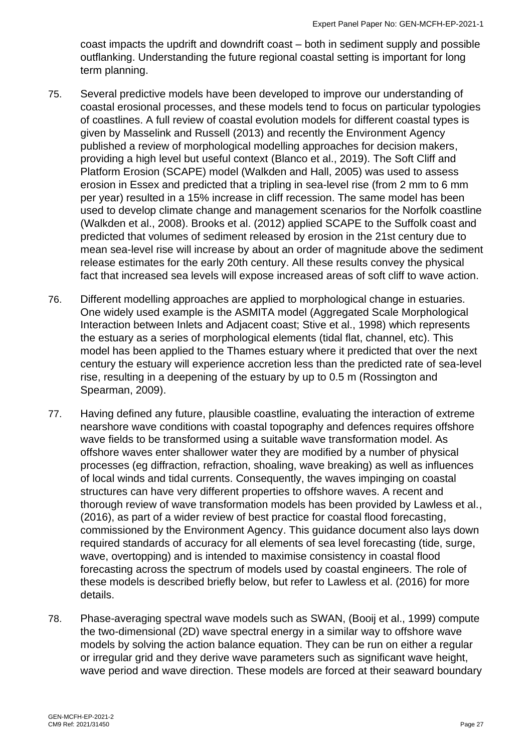coast impacts the updrift and downdrift coast – both in sediment supply and possible outflanking. Understanding the future regional coastal setting is important for long term planning.

75. Several predictive models have been developed to improve our understanding of coastal erosional processes, and these models tend to focus on particular typologies of coastlines. A full review of coastal evolution models for different coastal types is given by Masselink and Russell (2013) and recently the Environment Agency published a review of morphological modelling approaches for decision makers, providing a high level but useful context (Blanco et al., 2019). The Soft Cliff and Platform Erosion (SCAPE) model (Walkden and Hall, 2005) was used to assess erosion in Essex and predicted that a tripling in sea-level rise (from 2 mm to 6 mm per year) resulted in a 15% increase in cliff recession. The same model has been used to develop climate change and management scenarios for the Norfolk coastline (Walkden et al., 2008). Brooks et al. (2012) applied SCAPE to the Suffolk coast and predicted that volumes of sediment released by erosion in the 21st century due to mean sea-level rise will increase by about an order of magnitude above the sediment release estimates for the early 20th century. All these results convey the physical fact that increased sea levels will expose increased areas of soft cliff to wave action.

76. Different modelling approaches are applied to morphological change in estuaries. One widely used example is the ASMITA model (Aggregated Scale Morphological Interaction between Inlets and Adjacent coast; Stive et al., 1998) which represents the estuary as a series of morphological elements (tidal flat, channel, etc). This model has been applied to the Thames estuary where it predicted that over the next century the estuary will experience accretion less than the predicted rate of sea-level rise, resulting in a deepening of the estuary by up to 0.5 m (Rossington and Spearman, 2009).

77. Having defined any future, plausible coastline, evaluating the interaction of extreme nearshore wave conditions with coastal topography and defences requires offshore wave fields to be transformed using a suitable wave transformation model. As offshore waves enter shallower water they are modified by a number of physical processes (eg diffraction, refraction, shoaling, wave breaking) as well as influences of local winds and tidal currents. Consequently, the waves impinging on coastal structures can have very different properties to offshore waves. A recent and thorough review of wave transformation models has been provided by Lawless et al., (2016), as part of a wider review of best practice for coastal flood forecasting, commissioned by the Environment Agency. This guidance document also lays down required standards of accuracy for all elements of sea level forecasting (tide, surge, wave, overtopping) and is intended to maximise consistency in coastal flood forecasting across the spectrum of models used by coastal engineers. The role of these models is described briefly below, but refer to Lawless et al. (2016) for more details.

78. Phase-averaging spectral wave models such as SWAN, (Booij et al., 1999) compute the two-dimensional (2D) wave spectral energy in a similar way to offshore wave models by solving the action balance equation. They can be run on either a regular or irregular grid and they derive wave parameters such as significant wave height, wave period and wave direction. These models are forced at their seaward boundary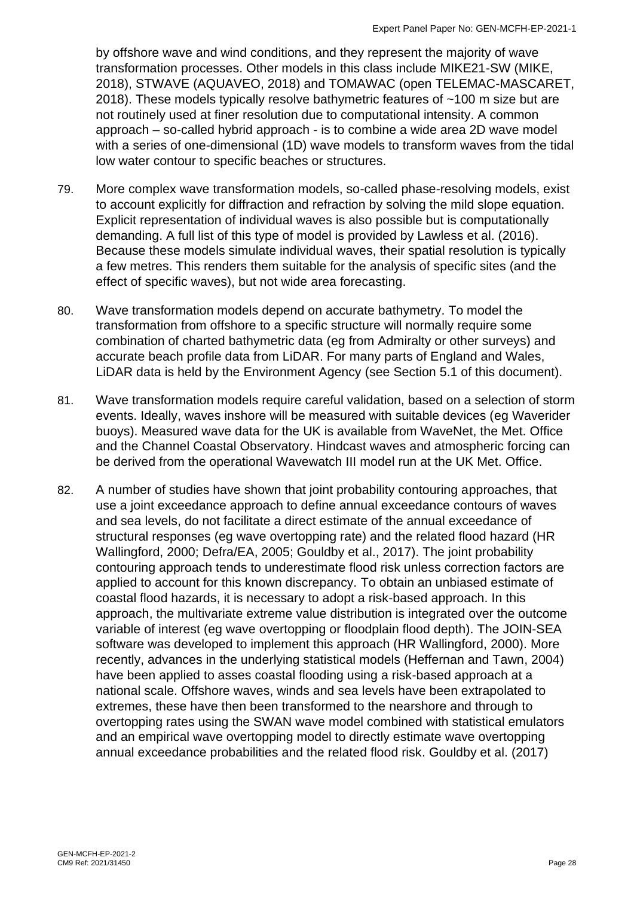by offshore wave and wind conditions, and they represent the majority of wave transformation processes. Other models in this class include MIKE21-SW (MIKE, 2018), STWAVE (AQUAVEO, 2018) and TOMAWAC (open TELEMAC-MASCARET, 2018). These models typically resolve bathymetric features of ~100 m size but are not routinely used at finer resolution due to computational intensity. A common approach – so-called hybrid approach - is to combine a wide area 2D wave model with a series of one-dimensional (1D) wave models to transform waves from the tidal low water contour to specific beaches or structures.

79. More complex wave transformation models, so-called phase-resolving models, exist to account explicitly for diffraction and refraction by solving the mild slope equation. Explicit representation of individual waves is also possible but is computationally demanding. A full list of this type of model is provided by Lawless et al. (2016). Because these models simulate individual waves, their spatial resolution is typically a few metres. This renders them suitable for the analysis of specific sites (and the effect of specific waves), but not wide area forecasting.

80. Wave transformation models depend on accurate bathymetry. To model the transformation from offshore to a specific structure will normally require some combination of charted bathymetric data (eg from Admiralty or other surveys) and accurate beach profile data from LiDAR. For many parts of England and Wales, LiDAR data is held by the Environment Agency (see Section 5.1 of this document).

81. Wave transformation models require careful validation, based on a selection of storm events. Ideally, waves inshore will be measured with suitable devices (eg Waverider buoys). Measured wave data for the UK is available from WaveNet, the Met. Office and the Channel Coastal Observatory. Hindcast waves and atmospheric forcing can be derived from the operational Wavewatch III model run at the UK Met. Office.

82. A number of studies have shown that joint probability contouring approaches, that use a joint exceedance approach to define annual exceedance contours of waves and sea levels, do not facilitate a direct estimate of the annual exceedance of structural responses (eg wave overtopping rate) and the related flood hazard (HR Wallingford, 2000; Defra/EA, 2005; Gouldby et al., 2017). The joint probability contouring approach tends to underestimate flood risk unless correction factors are applied to account for this known discrepancy. To obtain an unbiased estimate of coastal flood hazards, it is necessary to adopt a risk-based approach. In this approach, the multivariate extreme value distribution is integrated over the outcome variable of interest (eg wave overtopping or floodplain flood depth). The JOIN-SEA software was developed to implement this approach (HR Wallingford, 2000). More recently, advances in the underlying statistical models (Heffernan and Tawn, 2004) have been applied to asses coastal flooding using a risk-based approach at a national scale. Offshore waves, winds and sea levels have been extrapolated to extremes, these have then been transformed to the nearshore and through to overtopping rates using the SWAN wave model combined with statistical emulators and an empirical wave overtopping model to directly estimate wave overtopping annual exceedance probabilities and the related flood risk. Gouldby et al. (2017)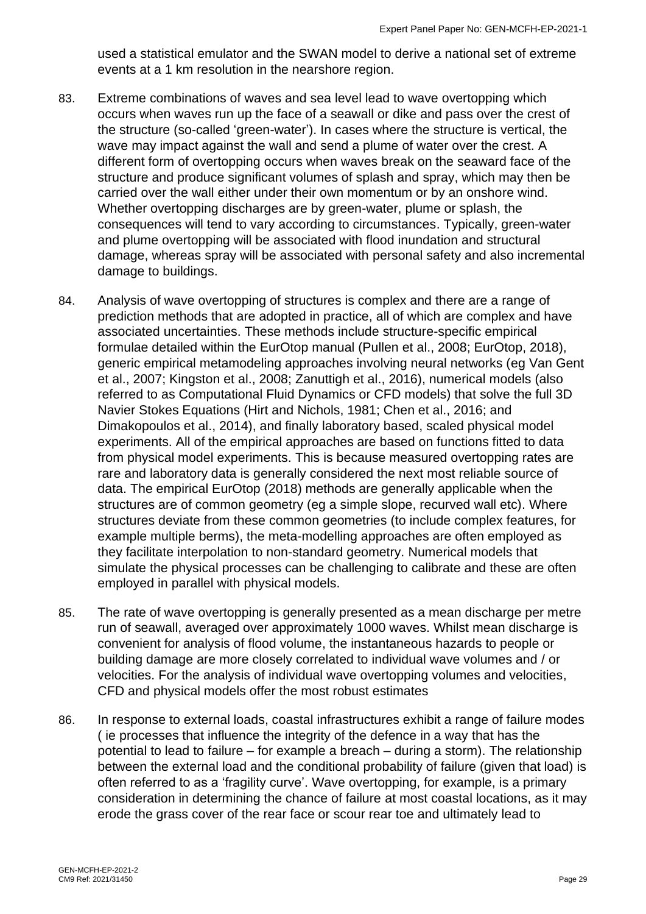used a statistical emulator and the SWAN model to derive a national set of extreme events at a 1 km resolution in the nearshore region.

83. Extreme combinations of waves and sea level lead to wave overtopping which occurs when waves run up the face of a seawall or dike and pass over the crest of the structure (so-called 'green-water'). In cases where the structure is vertical, the wave may impact against the wall and send a plume of water over the crest. A different form of overtopping occurs when waves break on the seaward face of the structure and produce significant volumes of splash and spray, which may then be carried over the wall either under their own momentum or by an onshore wind. Whether overtopping discharges are by green-water, plume or splash, the consequences will tend to vary according to circumstances. Typically, green-water and plume overtopping will be associated with flood inundation and structural damage, whereas spray will be associated with personal safety and also incremental damage to buildings.

84. Analysis of wave overtopping of structures is complex and there are a range of prediction methods that are adopted in practice, all of which are complex and have associated uncertainties. These methods include structure-specific empirical formulae detailed within the EurOtop manual (Pullen et al., 2008; EurOtop, 2018), generic empirical metamodeling approaches involving neural networks (eg Van Gent et al., 2007; Kingston et al., 2008; Zanuttigh et al., 2016), numerical models (also referred to as Computational Fluid Dynamics or CFD models) that solve the full 3D Navier Stokes Equations (Hirt and Nichols, 1981; Chen et al., 2016; and Dimakopoulos et al., 2014), and finally laboratory based, scaled physical model experiments. All of the empirical approaches are based on functions fitted to data from physical model experiments. This is because measured overtopping rates are rare and laboratory data is generally considered the next most reliable source of data. The empirical EurOtop (2018) methods are generally applicable when the structures are of common geometry (eg a simple slope, recurved wall etc). Where structures deviate from these common geometries (to include complex features, for example multiple berms), the meta-modelling approaches are often employed as they facilitate interpolation to non-standard geometry. Numerical models that simulate the physical processes can be challenging to calibrate and these are often employed in parallel with physical models.

85. The rate of wave overtopping is generally presented as a mean discharge per metre run of seawall, averaged over approximately 1000 waves. Whilst mean discharge is convenient for analysis of flood volume, the instantaneous hazards to people or building damage are more closely correlated to individual wave volumes and / or velocities. For the analysis of individual wave overtopping volumes and velocities, CFD and physical models offer the most robust estimates

86. In response to external loads, coastal infrastructures exhibit a range of failure modes ( ie processes that influence the integrity of the defence in a way that has the potential to lead to failure – for example a breach – during a storm). The relationship between the external load and the conditional probability of failure (given that load) is often referred to as a 'fragility curve'. Wave overtopping, for example, is a primary consideration in determining the chance of failure at most coastal locations, as it may erode the grass cover of the rear face or scour rear toe and ultimately lead to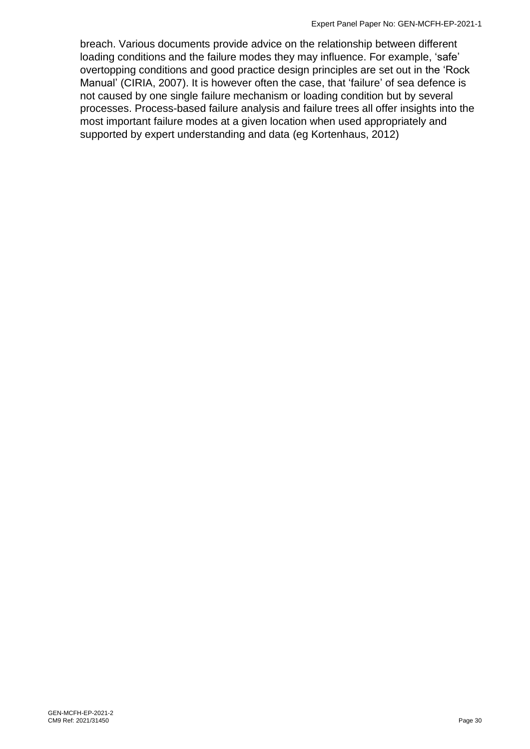breach. Various documents provide advice on the relationship between different loading conditions and the failure modes they may influence. For example, 'safe' overtopping conditions and good practice design principles are set out in the 'Rock Manual' (CIRIA, 2007). It is however often the case, that 'failure' of sea defence is not caused by one single failure mechanism or loading condition but by several processes. Process-based failure analysis and failure trees all offer insights into the most important failure modes at a given location when used appropriately and supported by expert understanding and data (eg Kortenhaus, 2012)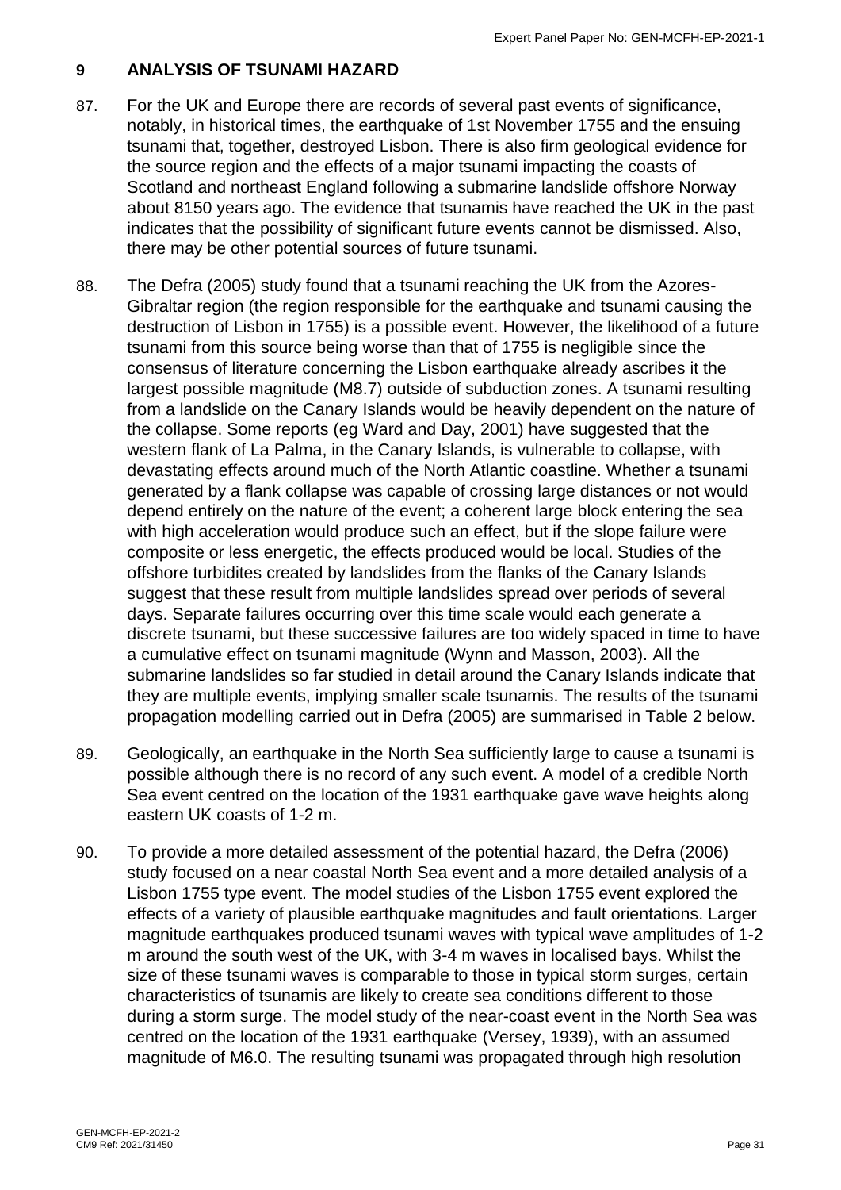## 9 ANALYSIS OF TSUNAMI HAZARD

87. For the UK and Europe there are records of several past events of significance, notably, in historical times, the earthquake of 1st November 1755 and the ensuing tsunami that, together, destroyed Lisbon. There is also firm geological evidence for the source region and the effects of a major tsunami impacting the coasts of Scotland and northeast England following a submarine landslide offshore Norway about 8150 years ago. The evidence that tsunamis have reached the UK in the past indicates that the possibility of significant future events cannot be dismissed. Also, there may be other potential sources of future tsunami.

88. The Defra (2005) study found that a tsunami reaching the UK from the Azores-Gibraltar region (the region responsible for the earthquake and tsunami causing the destruction of Lisbon in 1755) is a possible event. However, the likelihood of a future tsunami from this source being worse than that of 1755 is negligible since the consensus of literature concerning the Lisbon earthquake already ascribes it the largest possible magnitude (M8.7) outside of subduction zones. A tsunami resulting from a landslide on the Canary Islands would be heavily dependent on the nature of the collapse. Some reports (eg Ward and Day, 2001) have suggested that the western flank of La Palma, in the Canary Islands, is vulnerable to collapse, with devastating effects around much of the North Atlantic coastline. Whether a tsunami generated by a flank collapse was capable of crossing large distances or not would depend entirely on the nature of the event; a coherent large block entering the sea with high acceleration would produce such an effect, but if the slope failure were composite or less energetic, the effects produced would be local. Studies of the offshore turbidites created by landslides from the flanks of the Canary Islands suggest that these result from multiple landslides spread over periods of several days. Separate failures occurring over this time scale would each generate a discrete tsunami, but these successive failures are too widely spaced in time to have a cumulative effect on tsunami magnitude (Wynn and Masson, 2003). All the submarine landslides so far studied in detail around the Canary Islands indicate that they are multiple events, implying smaller scale tsunamis. The results of the tsunami propagation modelling carried out in Defra (2005) are summarised in Table 2 below.

89. Geologically, an earthquake in the North Sea sufficiently large to cause a tsunami is possible although there is no record of any such event. A model of a credible North Sea event centred on the location of the 1931 earthquake gave wave heights along eastern UK coasts of 1-2 m.

90. To provide a more detailed assessment of the potential hazard, the Defra (2006) study focused on a near coastal North Sea event and a more detailed analysis of a Lisbon 1755 type event. The model studies of the Lisbon 1755 event explored the effects of a variety of plausible earthquake magnitudes and fault orientations. Larger magnitude earthquakes produced tsunami waves with typical wave amplitudes of 1-2 m around the south west of the UK, with 3-4 m waves in localised bays. Whilst the size of these tsunami waves is comparable to those in typical storm surges, certain characteristics of tsunamis are likely to create sea conditions different to those during a storm surge. The model study of the near-coast event in the North Sea was centred on the location of the 1931 earthquake (Versey, 1939), with an assumed magnitude of M6.0. The resulting tsunami was propagated through high resolution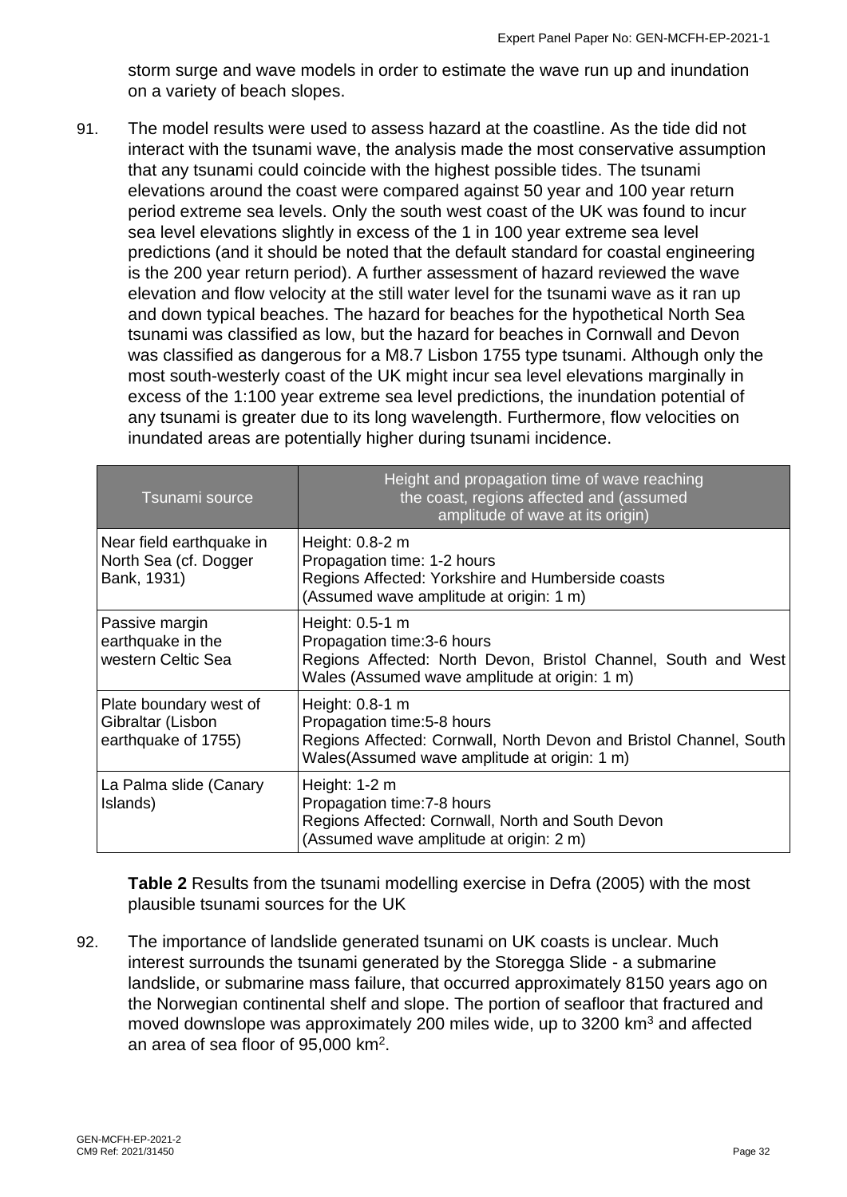storm surge and wave models in order to estimate the wave run up and inundation on a variety of beach slopes.

91. The model results were used to assess hazard at the coastline. As the tide did not interact with the tsunami wave, the analysis made the most conservative assumption that any tsunami could coincide with the highest possible tides. The tsunami elevations around the coast were compared against 50 year and 100 year return period extreme sea levels. Only the south west coast of the UK was found to incur sea level elevations slightly in excess of the 1 in 100 year extreme sea level predictions (and it should be noted that the default standard for coastal engineering is the 200 year return period). A further assessment of hazard reviewed the wave elevation and flow velocity at the still water level for the tsunami wave as it ran up and down typical beaches. The hazard for beaches for the hypothetical North Sea tsunami was classified as low, but the hazard for beaches in Cornwall and Devon was classified as dangerous for a M8.7 Lisbon 1755 type tsunami. Although only the most south-westerly coast of the UK might incur sea level elevations marginally in excess of the 1:100 year extreme sea level predictions, the inundation potential of any tsunami is greater due to its long wavelength. Furthermore, flow velocities on inundated areas are potentially higher during tsunami incidence.

| Tsunami source | Height and propagation time of wave reaching the coast, regions affected and (assumed amplitude of wave at its origin) |
|---|---|
| Near field earthquake in North Sea (cf. Dogger Bank, 1931) | Height: 0.8-2 m<br>Propagation time: 1-2 hours<br>Regions Affected: Yorkshire and Humberside coasts<br>(Assumed wave amplitude at origin: 1 m) |
| Passive margin earthquake in the western Celtic Sea | Height: 0.5-1 m<br>Propagation time:3-6 hours<br>Regions Affected: North Devon, Bristol Channel, South and West Wales (Assumed wave amplitude at origin: 1 m) |
| Plate boundary west of Gibraltar (Lisbon earthquake of 1755) | Height: 0.8-1 m<br>Propagation time:5-8 hours<br>Regions Affected: Cornwall, North Devon and Bristol Channel, South Wales(Assumed wave amplitude at origin: 1 m) |
| La Palma slide (Canary Islands) | Height: 1-2 m<br>Propagation time:7-8 hours<br>Regions Affected: Cornwall, North and South Devon<br>(Assumed wave amplitude at origin: 2 m) |

**Table 2** Results from the tsunami modelling exercise in Defra (2005) with the most plausible tsunami sources for the UK

92. The importance of landslide generated tsunami on UK coasts is unclear. Much interest surrounds the tsunami generated by the Storegga Slide - a submarine landslide, or submarine mass failure, that occurred approximately 8150 years ago on the Norwegian continental shelf and slope. The portion of seafloor that fractured and moved downslope was approximately 200 miles wide, up to 3200 $km^3$ and affected an area of sea floor of 95,000 $km^2$.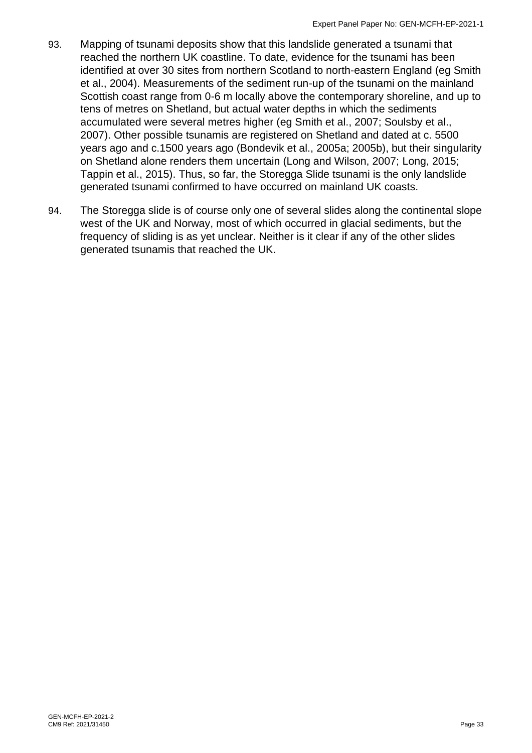93. Mapping of tsunami deposits show that this landslide generated a tsunami that reached the northern UK coastline. To date, evidence for the tsunami has been identified at over 30 sites from northern Scotland to north-eastern England (eg Smith et al., 2004). Measurements of the sediment run-up of the tsunami on the mainland Scottish coast range from 0-6 m locally above the contemporary shoreline, and up to tens of metres on Shetland, but actual water depths in which the sediments accumulated were several metres higher (eg Smith et al., 2007; Soulsby et al., 2007). Other possible tsunamis are registered on Shetland and dated at c. 5500 years ago and c.1500 years ago (Bondevik et al., 2005a; 2005b), but their singularity on Shetland alone renders them uncertain (Long and Wilson, 2007; Long, 2015; Tappin et al., 2015). Thus, so far, the Storegga Slide tsunami is the only landslide generated tsunami confirmed to have occurred on mainland UK coasts.

94. The Storegga slide is of course only one of several slides along the continental slope west of the UK and Norway, most of which occurred in glacial sediments, but the frequency of sliding is as yet unclear. Neither is it clear if any of the other slides generated tsunamis that reached the UK.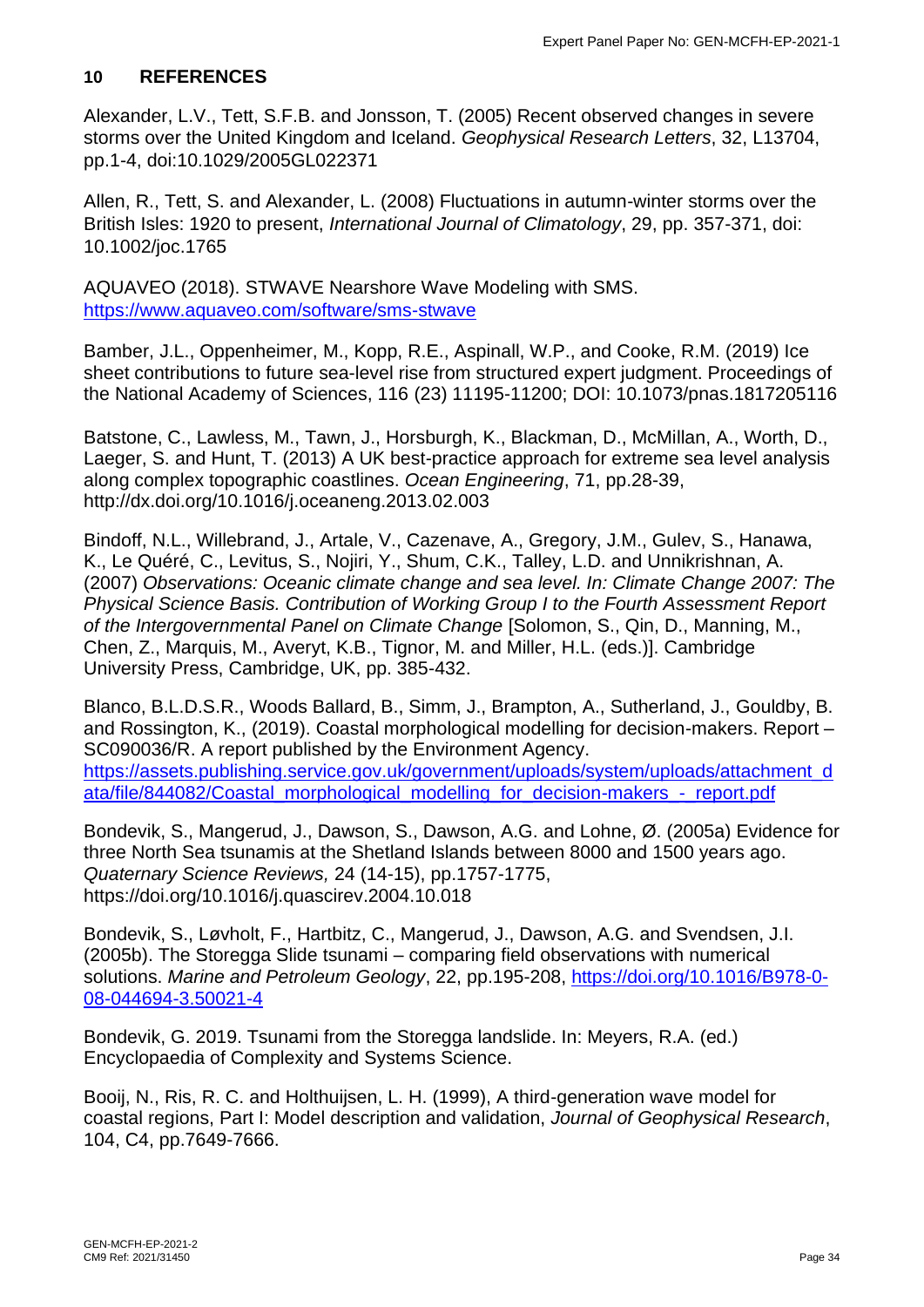## 10 REFERENCES

Alexander, L.V., Tett, S.F.B. and Jonsson, T. (2005) Recent observed changes in severe storms over the United Kingdom and Iceland. *Geophysical Research Letters*, 32, L13704, pp.1-4, doi:10.1029/2005GL022371

Allen, R., Tett, S. and Alexander, L. (2008) Fluctuations in autumn-winter storms over the British Isles: 1920 to present, *International Journal of Climatology*, 29, pp. 357-371, doi: 10.1002/joc.1765

AQUAVEO (2018). STWAVE Nearshore Wave Modeling with SMS. https://www.aquaveo.com/software/sms-stwave

Bamber, J.L., Oppenheimer, M., Kopp, R.E., Aspinall, W.P., and Cooke, R.M. (2019) Ice sheet contributions to future sea-level rise from structured expert judgment. Proceedings of the National Academy of Sciences, 116 (23) 11195-11200; DOI: 10.1073/pnas.1817205116

Batstone, C., Lawless, M., Tawn, J., Horsburgh, K., Blackman, D., McMillan, A., Worth, D., Laeger, S. and Hunt, T. (2013) A UK best-practice approach for extreme sea level analysis along complex topographic coastlines. *Ocean Engineering*, 71, pp.28-39, http://dx.doi.org/10.1016/j.oceaneng.2013.02.003

Bindoff, N.L., Willebrand, J., Artale, V., Cazenave, A., Gregory, J.M., Gulev, S., Hanawa, K., Le Quéré, C., Levitus, S., Nojiri, Y., Shum, C.K., Talley, L.D. and Unnikrishnan, A. (2007) *Observations: Oceanic climate change and sea level. In: Climate Change 2007: The Physical Science Basis. Contribution of Working Group I to the Fourth Assessment Report of the Intergovernmental Panel on Climate Change* [Solomon, S., Qin, D., Manning, M., Chen, Z., Marquis, M., Averyt, K.B., Tignor, M. and Miller, H.L. (eds.)]. Cambridge University Press, Cambridge, UK, pp. 385-432.

Blanco, B.L.D.S.R., Woods Ballard, B., Simm, J., Brampton, A., Sutherland, J., Gouldby, B. and Rossington, K., (2019). Coastal morphological modelling for decision-makers. Report – SC090036/R. A report published by the Environment Agency. https://assets.publishing.service.gov.uk/government/uploads/system/uploads/attachment_data/file/844082/Coastal_morphological_modelling_for_decision-makers_-_report.pdf

Bondevik, S., Mangerud, J., Dawson, S., Dawson, A.G. and Lohne, Ø. (2005a) Evidence for three North Sea tsunamis at the Shetland Islands between 8000 and 1500 years ago. *Quaternary Science Reviews,* 24 (14-15), pp.1757-1775, https://doi.org/10.1016/j.quascirev.2004.10.018

Bondevik, S., Løvholt, F., Hartbitz, C., Mangerud, J., Dawson, A.G. and Svendsen, J.I. (2005b). The Storegga Slide tsunami – comparing field observations with numerical solutions. *Marine and Petroleum Geology*, 22, pp.195-208, https://doi.org/10.1016/B978-0-08-044694-3.50021-4

Bondevik, G. 2019. Tsunami from the Storegga landslide. In: Meyers, R.A. (ed.) Encyclopaedia of Complexity and Systems Science.

Booij, N., Ris, R. C. and Holthuijsen, L. H. (1999), A third-generation wave model for coastal regions, Part I: Model description and validation, *Journal of Geophysical Research*, 104, C4, pp.7649-7666.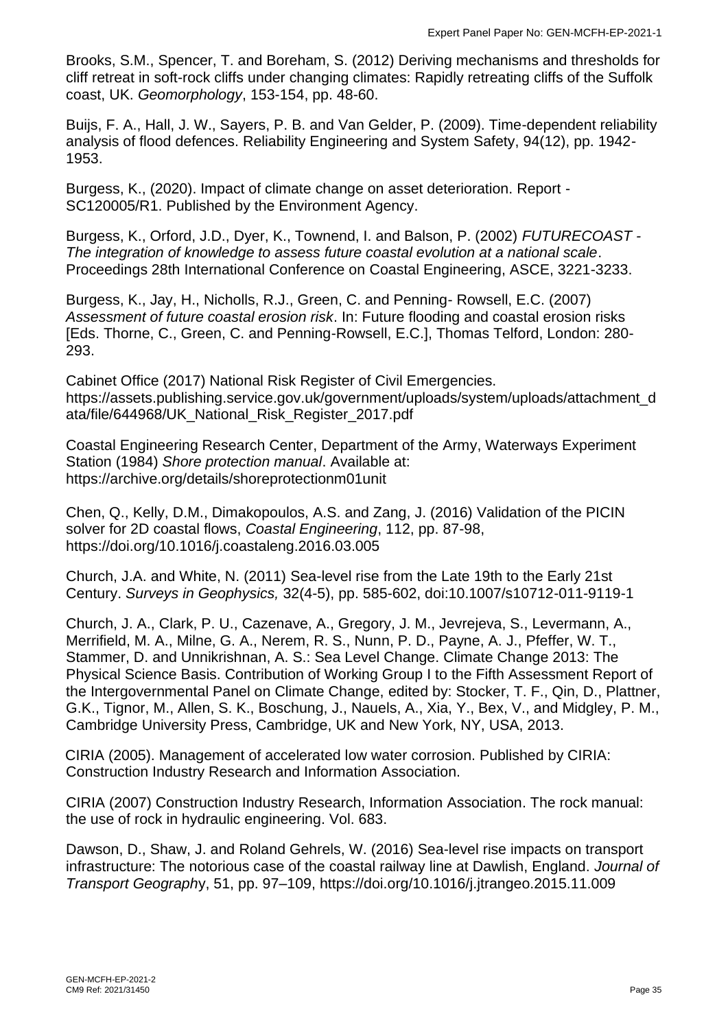Brooks, S.M., Spencer, T. and Boreham, S. (2012) Deriving mechanisms and thresholds for cliff retreat in soft-rock cliffs under changing climates: Rapidly retreating cliffs of the Suffolk coast, UK. *Geomorphology*, 153-154, pp. 48-60.

Buijs, F. A., Hall, J. W., Sayers, P. B. and Van Gelder, P. (2009). Time-dependent reliability analysis of flood defences. Reliability Engineering and System Safety, 94(12), pp. 1942-1953.

Burgess, K., (2020). Impact of climate change on asset deterioration. Report - SC120005/R1. Published by the Environment Agency.

Burgess, K., Orford, J.D., Dyer, K., Townend, I. and Balson, P. (2002) *FUTURECOAST - The integration of knowledge to assess future coastal evolution at a national scale*. Proceedings 28th International Conference on Coastal Engineering, ASCE, 3221-3233.

Burgess, K., Jay, H., Nicholls, R.J., Green, C. and Penning- Rowsell, E.C. (2007) *Assessment of future coastal erosion risk*. In: Future flooding and coastal erosion risks [Eds. Thorne, C., Green, C. and Penning-Rowsell, E.C.], Thomas Telford, London: 280-293.

Cabinet Office (2017) National Risk Register of Civil Emergencies. https://assets.publishing.service.gov.uk/government/uploads/system/uploads/attachment_data/file/644968/UK_National_Risk_Register_2017.pdf

Coastal Engineering Research Center, Department of the Army, Waterways Experiment Station (1984) *Shore protection manual*. Available at: https://archive.org/details/shoreprotectionm01unit

Chen, Q., Kelly, D.M., Dimakopoulos, A.S. and Zang, J. (2016) Validation of the PICIN solver for 2D coastal flows, *Coastal Engineering*, 112, pp. 87-98, https://doi.org/10.1016/j.coastaleng.2016.03.005

Church, J.A. and White, N. (2011) Sea-level rise from the Late 19th to the Early 21st Century. *Surveys in Geophysics,* 32(4-5), pp. 585-602, doi:10.1007/s10712-011-9119-1

Church, J. A., Clark, P. U., Cazenave, A., Gregory, J. M., Jevrejeva, S., Levermann, A., Merrifield, M. A., Milne, G. A., Nerem, R. S., Nunn, P. D., Payne, A. J., Pfeffer, W. T., Stammer, D. and Unnikrishnan, A. S.: Sea Level Change. Climate Change 2013: The Physical Science Basis. Contribution of Working Group I to the Fifth Assessment Report of the Intergovernmental Panel on Climate Change, edited by: Stocker, T. F., Qin, D., Plattner, G.K., Tignor, M., Allen, S. K., Boschung, J., Nauels, A., Xia, Y., Bex, V., and Midgley, P. M., Cambridge University Press, Cambridge, UK and New York, NY, USA, 2013.

CIRIA (2005). Management of accelerated low water corrosion. Published by CIRIA: Construction Industry Research and Information Association.

CIRIA (2007) Construction Industry Research, Information Association. The rock manual: the use of rock in hydraulic engineering. Vol. 683.

Dawson, D., Shaw, J. and Roland Gehrels, W. (2016) Sea-level rise impacts on transport infrastructure: The notorious case of the coastal railway line at Dawlish, England. *Journal of Transport Geography*, 51, pp. 97–109, https://doi.org/10.1016/j.jtrangeo.2015.11.009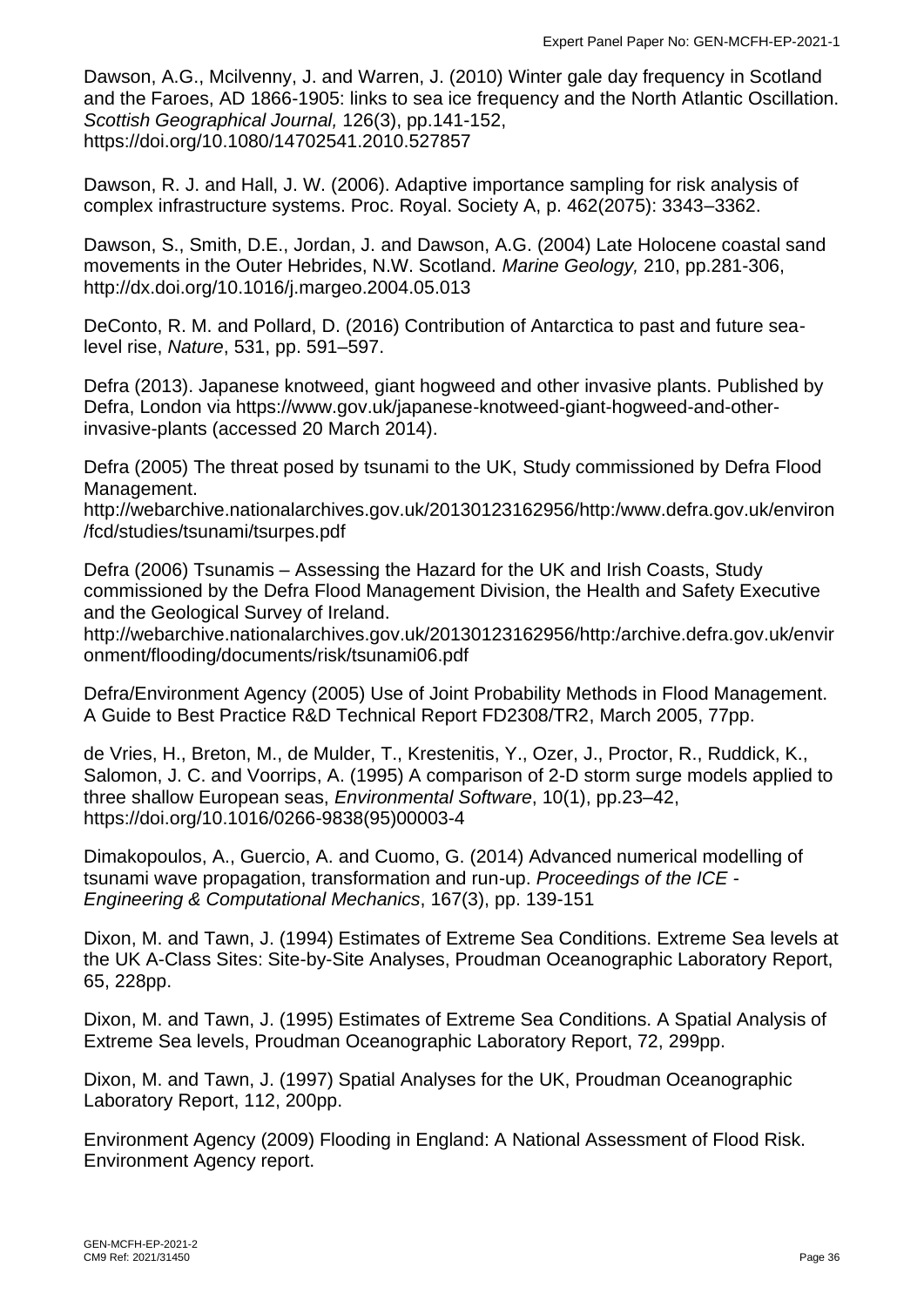Dawson, A.G., Mcilvenny, J. and Warren, J. (2010) Winter gale day frequency in Scotland and the Faroes, AD 1866-1905: links to sea ice frequency and the North Atlantic Oscillation. *Scottish Geographical Journal,* 126(3), pp.141-152, https://doi.org/10.1080/14702541.2010.527857

Dawson, R. J. and Hall, J. W. (2006). Adaptive importance sampling for risk analysis of complex infrastructure systems. Proc. Royal. Society A, p. 462(2075): 3343–3362.

Dawson, S., Smith, D.E., Jordan, J. and Dawson, A.G. (2004) Late Holocene coastal sand movements in the Outer Hebrides, N.W. Scotland. *Marine Geology,* 210, pp.281-306, http://dx.doi.org/10.1016/j.margeo.2004.05.013

DeConto, R. M. and Pollard, D. (2016) Contribution of Antarctica to past and future sea-level rise, *Nature*, 531, pp. 591–597.

Defra (2013). Japanese knotweed, giant hogweed and other invasive plants. Published by Defra, London via https://www.gov.uk/japanese-knotweed-giant-hogweed-and-other-invasive-plants (accessed 20 March 2014).

Defra (2005) The threat posed by tsunami to the UK, Study commissioned by Defra Flood Management.
http://webarchive.nationalarchives.gov.uk/20130123162956/http:/www.defra.gov.uk/environ/fcd/studies/tsunami/tsurpes.pdf

Defra (2006) Tsunamis – Assessing the Hazard for the UK and Irish Coasts, Study commissioned by the Defra Flood Management Division, the Health and Safety Executive and the Geological Survey of Ireland.
http://webarchive.nationalarchives.gov.uk/20130123162956/http:/archive.defra.gov.uk/environment/flooding/documents/risk/tsunami06.pdf

Defra/Environment Agency (2005) Use of Joint Probability Methods in Flood Management. A Guide to Best Practice R&D Technical Report FD2308/TR2, March 2005, 77pp.

de Vries, H., Breton, M., de Mulder, T., Krestenitis, Y., Ozer, J., Proctor, R., Ruddick, K., Salomon, J. C. and Voorrips, A. (1995) A comparison of 2-D storm surge models applied to three shallow European seas, *Environmental Software*, 10(1), pp.23–42, https://doi.org/10.1016/0266-9838(95)00003-4

Dimakopoulos, A., Guercio, A. and Cuomo, G. (2014) Advanced numerical modelling of tsunami wave propagation, transformation and run-up. *Proceedings of the ICE - Engineering & Computational Mechanics*, 167(3), pp. 139-151

Dixon, M. and Tawn, J. (1994) Estimates of Extreme Sea Conditions. Extreme Sea levels at the UK A-Class Sites: Site-by-Site Analyses, Proudman Oceanographic Laboratory Report, 65, 228pp.

Dixon, M. and Tawn, J. (1995) Estimates of Extreme Sea Conditions. A Spatial Analysis of Extreme Sea levels, Proudman Oceanographic Laboratory Report, 72, 299pp.

Dixon, M. and Tawn, J. (1997) Spatial Analyses for the UK, Proudman Oceanographic Laboratory Report, 112, 200pp.

Environment Agency (2009) Flooding in England: A National Assessment of Flood Risk. Environment Agency report.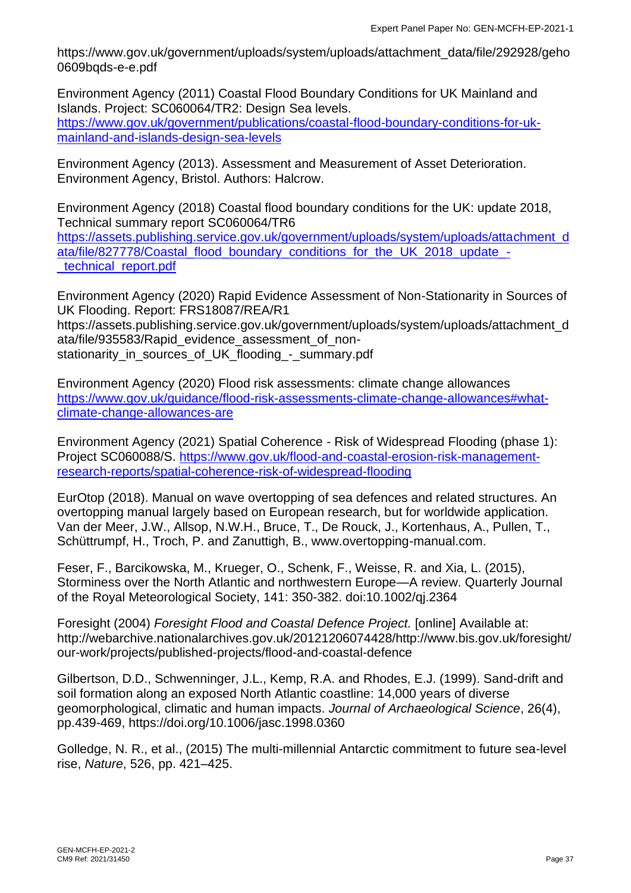https://www.gov.uk/government/uploads/system/uploads/attachment_data/file/292928/geho0609bqds-e-e.pdf

Environment Agency (2011) Coastal Flood Boundary Conditions for UK Mainland and Islands. Project: SC060064/TR2: Design Sea levels. https://www.gov.uk/government/publications/coastal-flood-boundary-conditions-for-uk-mainland-and-islands-design-sea-levels

Environment Agency (2013). Assessment and Measurement of Asset Deterioration. Environment Agency, Bristol. Authors: Halcrow.

Environment Agency (2018) Coastal flood boundary conditions for the UK: update 2018, Technical summary report SC060064/TR6 https://assets.publishing.service.gov.uk/government/uploads/system/uploads/attachment_data/file/827778/Coastal_flood_boundary_conditions_for_the_UK_2018_update_-_technical_report.pdf

Environment Agency (2020) Rapid Evidence Assessment of Non-Stationarity in Sources of UK Flooding. Report: FRS18087/REA/R1 https://assets.publishing.service.gov.uk/government/uploads/system/uploads/attachment_data/file/935583/Rapid_evidence_assessment_of_non-stationarity_in_sources_of_UK_flooding_-_summary.pdf

Environment Agency (2020) Flood risk assessments: climate change allowances https://www.gov.uk/guidance/flood-risk-assessments-climate-change-allowances#what-climate-change-allowances-are

Environment Agency (2021) Spatial Coherence - Risk of Widespread Flooding (phase 1): Project SC060088/S. https://www.gov.uk/flood-and-coastal-erosion-risk-management-research-reports/spatial-coherence-risk-of-widespread-flooding

EurOtop (2018). Manual on wave overtopping of sea defences and related structures. An overtopping manual largely based on European research, but for worldwide application. Van der Meer, J.W., Allsop, N.W.H., Bruce, T., De Rouck, J., Kortenhaus, A., Pullen, T., Schüttrumpf, H., Troch, P. and Zanuttigh, B., www.overtopping-manual.com.

Feser, F., Barcikowska, M., Krueger, O., Schenk, F., Weisse, R. and Xia, L. (2015), Storminess over the North Atlantic and northwestern Europe—A review. Quarterly Journal of the Royal Meteorological Society, 141: 350-382. doi:10.1002/qj.2364

Foresight (2004) *Foresight Flood and Coastal Defence Project.* [online] Available at: http://webarchive.nationalarchives.gov.uk/20121206074428/http://www.bis.gov.uk/foresight/our-work/projects/published-projects/flood-and-coastal-defence

Gilbertson, D.D., Schwenninger, J.L., Kemp, R.A. and Rhodes, E.J. (1999). Sand-drift and soil formation along an exposed North Atlantic coastline: 14,000 years of diverse geomorphological, climatic and human impacts. *Journal of Archaeological Science*, 26(4), pp.439-469, https://doi.org/10.1006/jasc.1998.0360

Golledge, N. R., et al., (2015) The multi-millennial Antarctic commitment to future sea-level rise, *Nature*, 526, pp. 421–425.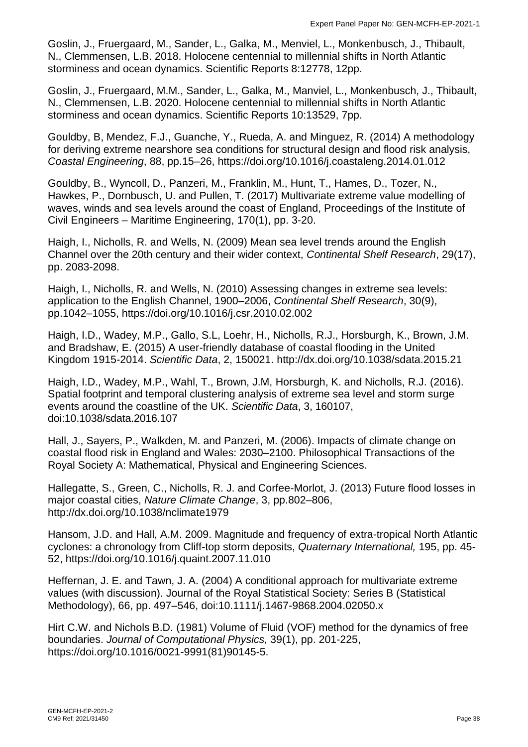Goslin, J., Fruergaard, M., Sander, L., Galka, M., Menviel, L., Monkenbusch, J., Thibault, N., Clemmensen, L.B. 2018. Holocene centennial to millennial shifts in North Atlantic storminess and ocean dynamics. Scientific Reports 8:12778, 12pp.

Goslin, J., Fruergaard, M.M., Sander, L., Galka, M., Manviel, L., Monkenbusch, J., Thibault, N., Clemmensen, L.B. 2020. Holocene centennial to millennial shifts in North Atlantic storminess and ocean dynamics. Scientific Reports 10:13529, 7pp.

Gouldby, B, Mendez, F.J., Guanche, Y., Rueda, A. and Minguez, R. (2014) A methodology for deriving extreme nearshore sea conditions for structural design and flood risk analysis, *Coastal Engineering*, 88, pp.15–26, https://doi.org/10.1016/j.coastaleng.2014.01.012

Gouldby, B., Wyncoll, D., Panzeri, M., Franklin, M., Hunt, T., Hames, D., Tozer, N., Hawkes, P., Dornbusch, U. and Pullen, T. (2017) Multivariate extreme value modelling of waves, winds and sea levels around the coast of England, Proceedings of the Institute of Civil Engineers – Maritime Engineering, 170(1), pp. 3-20.

Haigh, I., Nicholls, R. and Wells, N. (2009) Mean sea level trends around the English Channel over the 20th century and their wider context, *Continental Shelf Research*, 29(17), pp. 2083-2098.

Haigh, I., Nicholls, R. and Wells, N. (2010) Assessing changes in extreme sea levels: application to the English Channel, 1900–2006, *Continental Shelf Research*, 30(9), pp.1042–1055, https://doi.org/10.1016/j.csr.2010.02.002

Haigh, I.D., Wadey, M.P., Gallo, S.L, Loehr, H., Nicholls, R.J., Horsburgh, K., Brown, J.M. and Bradshaw, E. (2015) A user-friendly database of coastal flooding in the United Kingdom 1915-2014. *Scientific Data*, 2, 150021. http://dx.doi.org/10.1038/sdata.2015.21

Haigh, I.D., Wadey, M.P., Wahl, T., Brown, J.M, Horsburgh, K. and Nicholls, R.J. (2016). Spatial footprint and temporal clustering analysis of extreme sea level and storm surge events around the coastline of the UK. *Scientific Data*, 3, 160107, doi:10.1038/sdata.2016.107

Hall, J., Sayers, P., Walkden, M. and Panzeri, M. (2006). Impacts of climate change on coastal flood risk in England and Wales: 2030–2100. Philosophical Transactions of the Royal Society A: Mathematical, Physical and Engineering Sciences.

Hallegatte, S., Green, C., Nicholls, R. J. and Corfee-Morlot, J. (2013) Future flood losses in major coastal cities, *Nature Climate Change*, 3, pp.802–806, http://dx.doi.org/10.1038/nclimate1979

Hansom, J.D. and Hall, A.M. 2009. Magnitude and frequency of extra-tropical North Atlantic cyclones: a chronology from Cliff-top storm deposits, *Quaternary International,* 195, pp. 45-52, https://doi.org/10.1016/j.quaint.2007.11.010

Heffernan, J. E. and Tawn, J. A. (2004) A conditional approach for multivariate extreme values (with discussion). Journal of the Royal Statistical Society: Series B (Statistical Methodology), 66, pp. 497–546, doi:10.1111/j.1467-9868.2004.02050.x

Hirt C.W. and Nichols B.D. (1981) Volume of Fluid (VOF) method for the dynamics of free boundaries. *Journal of Computational Physics,* 39(1), pp. 201-225, https://doi.org/10.1016/0021-9991(81)90145-5.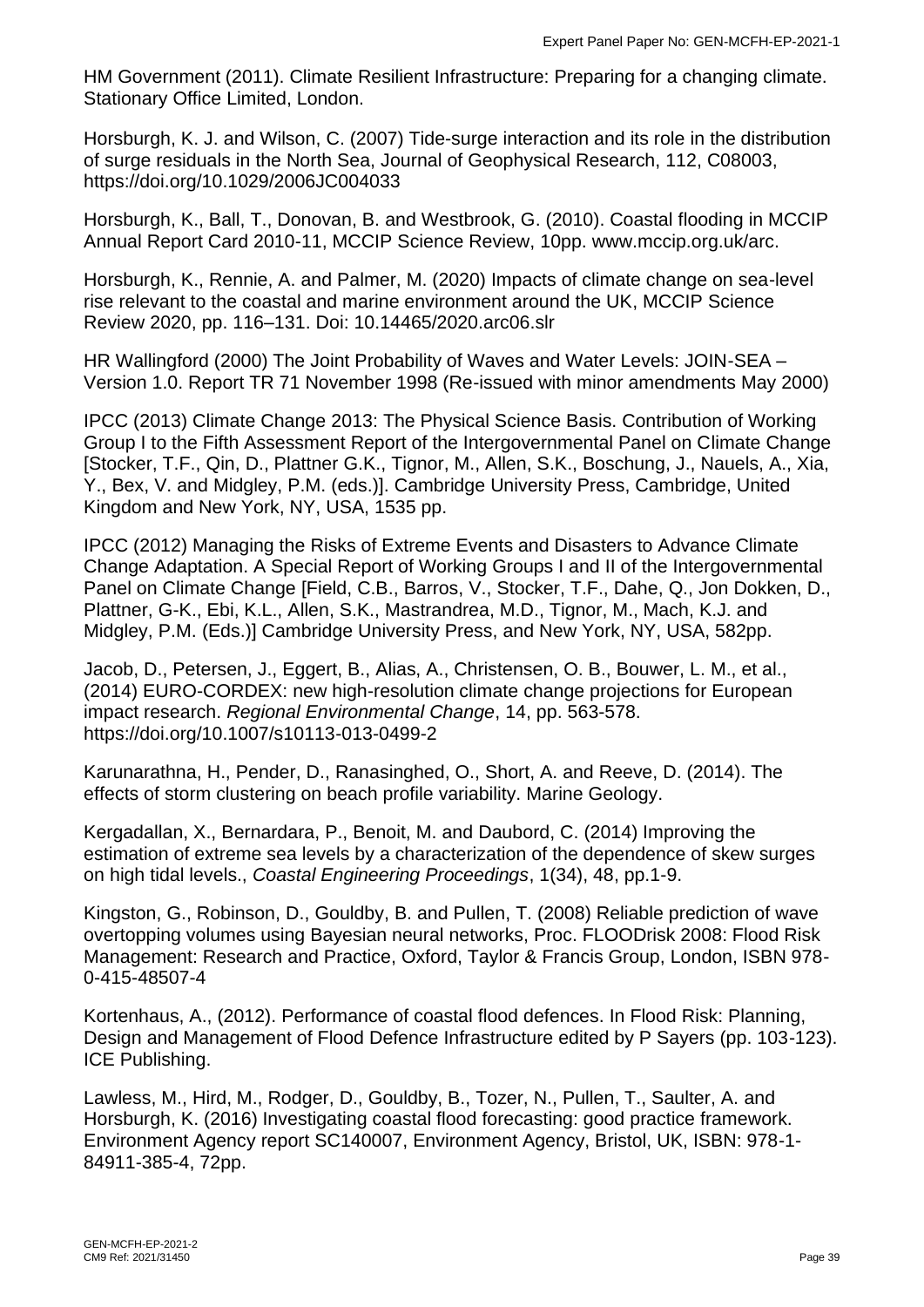HM Government (2011). Climate Resilient Infrastructure: Preparing for a changing climate. Stationary Office Limited, London.

Horsburgh, K. J. and Wilson, C. (2007) Tide-surge interaction and its role in the distribution of surge residuals in the North Sea, Journal of Geophysical Research, 112, C08003, https://doi.org/10.1029/2006JC004033

Horsburgh, K., Ball, T., Donovan, B. and Westbrook, G. (2010). Coastal flooding in MCCIP Annual Report Card 2010-11, MCCIP Science Review, 10pp. www.mccip.org.uk/arc.

Horsburgh, K., Rennie, A. and Palmer, M. (2020) Impacts of climate change on sea-level rise relevant to the coastal and marine environment around the UK, MCCIP Science Review 2020, pp. 116–131. Doi: 10.14465/2020.arc06.slr

HR Wallingford (2000) The Joint Probability of Waves and Water Levels: JOIN-SEA – Version 1.0. Report TR 71 November 1998 (Re-issued with minor amendments May 2000)

IPCC (2013) Climate Change 2013: The Physical Science Basis. Contribution of Working Group I to the Fifth Assessment Report of the Intergovernmental Panel on Climate Change [Stocker, T.F., Qin, D., Plattner G.K., Tignor, M., Allen, S.K., Boschung, J., Nauels, A., Xia, Y., Bex, V. and Midgley, P.M. (eds.)]. Cambridge University Press, Cambridge, United Kingdom and New York, NY, USA, 1535 pp.

IPCC (2012) Managing the Risks of Extreme Events and Disasters to Advance Climate Change Adaptation. A Special Report of Working Groups I and II of the Intergovernmental Panel on Climate Change [Field, C.B., Barros, V., Stocker, T.F., Dahe, Q., Jon Dokken, D., Plattner, G-K., Ebi, K.L., Allen, S.K., Mastrandrea, M.D., Tignor, M., Mach, K.J. and Midgley, P.M. (Eds.)] Cambridge University Press, and New York, NY, USA, 582pp.

Jacob, D., Petersen, J., Eggert, B., Alias, A., Christensen, O. B., Bouwer, L. M., et al., (2014) EURO-CORDEX: new high-resolution climate change projections for European impact research. *Regional Environmental Change*, 14, pp. 563-578. https://doi.org/10.1007/s10113-013-0499-2

Karunarathna, H., Pender, D., Ranasinghed, O., Short, A. and Reeve, D. (2014). The effects of storm clustering on beach profile variability. Marine Geology.

Kergadallan, X., Bernardara, P., Benoit, M. and Daubord, C. (2014) Improving the estimation of extreme sea levels by a characterization of the dependence of skew surges on high tidal levels., *Coastal Engineering Proceedings*, 1(34), 48, pp.1-9.

Kingston, G., Robinson, D., Gouldby, B. and Pullen, T. (2008) Reliable prediction of wave overtopping volumes using Bayesian neural networks, Proc. FLOODrisk 2008: Flood Risk Management: Research and Practice, Oxford, Taylor & Francis Group, London, ISBN 978-0-415-48507-4

Kortenhaus, A., (2012). Performance of coastal flood defences. In Flood Risk: Planning, Design and Management of Flood Defence Infrastructure edited by P Sayers (pp. 103-123). ICE Publishing.

Lawless, M., Hird, M., Rodger, D., Gouldby, B., Tozer, N., Pullen, T., Saulter, A. and Horsburgh, K. (2016) Investigating coastal flood forecasting: good practice framework. Environment Agency report SC140007, Environment Agency, Bristol, UK, ISBN: 978-1-84911-385-4, 72pp.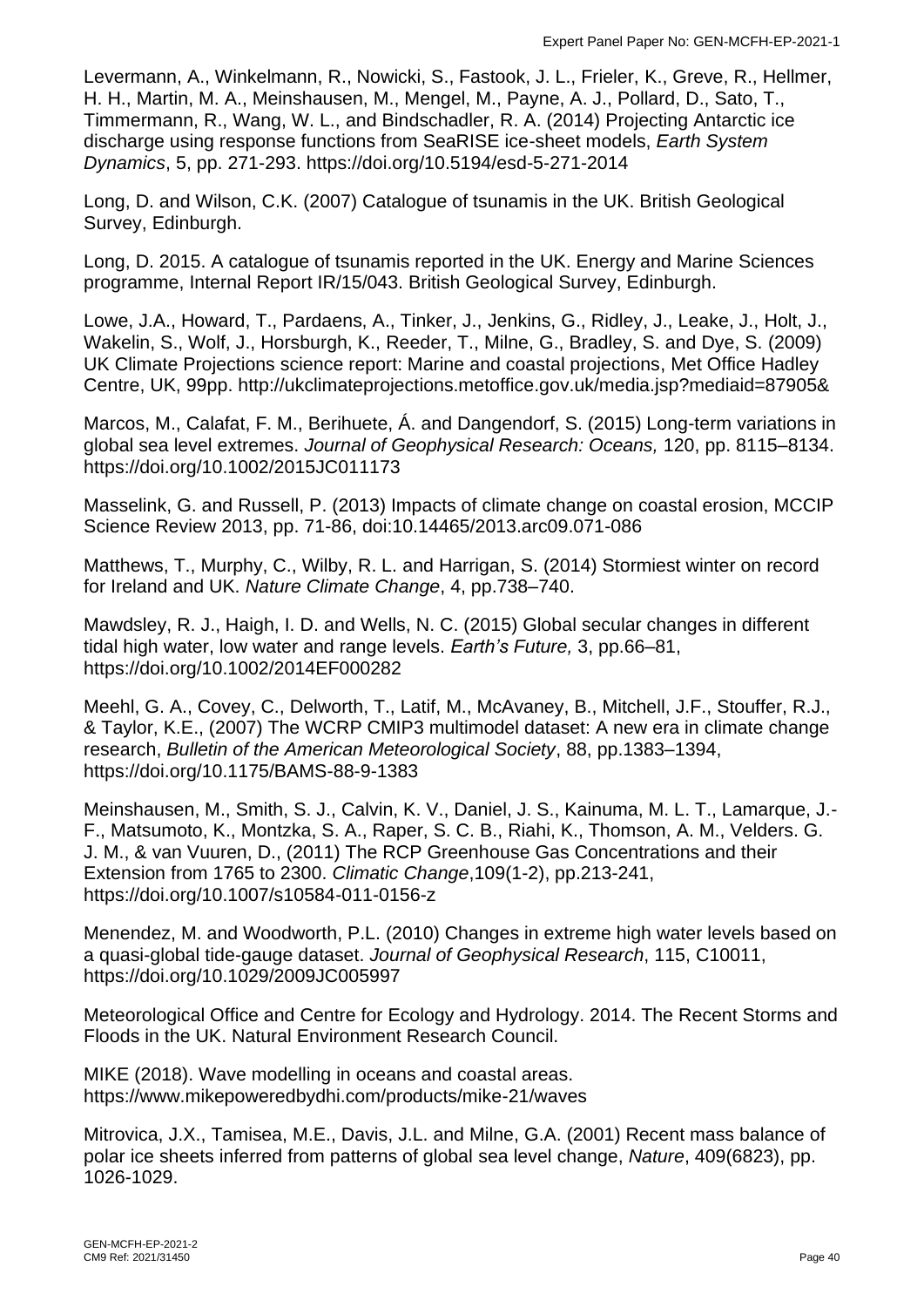Levermann, A., Winkelmann, R., Nowicki, S., Fastook, J. L., Frieler, K., Greve, R., Hellmer, H. H., Martin, M. A., Meinshausen, M., Mengel, M., Payne, A. J., Pollard, D., Sato, T., Timmermann, R., Wang, W. L., and Bindschadler, R. A. (2014) Projecting Antarctic ice discharge using response functions from SeaRISE ice-sheet models, *Earth System Dynamics*, 5, pp. 271-293. https://doi.org/10.5194/esd-5-271-2014

Long, D. and Wilson, C.K. (2007) Catalogue of tsunamis in the UK. British Geological Survey, Edinburgh.

Long, D. 2015. A catalogue of tsunamis reported in the UK. Energy and Marine Sciences programme, Internal Report IR/15/043. British Geological Survey, Edinburgh.

Lowe, J.A., Howard, T., Pardaens, A., Tinker, J., Jenkins, G., Ridley, J., Leake, J., Holt, J., Wakelin, S., Wolf, J., Horsburgh, K., Reeder, T., Milne, G., Bradley, S. and Dye, S. (2009) UK Climate Projections science report: Marine and coastal projections, Met Office Hadley Centre, UK, 99pp. http://ukclimateprojections.metoffice.gov.uk/media.jsp?mediaid=87905&

Marcos, M., Calafat, F. M., Berihuete, Á. and Dangendorf, S. (2015) Long-term variations in global sea level extremes. *Journal of Geophysical Research: Oceans,* 120, pp. 8115–8134. https://doi.org/10.1002/2015JC011173

Masselink, G. and Russell, P. (2013) Impacts of climate change on coastal erosion, MCCIP Science Review 2013, pp. 71-86, doi:10.14465/2013.arc09.071-086

Matthews, T., Murphy, C., Wilby, R. L. and Harrigan, S. (2014) Stormiest winter on record for Ireland and UK. *Nature Climate Change*, 4, pp.738–740.

Mawdsley, R. J., Haigh, I. D. and Wells, N. C. (2015) Global secular changes in different tidal high water, low water and range levels. *Earth's Future,* 3, pp.66–81, https://doi.org/10.1002/2014EF000282

Meehl, G. A., Covey, C., Delworth, T., Latif, M., McAvaney, B., Mitchell, J.F., Stouffer, R.J., & Taylor, K.E., (2007) The WCRP CMIP3 multimodel dataset: A new era in climate change research, *Bulletin of the American Meteorological Society*, 88, pp.1383–1394, https://doi.org/10.1175/BAMS-88-9-1383

Meinshausen, M., Smith, S. J., Calvin, K. V., Daniel, J. S., Kainuma, M. L. T., Lamarque, J.-F., Matsumoto, K., Montzka, S. A., Raper, S. C. B., Riahi, K., Thomson, A. M., Velders. G. J. M., & van Vuuren, D., (2011) The RCP Greenhouse Gas Concentrations and their Extension from 1765 to 2300. *Climatic Change*,109(1-2), pp.213-241, https://doi.org/10.1007/s10584-011-0156-z

Menendez, M. and Woodworth, P.L. (2010) Changes in extreme high water levels based on a quasi-global tide-gauge dataset. *Journal of Geophysical Research*, 115, C10011, https://doi.org/10.1029/2009JC005997

Meteorological Office and Centre for Ecology and Hydrology. 2014. The Recent Storms and Floods in the UK. Natural Environment Research Council.

MIKE (2018). Wave modelling in oceans and coastal areas. https://www.mikepoweredbydhi.com/products/mike-21/waves

Mitrovica, J.X., Tamisea, M.E., Davis, J.L. and Milne, G.A. (2001) Recent mass balance of polar ice sheets inferred from patterns of global sea level change, *Nature*, 409(6823), pp. 1026-1029.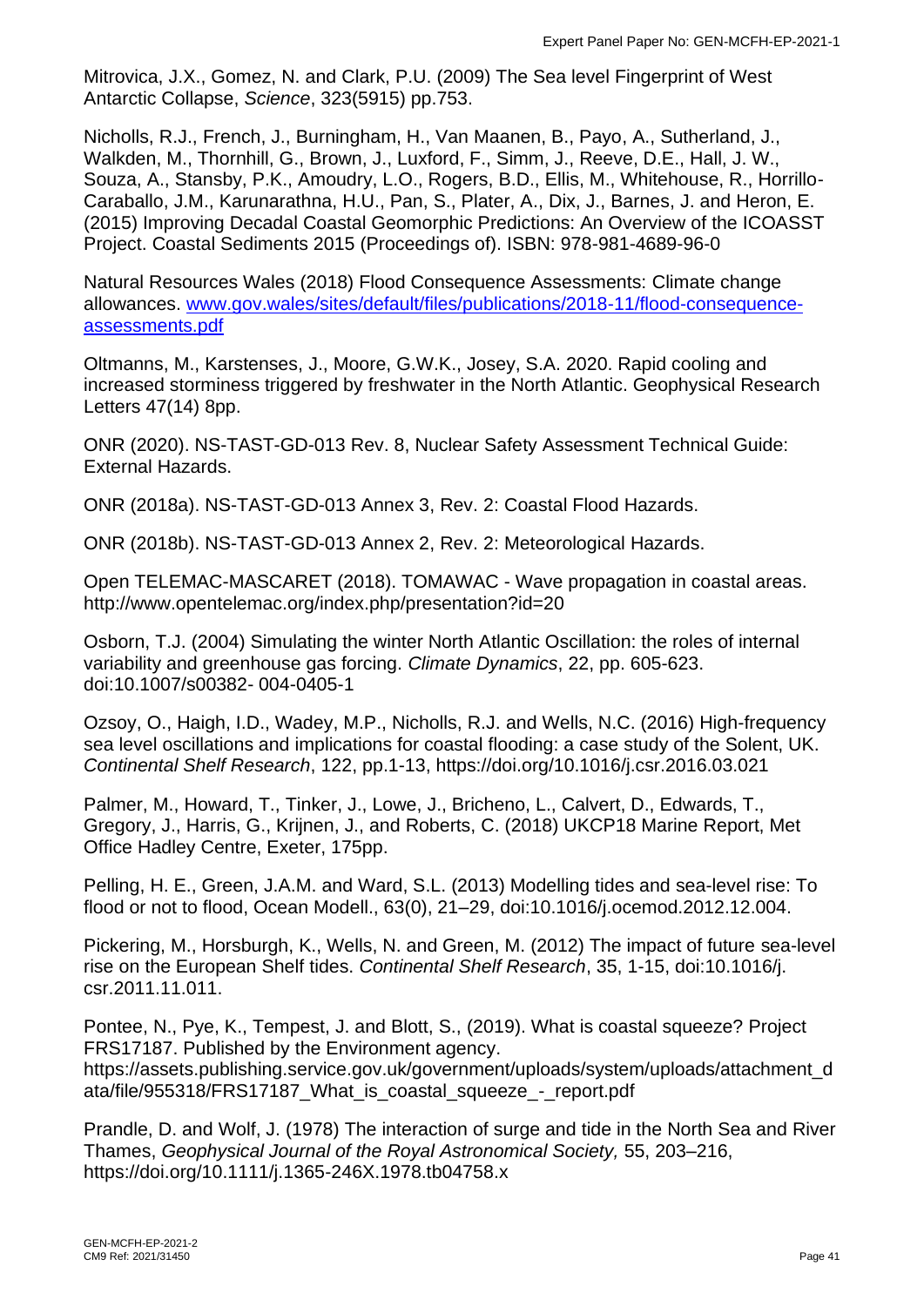Mitrovica, J.X., Gomez, N. and Clark, P.U. (2009) The Sea level Fingerprint of West Antarctic Collapse, *Science*, 323(5915) pp.753.

Nicholls, R.J., French, J., Burningham, H., Van Maanen, B., Payo, A., Sutherland, J., Walkden, M., Thornhill, G., Brown, J., Luxford, F., Simm, J., Reeve, D.E., Hall, J. W., Souza, A., Stansby, P.K., Amoudry, L.O., Rogers, B.D., Ellis, M., Whitehouse, R., Horrillo-Caraballo, J.M., Karunarathna, H.U., Pan, S., Plater, A., Dix, J., Barnes, J. and Heron, E. (2015) Improving Decadal Coastal Geomorphic Predictions: An Overview of the ICOASST Project. Coastal Sediments 2015 (Proceedings of). ISBN: 978-981-4689-96-0

Natural Resources Wales (2018) Flood Consequence Assessments: Climate change allowances. [www.gov.wales/sites/default/files/publications/2018-11/flood-consequence-assessments.pdf](www.gov.wales/sites/default/files/publications/2018-11/flood-consequence-assessments.pdf)

Oltmanns, M., Karstenses, J., Moore, G.W.K., Josey, S.A. 2020. Rapid cooling and increased storminess triggered by freshwater in the North Atlantic. Geophysical Research Letters 47(14) 8pp.

ONR (2020). NS-TAST-GD-013 Rev. 8, Nuclear Safety Assessment Technical Guide: External Hazards.

ONR (2018a). NS-TAST-GD-013 Annex 3, Rev. 2: Coastal Flood Hazards.

ONR (2018b). NS-TAST-GD-013 Annex 2, Rev. 2: Meteorological Hazards.

Open TELEMAC-MASCARET (2018). TOMAWAC - Wave propagation in coastal areas. http://www.opentelemac.org/index.php/presentation?id=20

Osborn, T.J. (2004) Simulating the winter North Atlantic Oscillation: the roles of internal variability and greenhouse gas forcing. *Climate Dynamics*, 22, pp. 605-623. doi:10.1007/s00382- 004-0405-1

Ozsoy, O., Haigh, I.D., Wadey, M.P., Nicholls, R.J. and Wells, N.C. (2016) High-frequency sea level oscillations and implications for coastal flooding: a case study of the Solent, UK. *Continental Shelf Research*, 122, pp.1-13, https://doi.org/10.1016/j.csr.2016.03.021

Palmer, M., Howard, T., Tinker, J., Lowe, J., Bricheno, L., Calvert, D., Edwards, T., Gregory, J., Harris, G., Krijnen, J., and Roberts, C. (2018) UKCP18 Marine Report, Met Office Hadley Centre, Exeter, 175pp.

Pelling, H. E., Green, J.A.M. and Ward, S.L. (2013) Modelling tides and sea-level rise: To flood or not to flood, Ocean Modell., 63(0), 21–29, doi:10.1016/j.ocemod.2012.12.004.

Pickering, M., Horsburgh, K., Wells, N. and Green, M. (2012) The impact of future sea-level rise on the European Shelf tides. *Continental Shelf Research*, 35, 1-15, doi:10.1016/j. csr.2011.11.011.

Pontee, N., Pye, K., Tempest, J. and Blott, S., (2019). What is coastal squeeze? Project FRS17187. Published by the Environment agency. https://assets.publishing.service.gov.uk/government/uploads/system/uploads/attachment_data/file/955318/FRS17187_What_is_coastal_squeeze_-_report.pdf

Prandle, D. and Wolf, J. (1978) The interaction of surge and tide in the North Sea and River Thames, *Geophysical Journal of the Royal Astronomical Society,* 55, 203–216, https://doi.org/10.1111/j.1365-246X.1978.tb04758.x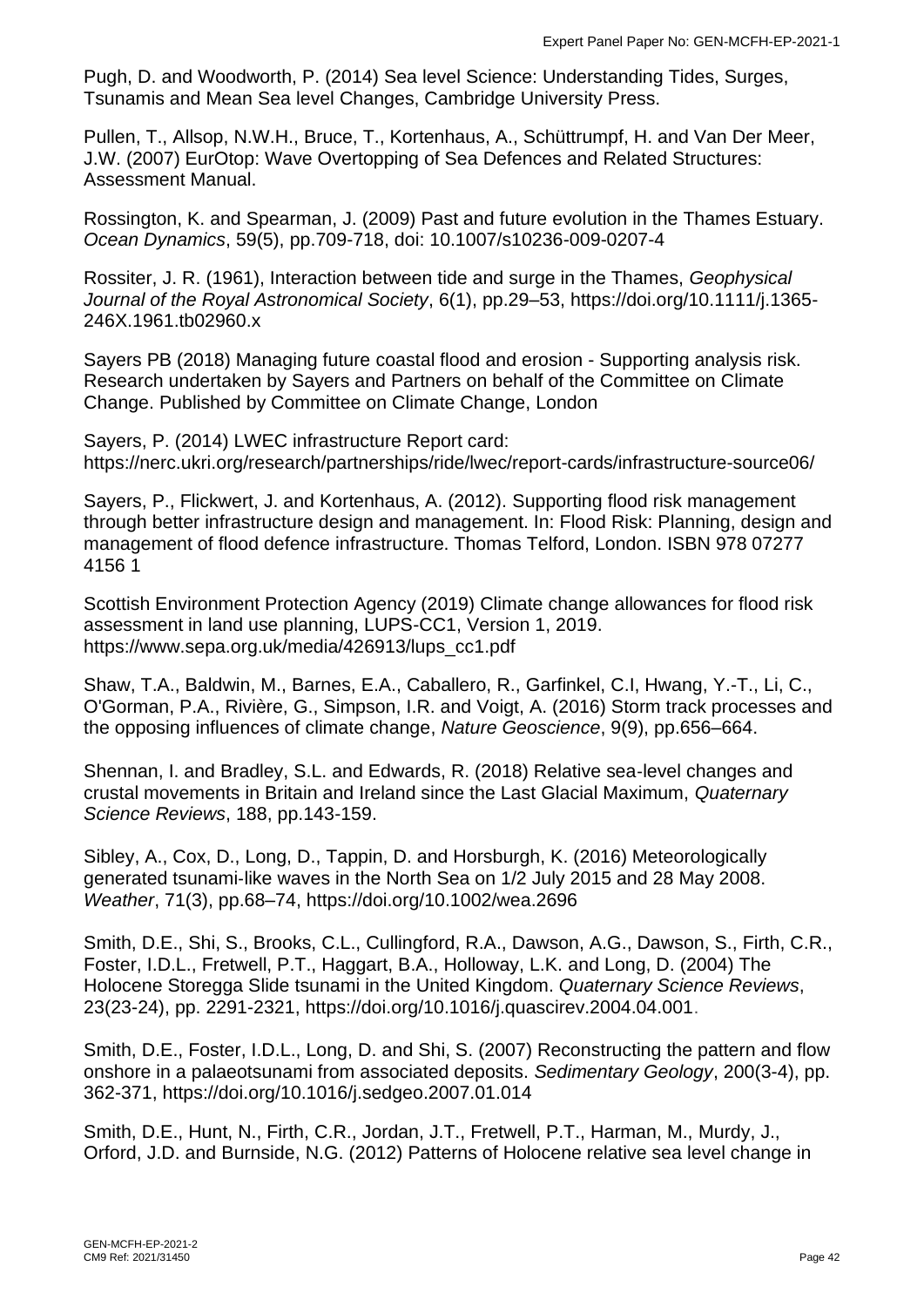Pugh, D. and Woodworth, P. (2014) Sea level Science: Understanding Tides, Surges, Tsunamis and Mean Sea level Changes, Cambridge University Press.

Pullen, T., Allsop, N.W.H., Bruce, T., Kortenhaus, A., Schüttrumpf, H. and Van Der Meer, J.W. (2007) EurOtop: Wave Overtopping of Sea Defences and Related Structures: Assessment Manual.

Rossington, K. and Spearman, J. (2009) Past and future evolution in the Thames Estuary. *Ocean Dynamics*, 59(5), pp.709-718, doi: 10.1007/s10236-009-0207-4

Rossiter, J. R. (1961), Interaction between tide and surge in the Thames, *Geophysical Journal of the Royal Astronomical Society*, 6(1), pp.29–53, https://doi.org/10.1111/j.1365-246X.1961.tb02960.x

Sayers PB (2018) Managing future coastal flood and erosion - Supporting analysis risk. Research undertaken by Sayers and Partners on behalf of the Committee on Climate Change. Published by Committee on Climate Change, London

Sayers, P. (2014) LWEC infrastructure Report card: https://nerc.ukri.org/research/partnerships/ride/lwec/report-cards/infrastructure-source06/

Sayers, P., Flickwert, J. and Kortenhaus, A. (2012). Supporting flood risk management through better infrastructure design and management. In: Flood Risk: Planning, design and management of flood defence infrastructure. Thomas Telford, London. ISBN 978 07277 4156 1

Scottish Environment Protection Agency (2019) Climate change allowances for flood risk assessment in land use planning, LUPS-CC1, Version 1, 2019. https://www.sepa.org.uk/media/426913/lups_cc1.pdf

Shaw, T.A., Baldwin, M., Barnes, E.A., Caballero, R., Garfinkel, C.I, Hwang, Y.-T., Li, C., O'Gorman, P.A., Rivière, G., Simpson, I.R. and Voigt, A. (2016) Storm track processes and the opposing influences of climate change, *Nature Geoscience*, 9(9), pp.656–664.

Shennan, I. and Bradley, S.L. and Edwards, R. (2018) Relative sea-level changes and crustal movements in Britain and Ireland since the Last Glacial Maximum, *Quaternary Science Reviews*, 188, pp.143-159.

Sibley, A., Cox, D., Long, D., Tappin, D. and Horsburgh, K. (2016) Meteorologically generated tsunami-like waves in the North Sea on 1/2 July 2015 and 28 May 2008. *Weather*, 71(3), pp.68–74, https://doi.org/10.1002/wea.2696

Smith, D.E., Shi, S., Brooks, C.L., Cullingford, R.A., Dawson, A.G., Dawson, S., Firth, C.R., Foster, I.D.L., Fretwell, P.T., Haggart, B.A., Holloway, L.K. and Long, D. (2004) The Holocene Storegga Slide tsunami in the United Kingdom. *Quaternary Science Reviews*, 23(23-24), pp. 2291-2321, https://doi.org/10.1016/j.quascirev.2004.04.001.

Smith, D.E., Foster, I.D.L., Long, D. and Shi, S. (2007) Reconstructing the pattern and flow onshore in a palaeotsunami from associated deposits. *Sedimentary Geology*, 200(3-4), pp. 362-371, https://doi.org/10.1016/j.sedgeo.2007.01.014

Smith, D.E., Hunt, N., Firth, C.R., Jordan, J.T., Fretwell, P.T., Harman, M., Murdy, J., Orford, J.D. and Burnside, N.G. (2012) Patterns of Holocene relative sea level change in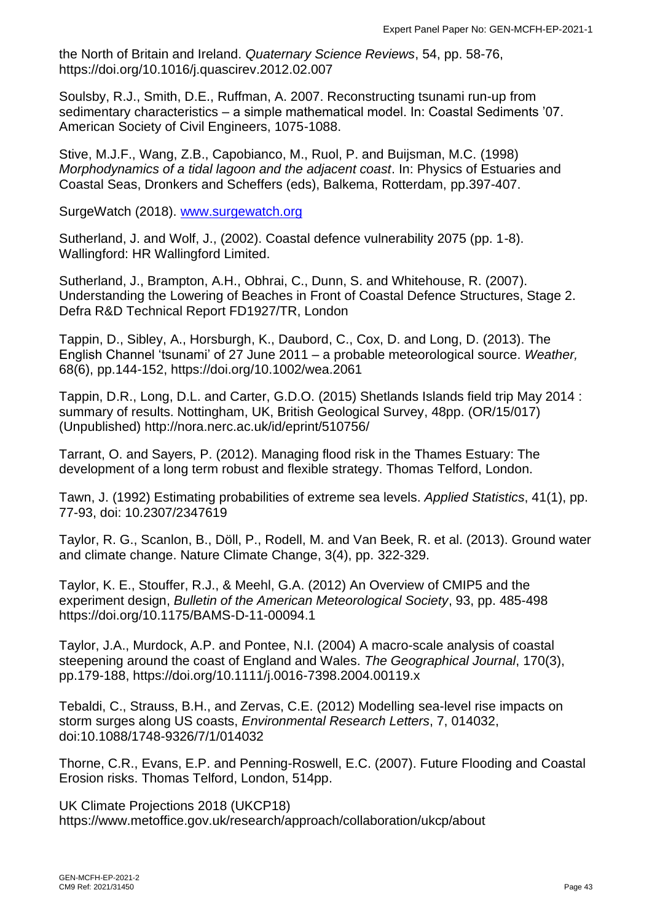the North of Britain and Ireland. *Quaternary Science Reviews*, 54, pp. 58-76, https://doi.org/10.1016/j.quascirev.2012.02.007

Soulsby, R.J., Smith, D.E., Ruffman, A. 2007. Reconstructing tsunami run-up from sedimentary characteristics – a simple mathematical model. In: Coastal Sediments '07. American Society of Civil Engineers, 1075-1088.

Stive, M.J.F., Wang, Z.B., Capobianco, M., Ruol, P. and Buijsman, M.C. (1998) *Morphodynamics of a tidal lagoon and the adjacent coast*. In: Physics of Estuaries and Coastal Seas, Dronkers and Scheffers (eds), Balkema, Rotterdam, pp.397-407.

SurgeWatch (2018). [www.surgewatch.org](www.surgewatch.org)

Sutherland, J. and Wolf, J., (2002). Coastal defence vulnerability 2075 (pp. 1-8). Wallingford: HR Wallingford Limited.

Sutherland, J., Brampton, A.H., Obhrai, C., Dunn, S. and Whitehouse, R. (2007). Understanding the Lowering of Beaches in Front of Coastal Defence Structures, Stage 2. Defra R&D Technical Report FD1927/TR, London

Tappin, D., Sibley, A., Horsburgh, K., Daubord, C., Cox, D. and Long, D. (2013). The English Channel 'tsunami' of 27 June 2011 – a probable meteorological source. *Weather,* 68(6), pp.144-152, https://doi.org/10.1002/wea.2061

Tappin, D.R., Long, D.L. and Carter, G.D.O. (2015) Shetlands Islands field trip May 2014 : summary of results. Nottingham, UK, British Geological Survey, 48pp. (OR/15/017) (Unpublished) http://nora.nerc.ac.uk/id/eprint/510756/

Tarrant, O. and Sayers, P. (2012). Managing flood risk in the Thames Estuary: The development of a long term robust and flexible strategy. Thomas Telford, London.

Tawn, J. (1992) Estimating probabilities of extreme sea levels. *Applied Statistics*, 41(1), pp. 77-93, doi: 10.2307/2347619

Taylor, R. G., Scanlon, B., Döll, P., Rodell, M. and Van Beek, R. et al. (2013). Ground water and climate change. Nature Climate Change, 3(4), pp. 322-329.

Taylor, K. E., Stouffer, R.J., & Meehl, G.A. (2012) An Overview of CMIP5 and the experiment design, *Bulletin of the American Meteorological Society*, 93, pp. 485-498 https://doi.org/10.1175/BAMS-D-11-00094.1

Taylor, J.A., Murdock, A.P. and Pontee, N.I. (2004) A macro-scale analysis of coastal steepening around the coast of England and Wales. *The Geographical Journal*, 170(3), pp.179-188, https://doi.org/10.1111/j.0016-7398.2004.00119.x

Tebaldi, C., Strauss, B.H., and Zervas, C.E. (2012) Modelling sea-level rise impacts on storm surges along US coasts, *Environmental Research Letters*, 7, 014032, doi:10.1088/1748-9326/7/1/014032

Thorne, C.R., Evans, E.P. and Penning-Roswell, E.C. (2007). Future Flooding and Coastal Erosion risks. Thomas Telford, London, 514pp.

UK Climate Projections 2018 (UKCP18) https://www.metoffice.gov.uk/research/approach/collaboration/ukcp/about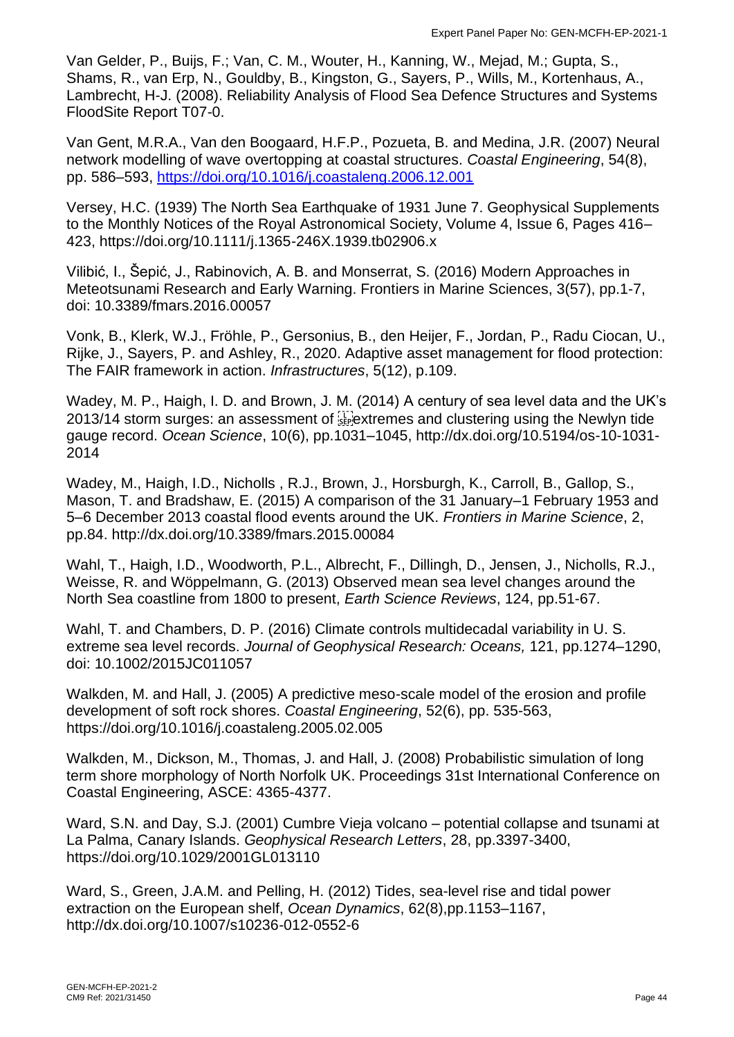Van Gelder, P., Buijs, F.; Van, C. M., Wouter, H., Kanning, W., Mejad, M.; Gupta, S., Shams, R., van Erp, N., Gouldby, B., Kingston, G., Sayers, P., Wills, M., Kortenhaus, A., Lambrecht, H-J. (2008). Reliability Analysis of Flood Sea Defence Structures and Systems FloodSite Report T07-0.

Van Gent, M.R.A., Van den Boogaard, H.F.P., Pozueta, B. and Medina, J.R. (2007) Neural network modelling of wave overtopping at coastal structures. *Coastal Engineering*, 54(8), pp. 586–593, https://doi.org/10.1016/j.coastaleng.2006.12.001

Versey, H.C. (1939) The North Sea Earthquake of 1931 June 7. Geophysical Supplements to the Monthly Notices of the Royal Astronomical Society, Volume 4, Issue 6, Pages 416–423, https://doi.org/10.1111/j.1365-246X.1939.tb02906.x

Vilibić, I., Šepić, J., Rabinovich, A. B. and Monserrat, S. (2016) Modern Approaches in Meteotsunami Research and Early Warning. Frontiers in Marine Sciences, 3(57), pp.1-7, doi: 10.3389/fmars.2016.00057

Vonk, B., Klerk, W.J., Fröhle, P., Gersonius, B., den Heijer, F., Jordan, P., Radu Ciocan, U., Rijke, J., Sayers, P. and Ashley, R., 2020. Adaptive asset management for flood protection: The FAIR framework in action. *Infrastructures*, 5(12), p.109.

Wadey, M. P., Haigh, I. D. and Brown, J. M. (2014) A century of sea level data and the UK's 2013/14 storm surges: an assessment of extremes and clustering using the Newlyn tide gauge record. *Ocean Science*, 10(6), pp.1031–1045, http://dx.doi.org/10.5194/os-10-1031-2014

Wadey, M., Haigh, I.D., Nicholls , R.J., Brown, J., Horsburgh, K., Carroll, B., Gallop, S., Mason, T. and Bradshaw, E. (2015) A comparison of the 31 January–1 February 1953 and 5–6 December 2013 coastal flood events around the UK. *Frontiers in Marine Science*, 2, pp.84. http://dx.doi.org/10.3389/fmars.2015.00084

Wahl, T., Haigh, I.D., Woodworth, P.L., Albrecht, F., Dillingh, D., Jensen, J., Nicholls, R.J., Weisse, R. and Wöppelmann, G. (2013) Observed mean sea level changes around the North Sea coastline from 1800 to present, *Earth Science Reviews*, 124, pp.51-67.

Wahl, T. and Chambers, D. P. (2016) Climate controls multidecadal variability in U. S. extreme sea level records. *Journal of Geophysical Research: Oceans,* 121, pp.1274–1290, doi: 10.1002/2015JC011057

Walkden, M. and Hall, J. (2005) A predictive meso-scale model of the erosion and profile development of soft rock shores. *Coastal Engineering*, 52(6), pp. 535-563, https://doi.org/10.1016/j.coastaleng.2005.02.005

Walkden, M., Dickson, M., Thomas, J. and Hall, J. (2008) Probabilistic simulation of long term shore morphology of North Norfolk UK. Proceedings 31st International Conference on Coastal Engineering, ASCE: 4365-4377.

Ward, S.N. and Day, S.J. (2001) Cumbre Vieja volcano – potential collapse and tsunami at La Palma, Canary Islands. *Geophysical Research Letters*, 28, pp.3397-3400, https://doi.org/10.1029/2001GL013110

Ward, S., Green, J.A.M. and Pelling, H. (2012) Tides, sea-level rise and tidal power extraction on the European shelf, *Ocean Dynamics*, 62(8),pp.1153–1167, http://dx.doi.org/10.1007/s10236-012-0552-6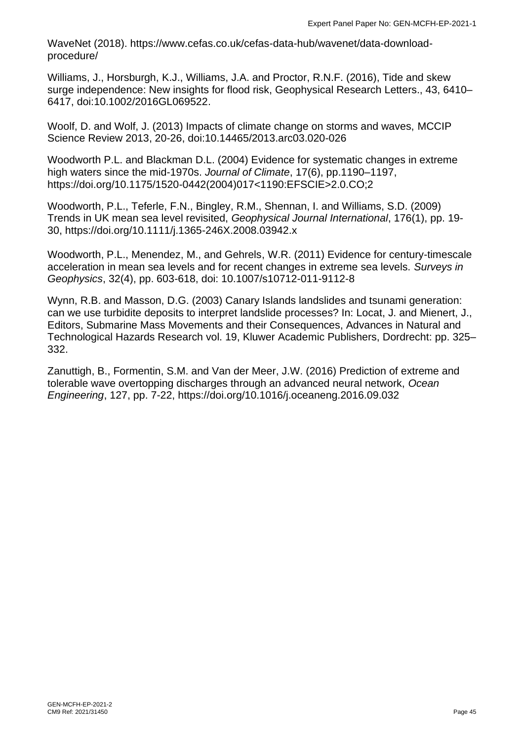WaveNet (2018). https://www.cefas.co.uk/cefas-data-hub/wavenet/data-download-procedure/

Williams, J., Horsburgh, K.J., Williams, J.A. and Proctor, R.N.F. (2016), Tide and skew surge independence: New insights for flood risk, Geophysical Research Letters., 43, 6410–6417, doi:10.1002/2016GL069522.

Woolf, D. and Wolf, J. (2013) Impacts of climate change on storms and waves, MCCIP Science Review 2013, 20-26, doi:10.14465/2013.arc03.020-026

Woodworth P.L. and Blackman D.L. (2004) Evidence for systematic changes in extreme high waters since the mid-1970s. *Journal of Climate*, 17(6), pp.1190–1197, https://doi.org/10.1175/1520-0442(2004)017<1190:EFSCIE>2.0.CO;2

Woodworth, P.L., Teferle, F.N., Bingley, R.M., Shennan, I. and Williams, S.D. (2009) Trends in UK mean sea level revisited, *Geophysical Journal International*, 176(1), pp. 19-30, https://doi.org/10.1111/j.1365-246X.2008.03942.x

Woodworth, P.L., Menendez, M., and Gehrels, W.R. (2011) Evidence for century-timescale acceleration in mean sea levels and for recent changes in extreme sea levels. *Surveys in Geophysics*, 32(4), pp. 603-618, doi: 10.1007/s10712-011-9112-8

Wynn, R.B. and Masson, D.G. (2003) Canary Islands landslides and tsunami generation: can we use turbidite deposits to interpret landslide processes? In: Locat, J. and Mienert, J., Editors, Submarine Mass Movements and their Consequences, Advances in Natural and Technological Hazards Research vol. 19, Kluwer Academic Publishers, Dordrecht: pp. 325–332.

Zanuttigh, B., Formentin, S.M. and Van der Meer, J.W. (2016) Prediction of extreme and tolerable wave overtopping discharges through an advanced neural network, *Ocean Engineering*, 127, pp. 7-22, https://doi.org/10.1016/j.oceaneng.2016.09.032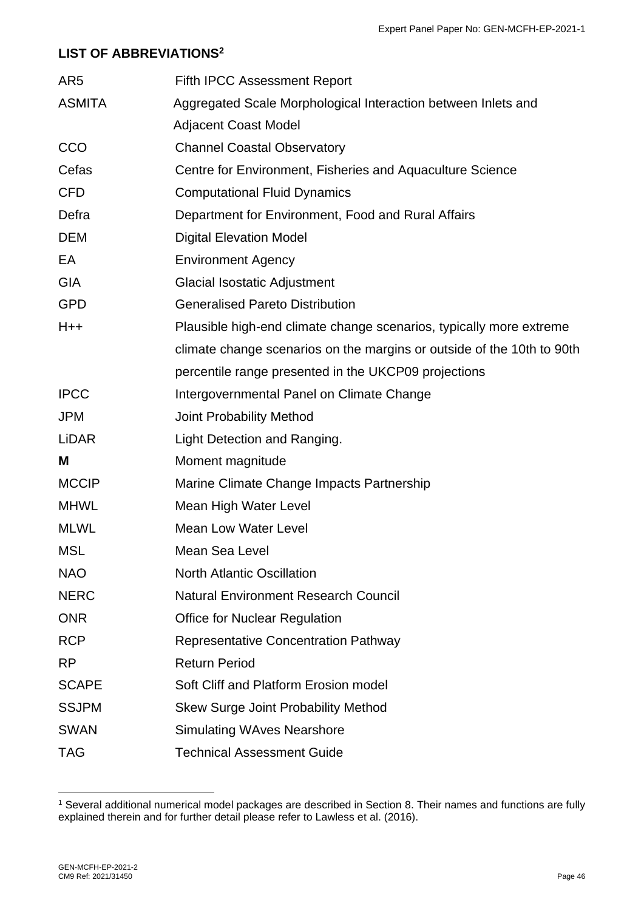## LIST OF ABBREVIATIONS[2]

| | |
|---|---|
| AR5 | Fifth IPCC Assessment Report |
| ASMITA | Aggregated Scale Morphological Interaction between Inlets and Adjacent Coast Model |
| CCO | Channel Coastal Observatory |
| Cefas | Centre for Environment, Fisheries and Aquaculture Science |
| CFD | Computational Fluid Dynamics |
| Defra | Department for Environment, Food and Rural Affairs |
| DEM | Digital Elevation Model |
| EA | Environment Agency |
| GIA | Glacial Isostatic Adjustment |
| GPD | Generalised Pareto Distribution |
| H++ | Plausible high-end climate change scenarios, typically more extreme climate change scenarios on the margins or outside of the 10th to 90th percentile range presented in the UKCP09 projections |
| IPCC | Intergovernmental Panel on Climate Change |
| JPM | Joint Probability Method |
| LiDAR | Light Detection and Ranging. |
| **M** | Moment magnitude |
| MCCIP | Marine Climate Change Impacts Partnership |
| MHWL | Mean High Water Level |
| MLWL | Mean Low Water Level |
| MSL | Mean Sea Level |
| NAO | North Atlantic Oscillation |
| NERC | Natural Environment Research Council |
| ONR | Office for Nuclear Regulation |
| RCP | Representative Concentration Pathway |
| RP | Return Period |
| SCAPE | Soft Cliff and Platform Erosion model |
| SSJPM | Skew Surge Joint Probability Method |
| SWAN | Simulating WAves Nearshore |
| TAG | Technical Assessment Guide |

[1] Several additional numerical model packages are described in Section 8. Their names and functions are fully explained therein and for further detail please refer to Lawless et al. (2016).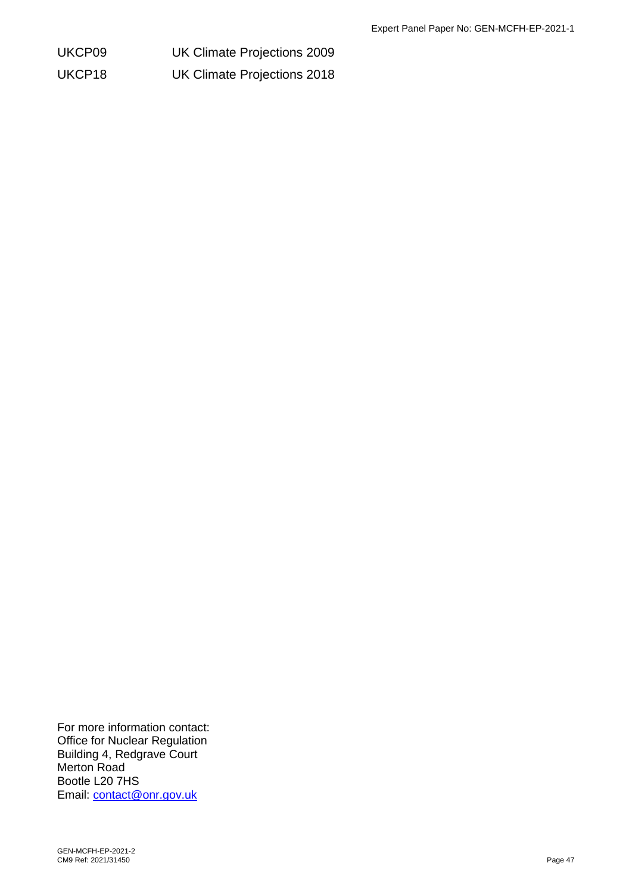| | |
|---|---|
| UKCP09 | UK Climate Projections 2009 |
| UKCP18 | UK Climate Projections 2018 |

For more information contact:
Office for Nuclear Regulation
Building 4, Redgrave Court
Merton Road
Bootle L20 7HS
Email: contact@onr.gov.uk